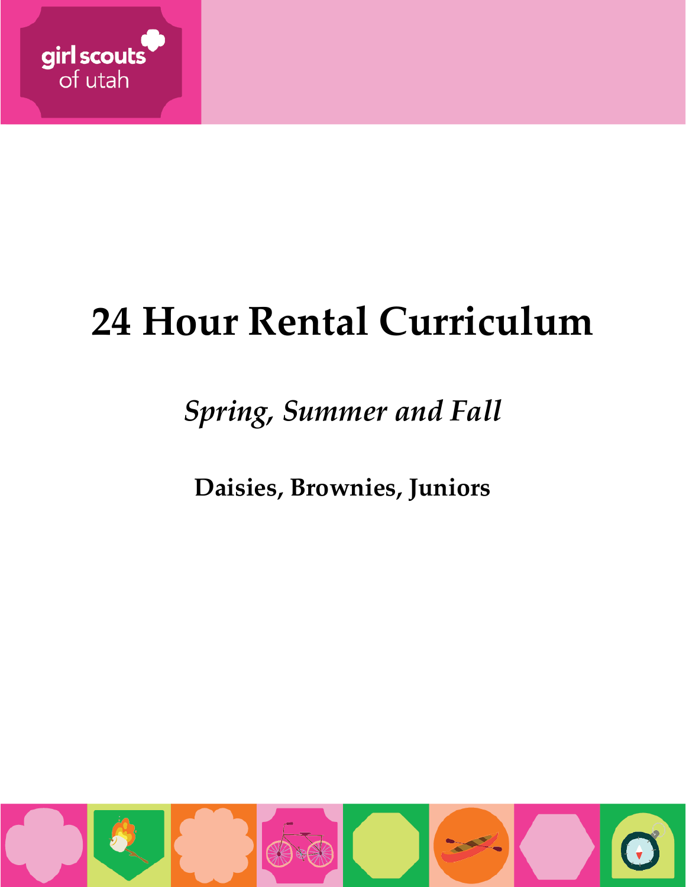girl scouts of utah

# 24 Hour Rental Curriculum

## *Spring, Summer and Fall*

**Daisies, Brownies, Juniors**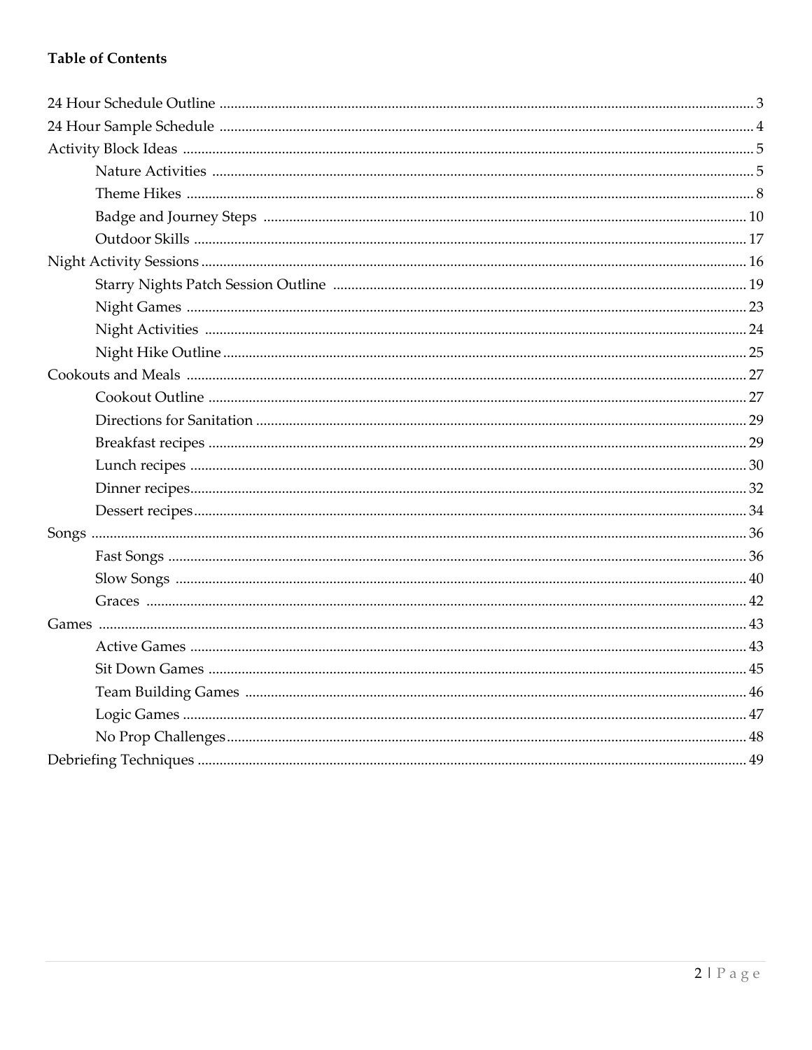**Table of Contents**

- 24 Hour Schedule Outline .......... 3
- 24 Hour Sample Schedule .......... 4
- Activity Block Ideas .......... 5
    - Nature Activities .......... 5
    - Theme Hikes .......... 8
    - Badge and Journey Steps .......... 10
    - Outdoor Skills .......... 17
- Night Activity Sessions .......... 16
    - Starry Nights Patch Session Outline .......... 19
    - Night Games .......... 23
    - Night Activities .......... 24
    - Night Hike Outline .......... 25
- Cookouts and Meals .......... 27
    - Cookout Outline .......... 27
    - Directions for Sanitation .......... 29
    - Breakfast recipes .......... 29
    - Lunch recipes .......... 30
    - Dinner recipes .......... 32
    - Dessert recipes .......... 34
- Songs .......... 36
    - Fast Songs .......... 36
    - Slow Songs .......... 40
    - Graces .......... 42
- Games .......... 43
    - Active Games .......... 43
    - Sit Down Games .......... 45
    - Team Building Games .......... 46
    - Logic Games .......... 47
    - No Prop Challenges .......... 48
- Debriefing Techniques .......... 49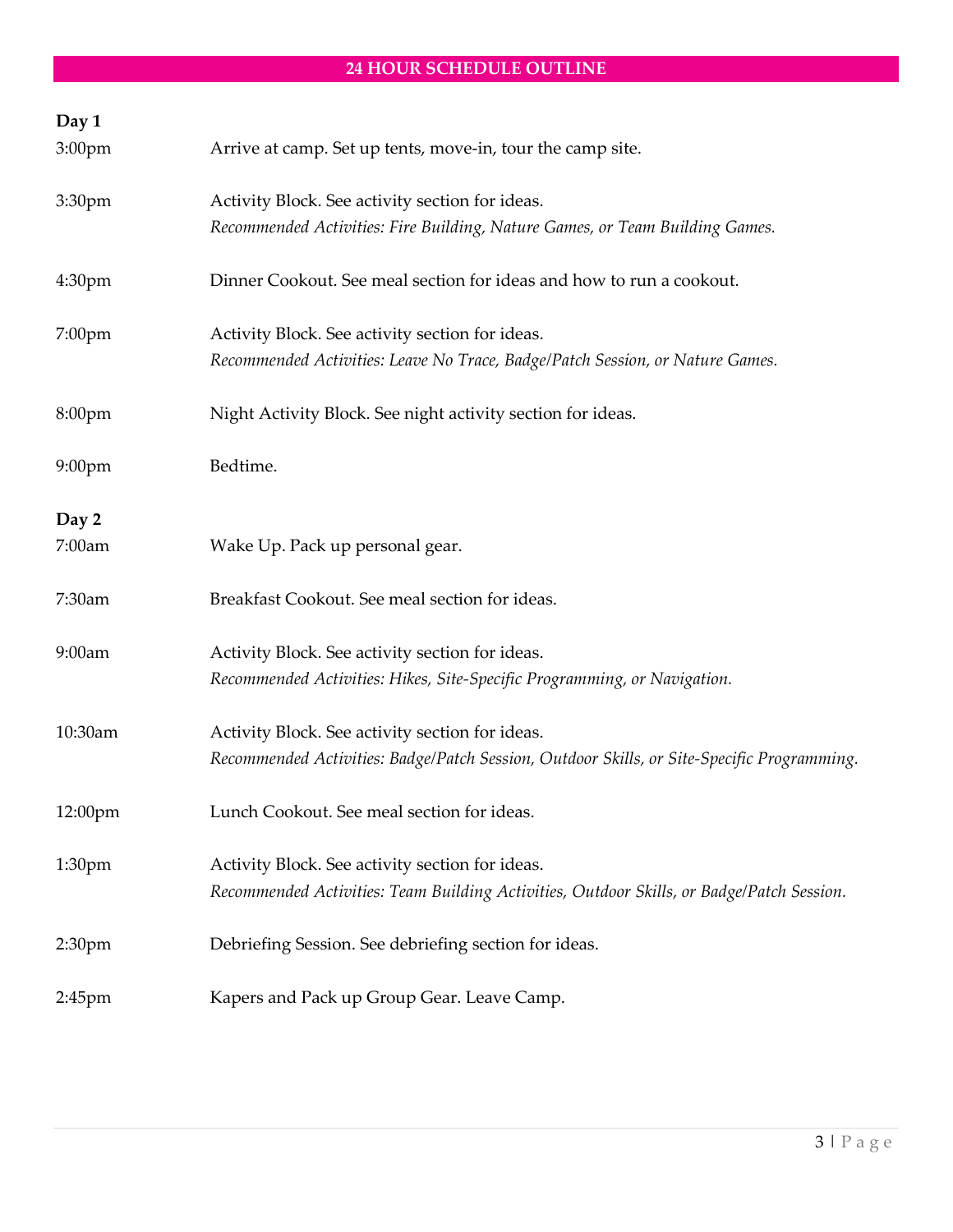## 24 HOUR SCHEDULE OUTLINE

**Day 1**

| | |
|---|---|
| 3:00pm | Arrive at camp. Set up tents, move-in, tour the camp site. |
| 3:30pm | Activity Block. See activity section for ideas.<br>*Recommended Activities: Fire Building, Nature Games, or Team Building Games.* |
| 4:30pm | Dinner Cookout. See meal section for ideas and how to run a cookout. |
| 7:00pm | Activity Block. See activity section for ideas.<br>*Recommended Activities: Leave No Trace, Badge/Patch Session, or Nature Games.* |
| 8:00pm | Night Activity Block. See night activity section for ideas. |
| 9:00pm | Bedtime. |

**Day 2**

| | |
|---|---|
| 7:00am | Wake Up. Pack up personal gear. |
| 7:30am | Breakfast Cookout. See meal section for ideas. |
| 9:00am | Activity Block. See activity section for ideas.<br>*Recommended Activities: Hikes, Site-Specific Programming, or Navigation.* |
| 10:30am | Activity Block. See activity section for ideas.<br>*Recommended Activities: Badge/Patch Session, Outdoor Skills, or Site-Specific Programming.* |
| 12:00pm | Lunch Cookout. See meal section for ideas. |
| 1:30pm | Activity Block. See activity section for ideas.<br>*Recommended Activities: Team Building Activities, Outdoor Skills, or Badge/Patch Session.* |
| 2:30pm | Debriefing Session. See debriefing section for ideas. |
| 2:45pm | Kapers and Pack up Group Gear. Leave Camp. |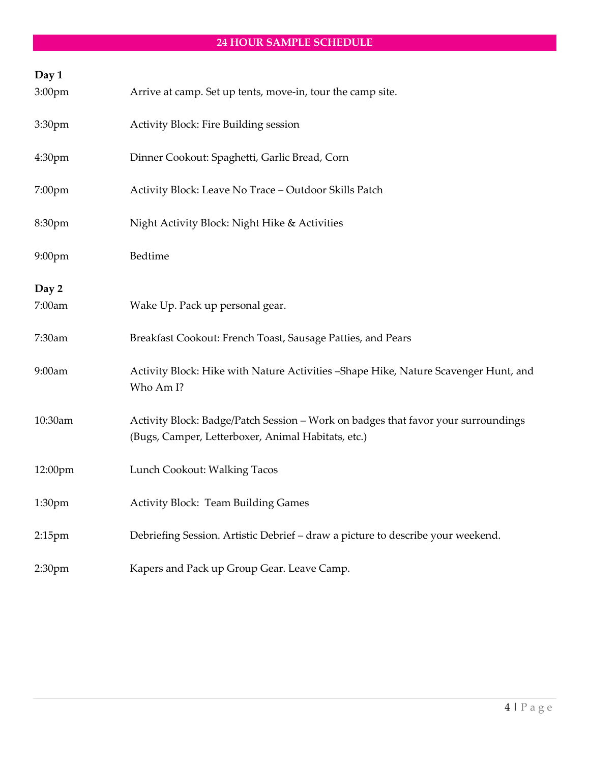## 24 HOUR SAMPLE SCHEDULE

**Day 1**

| | |
|---|---|
| 3:00pm | Arrive at camp. Set up tents, move-in, tour the camp site. |
| 3:30pm | Activity Block: Fire Building session |
| 4:30pm | Dinner Cookout: Spaghetti, Garlic Bread, Corn |
| 7:00pm | Activity Block: Leave No Trace – Outdoor Skills Patch |
| 8:30pm | Night Activity Block: Night Hike & Activities |
| 9:00pm | Bedtime |

**Day 2**

| | |
|---|---|
| 7:00am | Wake Up. Pack up personal gear. |
| 7:30am | Breakfast Cookout: French Toast, Sausage Patties, and Pears |
| 9:00am | Activity Block: Hike with Nature Activities –Shape Hike, Nature Scavenger Hunt, and Who Am I? |
| 10:30am | Activity Block: Badge/Patch Session – Work on badges that favor your surroundings (Bugs, Camper, Letterboxer, Animal Habitats, etc.) |
| 12:00pm | Lunch Cookout: Walking Tacos |
| 1:30pm | Activity Block: Team Building Games |
| 2:15pm | Debriefing Session. Artistic Debrief – draw a picture to describe your weekend. |
| 2:30pm | Kapers and Pack up Group Gear. Leave Camp. |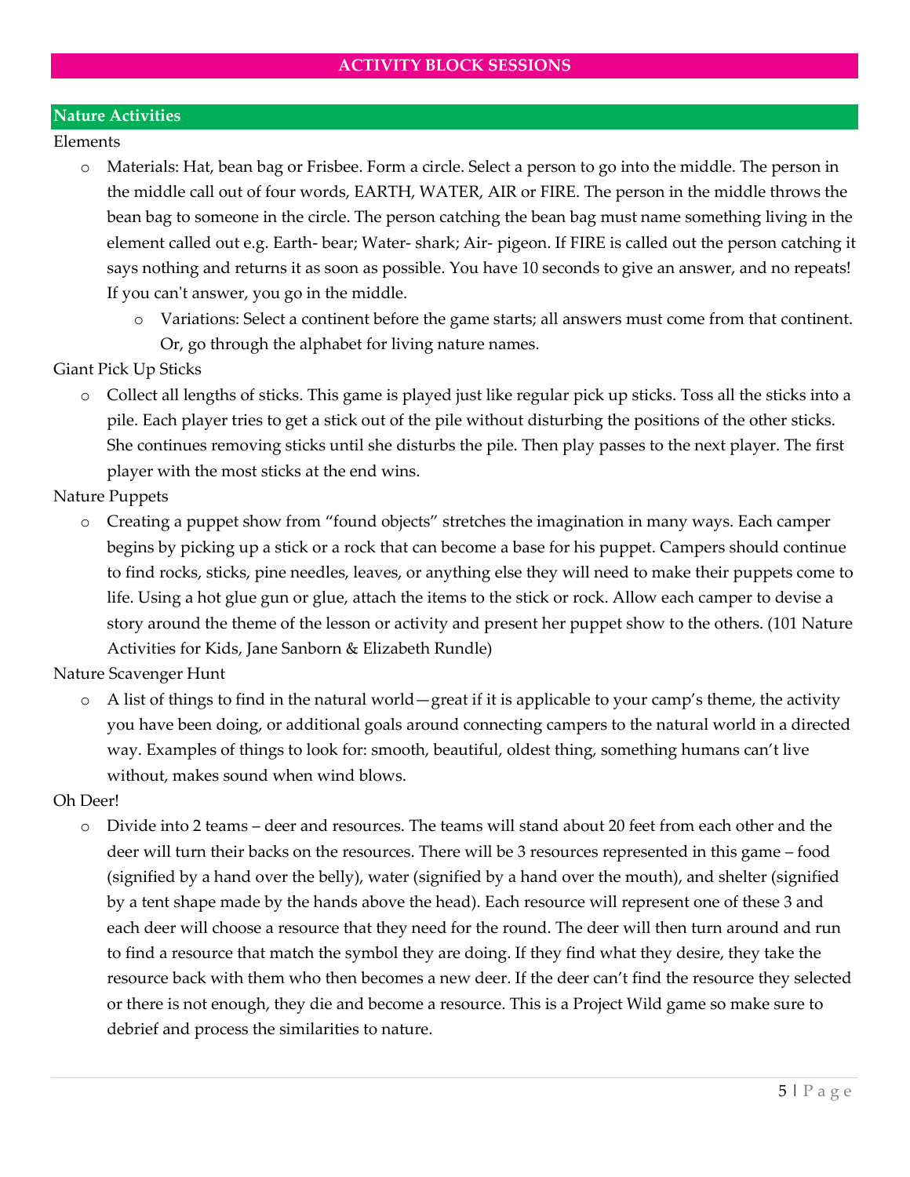## ACTIVITY BLOCK SESSIONS

### Nature Activities

Elements

- Materials: Hat, bean bag or Frisbee. Form a circle. Select a person to go into the middle. The person in the middle call out of four words, EARTH, WATER, AIR or FIRE. The person in the middle throws the bean bag to someone in the circle. The person catching the bean bag must name something living in the element called out e.g. Earth- bear; Water- shark; Air- pigeon. If FIRE is called out the person catching it says nothing and returns it as soon as possible. You have 10 seconds to give an answer, and no repeats! If you can't answer, you go in the middle.
  - Variations: Select a continent before the game starts; all answers must come from that continent. Or, go through the alphabet for living nature names.

Giant Pick Up Sticks

- Collect all lengths of sticks. This game is played just like regular pick up sticks. Toss all the sticks into a pile. Each player tries to get a stick out of the pile without disturbing the positions of the other sticks. She continues removing sticks until she disturbs the pile. Then play passes to the next player. The first player with the most sticks at the end wins.

Nature Puppets

- Creating a puppet show from "found objects" stretches the imagination in many ways. Each camper begins by picking up a stick or a rock that can become a base for his puppet. Campers should continue to find rocks, sticks, pine needles, leaves, or anything else they will need to make their puppets come to life. Using a hot glue gun or glue, attach the items to the stick or rock. Allow each camper to devise a story around the theme of the lesson or activity and present her puppet show to the others. (101 Nature Activities for Kids, Jane Sanborn & Elizabeth Rundle)

Nature Scavenger Hunt

- A list of things to find in the natural world—great if it is applicable to your camp's theme, the activity you have been doing, or additional goals around connecting campers to the natural world in a directed way. Examples of things to look for: smooth, beautiful, oldest thing, something humans can't live without, makes sound when wind blows.

Oh Deer!

- Divide into 2 teams – deer and resources. The teams will stand about 20 feet from each other and the deer will turn their backs on the resources. There will be 3 resources represented in this game – food (signified by a hand over the belly), water (signified by a hand over the mouth), and shelter (signified by a tent shape made by the hands above the head). Each resource will represent one of these 3 and each deer will choose a resource that they need for the round. The deer will then turn around and run to find a resource that match the symbol they are doing. If they find what they desire, they take the resource back with them who then becomes a new deer. If the deer can't find the resource they selected or there is not enough, they die and become a resource. This is a Project Wild game so make sure to debrief and process the similarities to nature.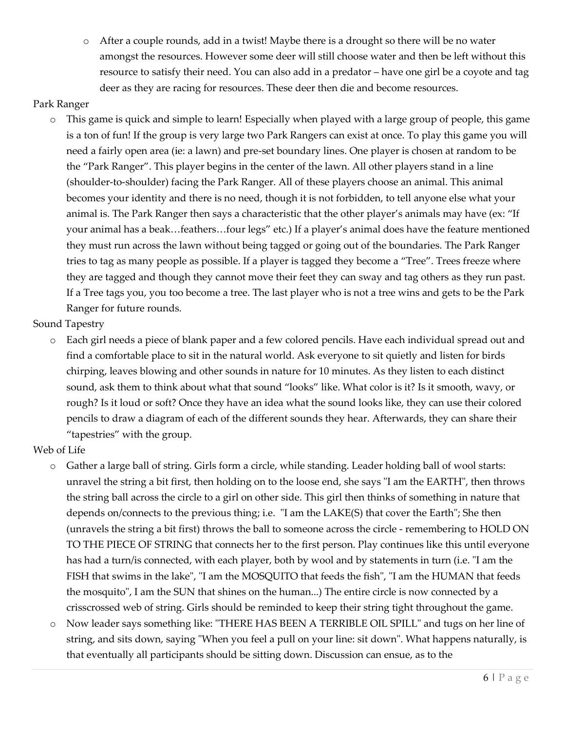- After a couple rounds, add in a twist! Maybe there is a drought so there will be no water amongst the resources. However some deer will still choose water and then be left without this resource to satisfy their need. You can also add in a predator – have one girl be a coyote and tag deer as they are racing for resources. These deer then die and become resources.

Park Ranger

- This game is quick and simple to learn! Especially when played with a large group of people, this game is a ton of fun! If the group is very large two Park Rangers can exist at once. To play this game you will need a fairly open area (ie: a lawn) and pre-set boundary lines. One player is chosen at random to be the "Park Ranger". This player begins in the center of the lawn. All other players stand in a line (shoulder-to-shoulder) facing the Park Ranger. All of these players choose an animal. This animal becomes your identity and there is no need, though it is not forbidden, to tell anyone else what your animal is. The Park Ranger then says a characteristic that the other player's animals may have (ex: "If your animal has a beak…feathers…four legs" etc.) If a player's animal does have the feature mentioned they must run across the lawn without being tagged or going out of the boundaries. The Park Ranger tries to tag as many people as possible. If a player is tagged they become a "Tree". Trees freeze where they are tagged and though they cannot move their feet they can sway and tag others as they run past. If a Tree tags you, you too become a tree. The last player who is not a tree wins and gets to be the Park Ranger for future rounds.

Sound Tapestry

- Each girl needs a piece of blank paper and a few colored pencils. Have each individual spread out and find a comfortable place to sit in the natural world. Ask everyone to sit quietly and listen for birds chirping, leaves blowing and other sounds in nature for 10 minutes. As they listen to each distinct sound, ask them to think about what that sound "looks" like. What color is it? Is it smooth, wavy, or rough? Is it loud or soft? Once they have an idea what the sound looks like, they can use their colored pencils to draw a diagram of each of the different sounds they hear. Afterwards, they can share their "tapestries" with the group.

Web of Life

- Gather a large ball of string. Girls form a circle, while standing. Leader holding ball of wool starts: unravel the string a bit first, then holding on to the loose end, she says "I am the EARTH", then throws the string ball across the circle to a girl on other side. This girl then thinks of something in nature that depends on/connects to the previous thing; i.e. "I am the LAKE(S) that cover the Earth"; She then (unravels the string a bit first) throws the ball to someone across the circle - remembering to HOLD ON TO THE PIECE OF STRING that connects her to the first person. Play continues like this until everyone has had a turn/is connected, with each player, both by wool and by statements in turn (i.e. "I am the FISH that swims in the lake", "I am the MOSQUITO that feeds the fish", "I am the HUMAN that feeds the mosquito", I am the SUN that shines on the human...) The entire circle is now connected by a crisscrossed web of string. Girls should be reminded to keep their string tight throughout the game.
- Now leader says something like: "THERE HAS BEEN A TERRIBLE OIL SPILL" and tugs on her line of string, and sits down, saying "When you feel a pull on your line: sit down". What happens naturally, is that eventually all participants should be sitting down. Discussion can ensue, as to the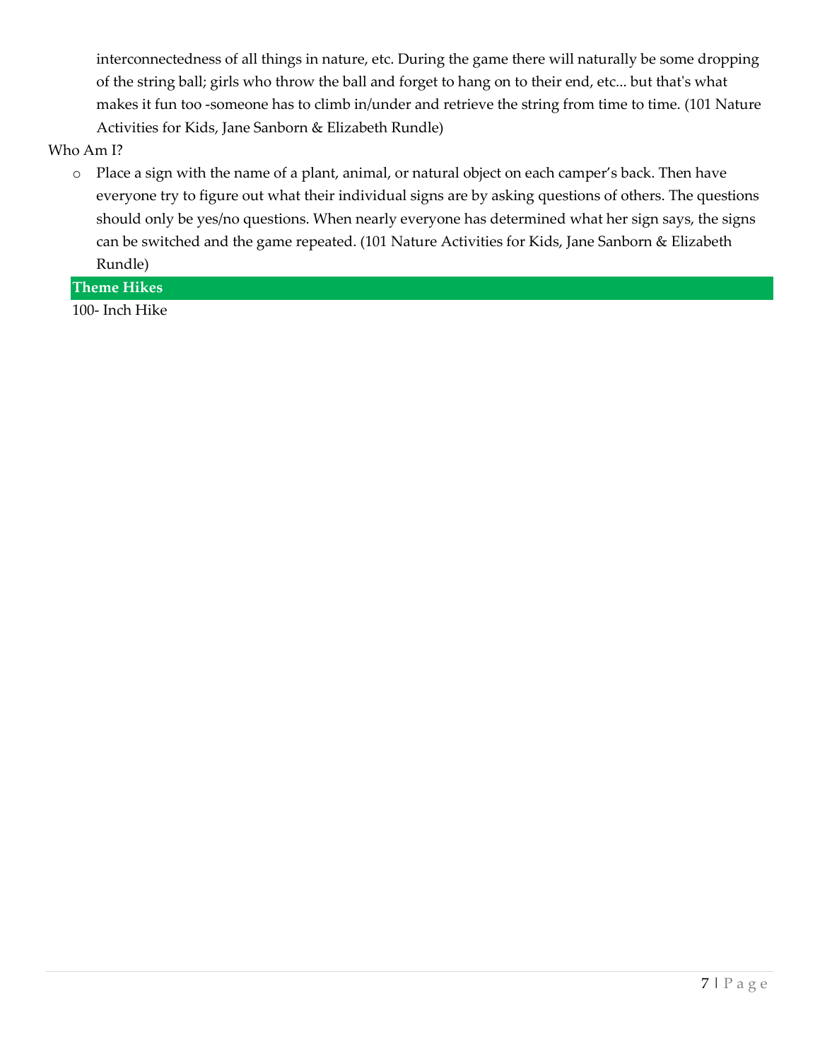interconnectedness of all things in nature, etc. During the game there will naturally be some dropping of the string ball; girls who throw the ball and forget to hang on to their end, etc... but that's what makes it fun too -someone has to climb in/under and retrieve the string from time to time. (101 Nature Activities for Kids, Jane Sanborn & Elizabeth Rundle)

Who Am I?

- Place a sign with the name of a plant, animal, or natural object on each camper's back. Then have everyone try to figure out what their individual signs are by asking questions of others. The questions should only be yes/no questions. When nearly everyone has determined what her sign says, the signs can be switched and the game repeated. (101 Nature Activities for Kids, Jane Sanborn & Elizabeth Rundle)

## Theme Hikes

100- Inch Hike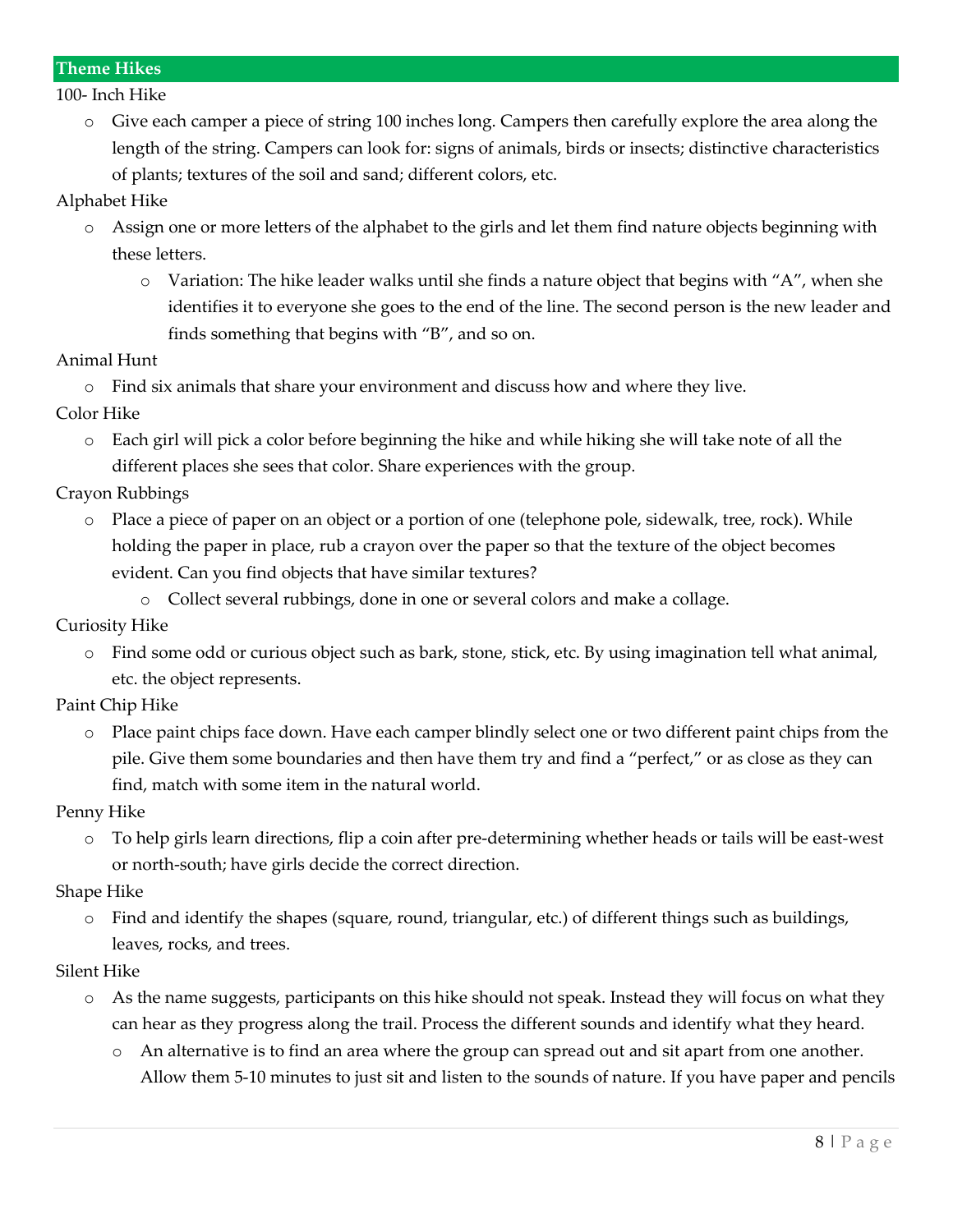## Theme Hikes

100- Inch Hike

- Give each camper a piece of string 100 inches long. Campers then carefully explore the area along the length of the string. Campers can look for: signs of animals, birds or insects; distinctive characteristics of plants; textures of the soil and sand; different colors, etc.

Alphabet Hike

- Assign one or more letters of the alphabet to the girls and let them find nature objects beginning with these letters.
    - Variation: The hike leader walks until she finds a nature object that begins with "A", when she identifies it to everyone she goes to the end of the line. The second person is the new leader and finds something that begins with "B", and so on.

Animal Hunt

- Find six animals that share your environment and discuss how and where they live.

Color Hike

- Each girl will pick a color before beginning the hike and while hiking she will take note of all the different places she sees that color. Share experiences with the group.

Crayon Rubbings

- Place a piece of paper on an object or a portion of one (telephone pole, sidewalk, tree, rock). While holding the paper in place, rub a crayon over the paper so that the texture of the object becomes evident. Can you find objects that have similar textures?
    - Collect several rubbings, done in one or several colors and make a collage.

Curiosity Hike

- Find some odd or curious object such as bark, stone, stick, etc. By using imagination tell what animal, etc. the object represents.

Paint Chip Hike

- Place paint chips face down. Have each camper blindly select one or two different paint chips from the pile. Give them some boundaries and then have them try and find a "perfect," or as close as they can find, match with some item in the natural world.

Penny Hike

- To help girls learn directions, flip a coin after pre-determining whether heads or tails will be east-west or north-south; have girls decide the correct direction.

Shape Hike

- Find and identify the shapes (square, round, triangular, etc.) of different things such as buildings, leaves, rocks, and trees.

Silent Hike

- As the name suggests, participants on this hike should not speak. Instead they will focus on what they can hear as they progress along the trail. Process the different sounds and identify what they heard.
    - An alternative is to find an area where the group can spread out and sit apart from one another. Allow them 5-10 minutes to just sit and listen to the sounds of nature. If you have paper and pencils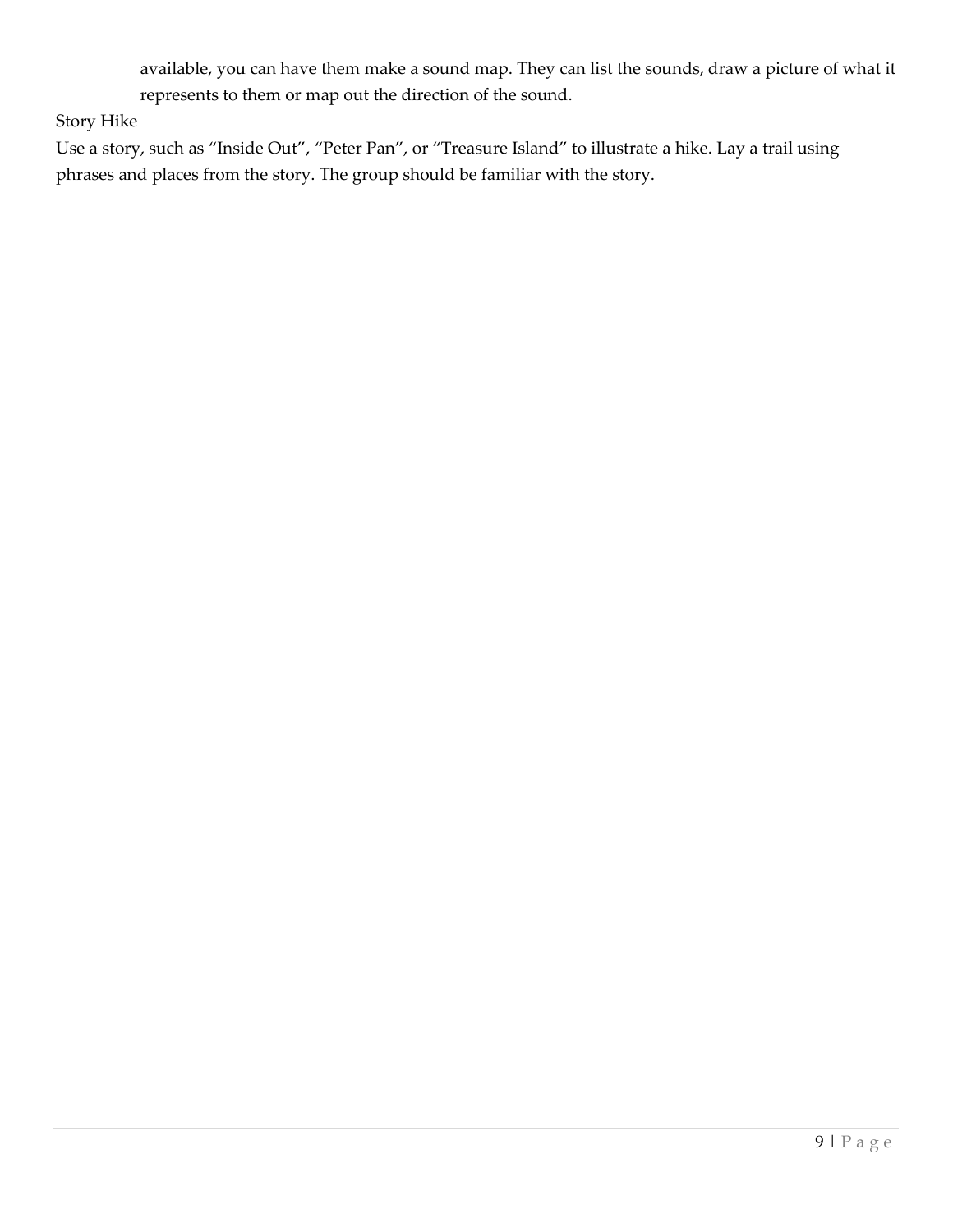available, you can have them make a sound map. They can list the sounds, draw a picture of what it represents to them or map out the direction of the sound.

Story Hike

Use a story, such as "Inside Out", "Peter Pan", or "Treasure Island" to illustrate a hike. Lay a trail using phrases and places from the story. The group should be familiar with the story.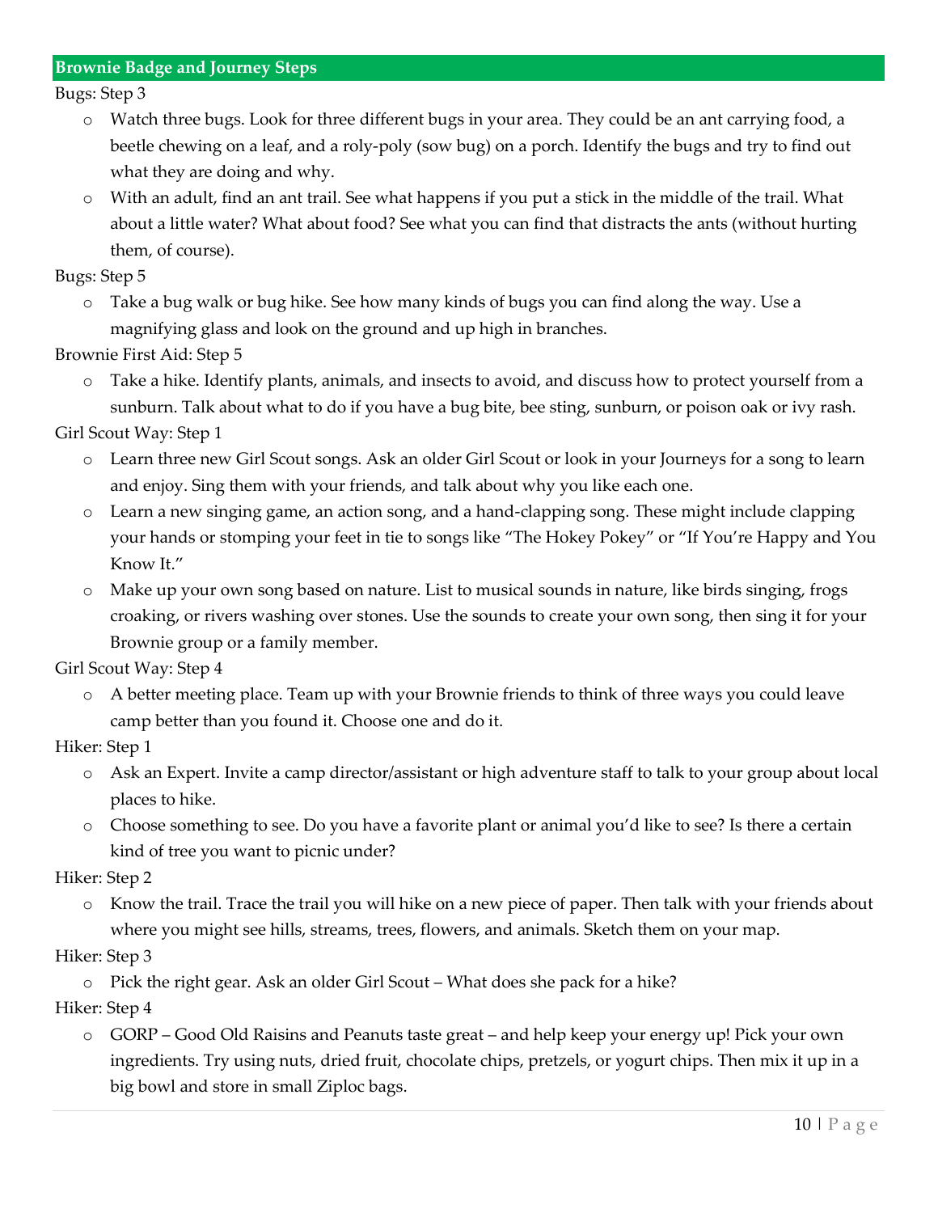## Brownie Badge and Journey Steps

Bugs: Step 3

- Watch three bugs. Look for three different bugs in your area. They could be an ant carrying food, a beetle chewing on a leaf, and a roly-poly (sow bug) on a porch. Identify the bugs and try to find out what they are doing and why.
- With an adult, find an ant trail. See what happens if you put a stick in the middle of the trail. What about a little water? What about food? See what you can find that distracts the ants (without hurting them, of course).

Bugs: Step 5

- Take a bug walk or bug hike. See how many kinds of bugs you can find along the way. Use a magnifying glass and look on the ground and up high in branches.

Brownie First Aid: Step 5

- Take a hike. Identify plants, animals, and insects to avoid, and discuss how to protect yourself from a sunburn. Talk about what to do if you have a bug bite, bee sting, sunburn, or poison oak or ivy rash.

Girl Scout Way: Step 1

- Learn three new Girl Scout songs. Ask an older Girl Scout or look in your Journeys for a song to learn and enjoy. Sing them with your friends, and talk about why you like each one.
- Learn a new singing game, an action song, and a hand-clapping song. These might include clapping your hands or stomping your feet in tie to songs like "The Hokey Pokey" or "If You're Happy and You Know It."
- Make up your own song based on nature. List to musical sounds in nature, like birds singing, frogs croaking, or rivers washing over stones. Use the sounds to create your own song, then sing it for your Brownie group or a family member.

Girl Scout Way: Step 4

- A better meeting place. Team up with your Brownie friends to think of three ways you could leave camp better than you found it. Choose one and do it.

Hiker: Step 1

- Ask an Expert. Invite a camp director/assistant or high adventure staff to talk to your group about local places to hike.
- Choose something to see. Do you have a favorite plant or animal you'd like to see? Is there a certain kind of tree you want to picnic under?

Hiker: Step 2

- Know the trail. Trace the trail you will hike on a new piece of paper. Then talk with your friends about where you might see hills, streams, trees, flowers, and animals. Sketch them on your map.

Hiker: Step 3

- Pick the right gear. Ask an older Girl Scout – What does she pack for a hike?

Hiker: Step 4

- GORP – Good Old Raisins and Peanuts taste great – and help keep your energy up! Pick your own ingredients. Try using nuts, dried fruit, chocolate chips, pretzels, or yogurt chips. Then mix it up in a big bowl and store in small Ziploc bags.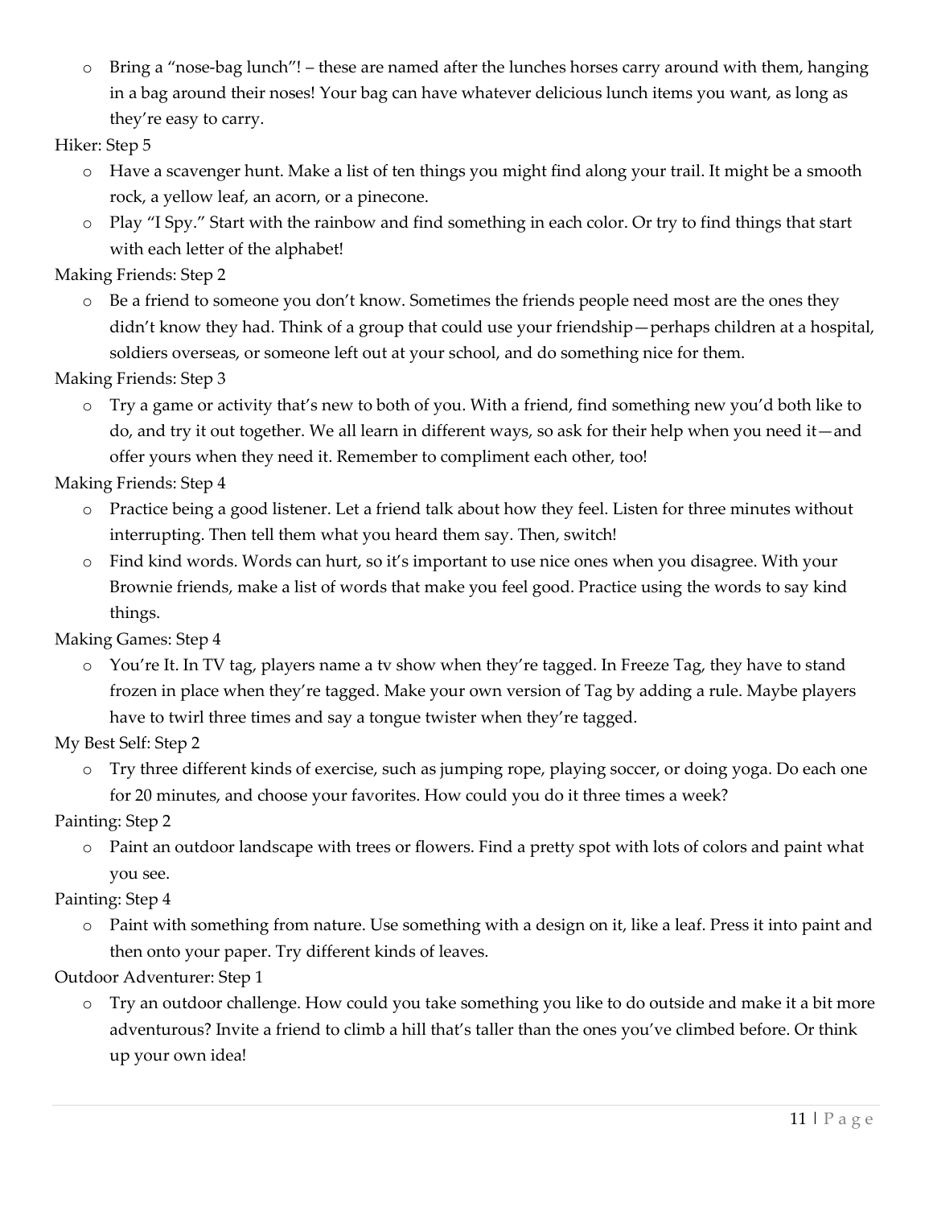- Bring a “nose-bag lunch”! – these are named after the lunches horses carry around with them, hanging in a bag around their noses! Your bag can have whatever delicious lunch items you want, as long as they’re easy to carry.

Hiker: Step 5

- Have a scavenger hunt. Make a list of ten things you might find along your trail. It might be a smooth rock, a yellow leaf, an acorn, or a pinecone.
- Play “I Spy.” Start with the rainbow and find something in each color. Or try to find things that start with each letter of the alphabet!

Making Friends: Step 2

- Be a friend to someone you don’t know. Sometimes the friends people need most are the ones they didn’t know they had. Think of a group that could use your friendship—perhaps children at a hospital, soldiers overseas, or someone left out at your school, and do something nice for them.

Making Friends: Step 3

- Try a game or activity that’s new to both of you. With a friend, find something new you’d both like to do, and try it out together. We all learn in different ways, so ask for their help when you need it—and offer yours when they need it. Remember to compliment each other, too!

Making Friends: Step 4

- Practice being a good listener. Let a friend talk about how they feel. Listen for three minutes without interrupting. Then tell them what you heard them say. Then, switch!
- Find kind words. Words can hurt, so it’s important to use nice ones when you disagree. With your Brownie friends, make a list of words that make you feel good. Practice using the words to say kind things.

Making Games: Step 4

- You’re It. In TV tag, players name a tv show when they’re tagged. In Freeze Tag, they have to stand frozen in place when they’re tagged. Make your own version of Tag by adding a rule. Maybe players have to twirl three times and say a tongue twister when they’re tagged.

My Best Self: Step 2

- Try three different kinds of exercise, such as jumping rope, playing soccer, or doing yoga. Do each one for 20 minutes, and choose your favorites. How could you do it three times a week?

Painting: Step 2

- Paint an outdoor landscape with trees or flowers. Find a pretty spot with lots of colors and paint what you see.

Painting: Step 4

- Paint with something from nature. Use something with a design on it, like a leaf. Press it into paint and then onto your paper. Try different kinds of leaves.

Outdoor Adventurer: Step 1

- Try an outdoor challenge. How could you take something you like to do outside and make it a bit more adventurous? Invite a friend to climb a hill that’s taller than the ones you’ve climbed before. Or think up your own idea!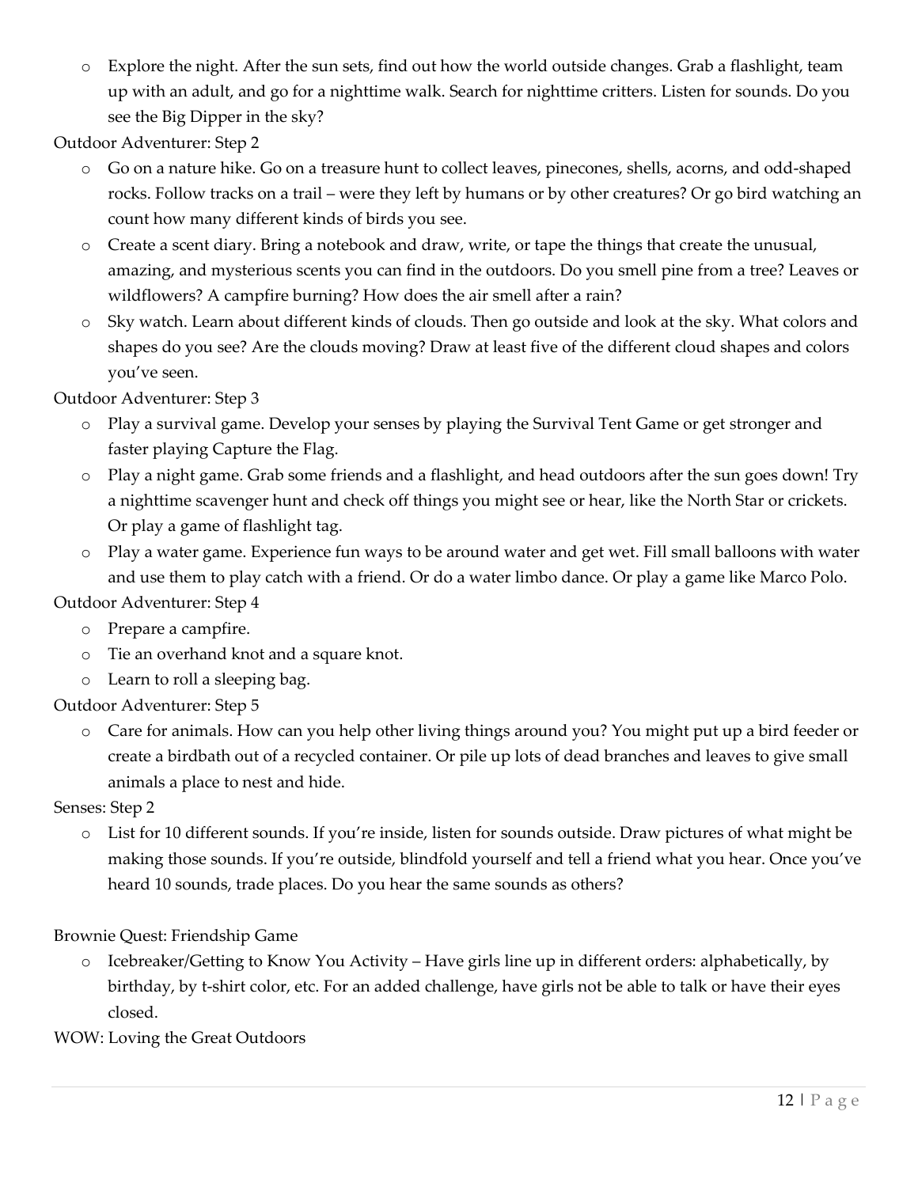- Explore the night. After the sun sets, find out how the world outside changes. Grab a flashlight, team up with an adult, and go for a nighttime walk. Search for nighttime critters. Listen for sounds. Do you see the Big Dipper in the sky?

Outdoor Adventurer: Step 2

- Go on a nature hike. Go on a treasure hunt to collect leaves, pinecones, shells, acorns, and odd-shaped rocks. Follow tracks on a trail – were they left by humans or by other creatures? Or go bird watching an count how many different kinds of birds you see.
- Create a scent diary. Bring a notebook and draw, write, or tape the things that create the unusual, amazing, and mysterious scents you can find in the outdoors. Do you smell pine from a tree? Leaves or wildflowers? A campfire burning? How does the air smell after a rain?
- Sky watch. Learn about different kinds of clouds. Then go outside and look at the sky. What colors and shapes do you see? Are the clouds moving? Draw at least five of the different cloud shapes and colors you've seen.

Outdoor Adventurer: Step 3

- Play a survival game. Develop your senses by playing the Survival Tent Game or get stronger and faster playing Capture the Flag.
- Play a night game. Grab some friends and a flashlight, and head outdoors after the sun goes down! Try a nighttime scavenger hunt and check off things you might see or hear, like the North Star or crickets. Or play a game of flashlight tag.
- Play a water game. Experience fun ways to be around water and get wet. Fill small balloons with water and use them to play catch with a friend. Or do a water limbo dance. Or play a game like Marco Polo.

Outdoor Adventurer: Step 4

- Prepare a campfire.
- Tie an overhand knot and a square knot.
- Learn to roll a sleeping bag.

Outdoor Adventurer: Step 5

- Care for animals. How can you help other living things around you? You might put up a bird feeder or create a birdbath out of a recycled container. Or pile up lots of dead branches and leaves to give small animals a place to nest and hide.

Senses: Step 2

- List for 10 different sounds. If you're inside, listen for sounds outside. Draw pictures of what might be making those sounds. If you're outside, blindfold yourself and tell a friend what you hear. Once you've heard 10 sounds, trade places. Do you hear the same sounds as others?

Brownie Quest: Friendship Game

- Icebreaker/Getting to Know You Activity – Have girls line up in different orders: alphabetically, by birthday, by t-shirt color, etc. For an added challenge, have girls not be able to talk or have their eyes closed.

WOW: Loving the Great Outdoors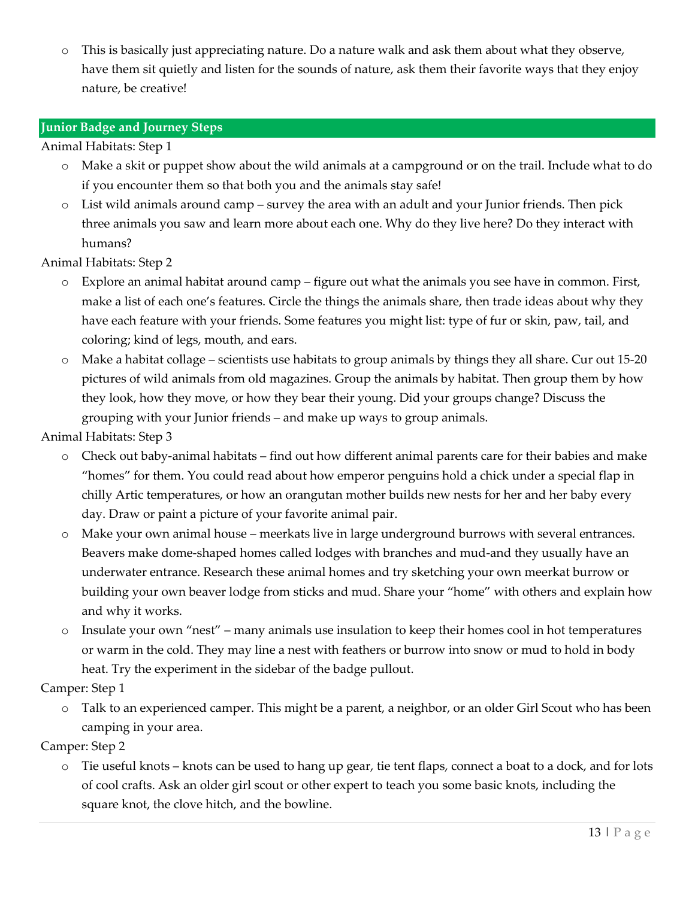- This is basically just appreciating nature. Do a nature walk and ask them about what they observe, have them sit quietly and listen for the sounds of nature, ask them their favorite ways that they enjoy nature, be creative!

## Junior Badge and Journey Steps

Animal Habitats: Step 1

- Make a skit or puppet show about the wild animals at a campground or on the trail. Include what to do if you encounter them so that both you and the animals stay safe!
- List wild animals around camp – survey the area with an adult and your Junior friends. Then pick three animals you saw and learn more about each one. Why do they live here? Do they interact with humans?

Animal Habitats: Step 2

- Explore an animal habitat around camp – figure out what the animals you see have in common. First, make a list of each one's features. Circle the things the animals share, then trade ideas about why they have each feature with your friends. Some features you might list: type of fur or skin, paw, tail, and coloring; kind of legs, mouth, and ears.
- Make a habitat collage – scientists use habitats to group animals by things they all share. Cur out 15-20 pictures of wild animals from old magazines. Group the animals by habitat. Then group them by how they look, how they move, or how they bear their young. Did your groups change? Discuss the grouping with your Junior friends – and make up ways to group animals.

Animal Habitats: Step 3

- Check out baby-animal habitats – find out how different animal parents care for their babies and make "homes" for them. You could read about how emperor penguins hold a chick under a special flap in chilly Artic temperatures, or how an orangutan mother builds new nests for her and her baby every day. Draw or paint a picture of your favorite animal pair.
- Make your own animal house – meerkats live in large underground burrows with several entrances. Beavers make dome-shaped homes called lodges with branches and mud-and they usually have an underwater entrance. Research these animal homes and try sketching your own meerkat burrow or building your own beaver lodge from sticks and mud. Share your "home" with others and explain how and why it works.
- Insulate your own "nest" – many animals use insulation to keep their homes cool in hot temperatures or warm in the cold. They may line a nest with feathers or burrow into snow or mud to hold in body heat. Try the experiment in the sidebar of the badge pullout.

Camper: Step 1

- Talk to an experienced camper. This might be a parent, a neighbor, or an older Girl Scout who has been camping in your area.

Camper: Step 2

- Tie useful knots – knots can be used to hang up gear, tie tent flaps, connect a boat to a dock, and for lots of cool crafts. Ask an older girl scout or other expert to teach you some basic knots, including the square knot, the clove hitch, and the bowline.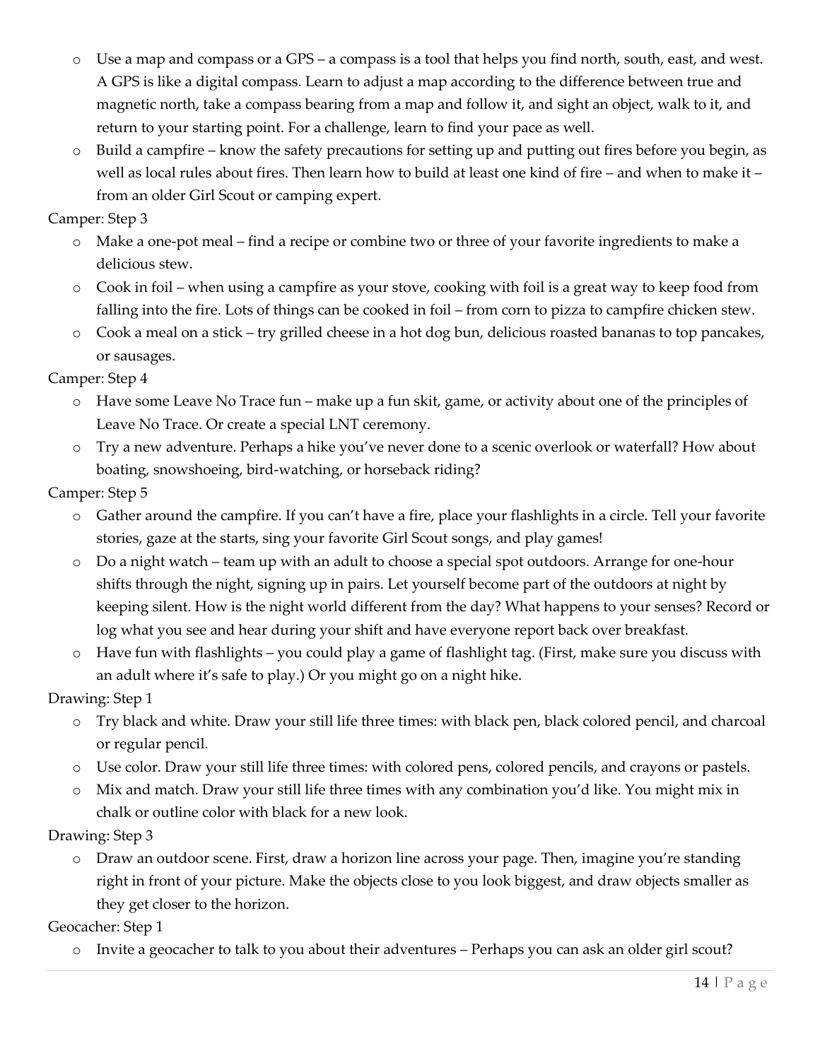- Use a map and compass or a GPS – a compass is a tool that helps you find north, south, east, and west. A GPS is like a digital compass. Learn to adjust a map according to the difference between true and magnetic north, take a compass bearing from a map and follow it, and sight an object, walk to it, and return to your starting point. For a challenge, learn to find your pace as well.
- Build a campfire – know the safety precautions for setting up and putting out fires before you begin, as well as local rules about fires. Then learn how to build at least one kind of fire – and when to make it – from an older Girl Scout or camping expert.

Camper: Step 3

- Make a one-pot meal – find a recipe or combine two or three of your favorite ingredients to make a delicious stew.
- Cook in foil – when using a campfire as your stove, cooking with foil is a great way to keep food from falling into the fire. Lots of things can be cooked in foil – from corn to pizza to campfire chicken stew.
- Cook a meal on a stick – try grilled cheese in a hot dog bun, delicious roasted bananas to top pancakes, or sausages.

Camper: Step 4

- Have some Leave No Trace fun – make up a fun skit, game, or activity about one of the principles of Leave No Trace. Or create a special LNT ceremony.
- Try a new adventure. Perhaps a hike you've never done to a scenic overlook or waterfall? How about boating, snowshoeing, bird-watching, or horseback riding?

Camper: Step 5

- Gather around the campfire. If you can't have a fire, place your flashlights in a circle. Tell your favorite stories, gaze at the starts, sing your favorite Girl Scout songs, and play games!
- Do a night watch – team up with an adult to choose a special spot outdoors. Arrange for one-hour shifts through the night, signing up in pairs. Let yourself become part of the outdoors at night by keeping silent. How is the night world different from the day? What happens to your senses? Record or log what you see and hear during your shift and have everyone report back over breakfast.
- Have fun with flashlights – you could play a game of flashlight tag. (First, make sure you discuss with an adult where it's safe to play.) Or you might go on a night hike.

Drawing: Step 1

- Try black and white. Draw your still life three times: with black pen, black colored pencil, and charcoal or regular pencil.
- Use color. Draw your still life three times: with colored pens, colored pencils, and crayons or pastels.
- Mix and match. Draw your still life three times with any combination you'd like. You might mix in chalk or outline color with black for a new look.

Drawing: Step 3

- Draw an outdoor scene. First, draw a horizon line across your page. Then, imagine you're standing right in front of your picture. Make the objects close to you look biggest, and draw objects smaller as they get closer to the horizon.

Geocacher: Step 1

- Invite a geocacher to talk to you about their adventures – Perhaps you can ask an older girl scout?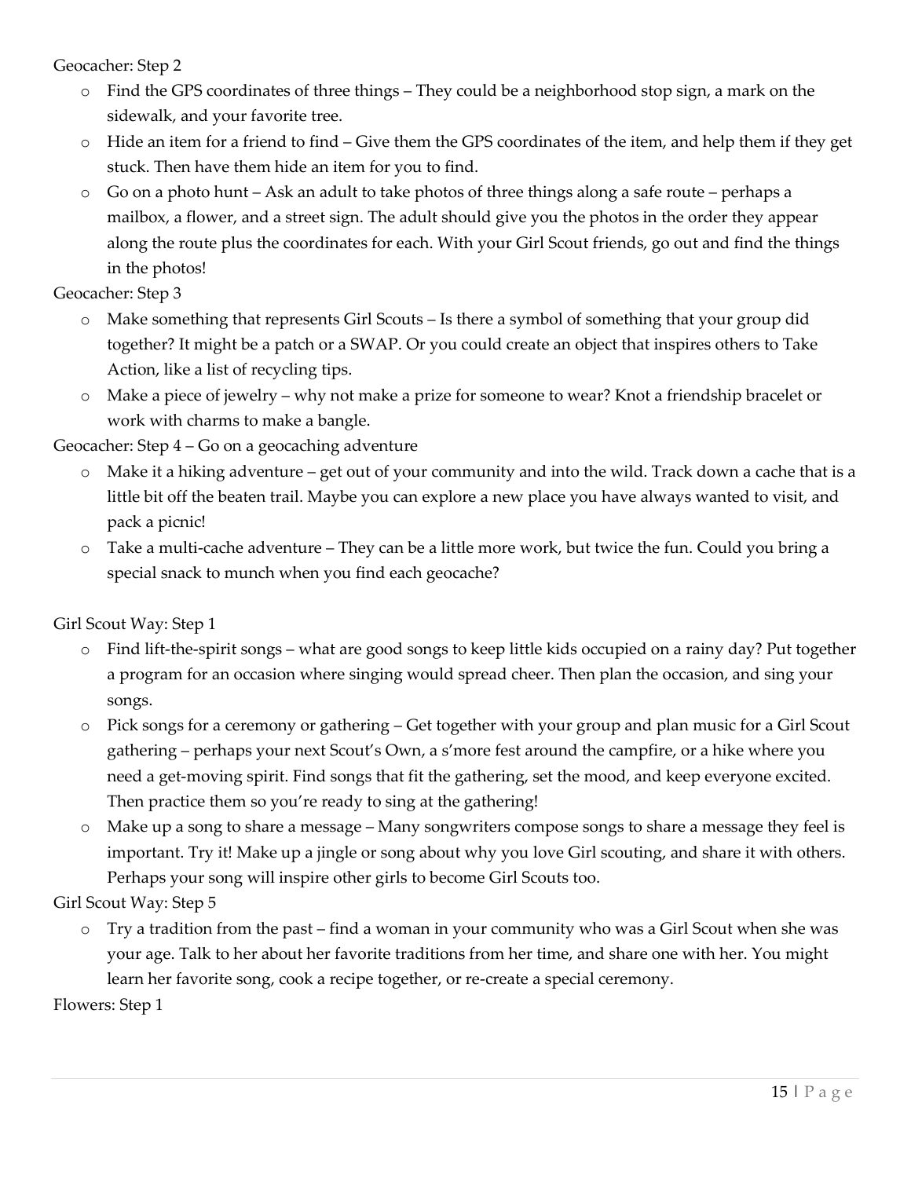Geocacher: Step 2

- Find the GPS coordinates of three things – They could be a neighborhood stop sign, a mark on the sidewalk, and your favorite tree.
- Hide an item for a friend to find – Give them the GPS coordinates of the item, and help them if they get stuck. Then have them hide an item for you to find.
- Go on a photo hunt – Ask an adult to take photos of three things along a safe route – perhaps a mailbox, a flower, and a street sign. The adult should give you the photos in the order they appear along the route plus the coordinates for each. With your Girl Scout friends, go out and find the things in the photos!

Geocacher: Step 3

- Make something that represents Girl Scouts – Is there a symbol of something that your group did together? It might be a patch or a SWAP. Or you could create an object that inspires others to Take Action, like a list of recycling tips.
- Make a piece of jewelry – why not make a prize for someone to wear? Knot a friendship bracelet or work with charms to make a bangle.

Geocacher: Step 4 – Go on a geocaching adventure

- Make it a hiking adventure – get out of your community and into the wild. Track down a cache that is a little bit off the beaten trail. Maybe you can explore a new place you have always wanted to visit, and pack a picnic!
- Take a multi-cache adventure – They can be a little more work, but twice the fun. Could you bring a special snack to munch when you find each geocache?

Girl Scout Way: Step 1

- Find lift-the-spirit songs – what are good songs to keep little kids occupied on a rainy day? Put together a program for an occasion where singing would spread cheer. Then plan the occasion, and sing your songs.
- Pick songs for a ceremony or gathering – Get together with your group and plan music for a Girl Scout gathering – perhaps your next Scout's Own, a s'more fest around the campfire, or a hike where you need a get-moving spirit. Find songs that fit the gathering, set the mood, and keep everyone excited. Then practice them so you're ready to sing at the gathering!
- Make up a song to share a message – Many songwriters compose songs to share a message they feel is important. Try it! Make up a jingle or song about why you love Girl scouting, and share it with others. Perhaps your song will inspire other girls to become Girl Scouts too.

Girl Scout Way: Step 5

- Try a tradition from the past – find a woman in your community who was a Girl Scout when she was your age. Talk to her about her favorite traditions from her time, and share one with her. You might learn her favorite song, cook a recipe together, or re-create a special ceremony.

Flowers: Step 1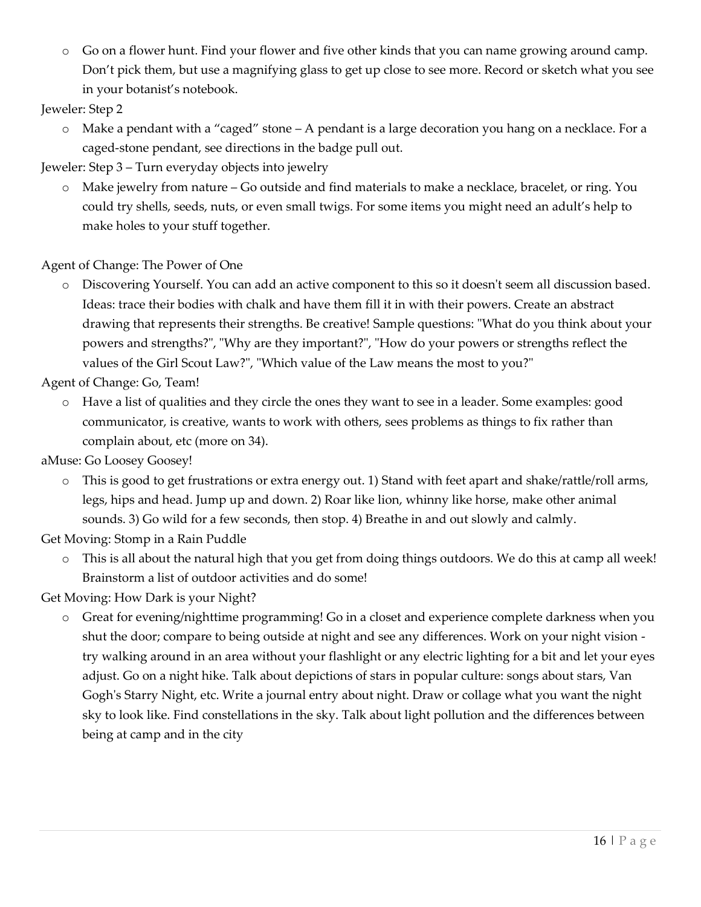- Go on a flower hunt. Find your flower and five other kinds that you can name growing around camp. Don't pick them, but use a magnifying glass to get up close to see more. Record or sketch what you see in your botanist's notebook.

Jeweler: Step 2

- Make a pendant with a "caged" stone – A pendant is a large decoration you hang on a necklace. For a caged-stone pendant, see directions in the badge pull out.

Jeweler: Step 3 – Turn everyday objects into jewelry

- Make jewelry from nature – Go outside and find materials to make a necklace, bracelet, or ring. You could try shells, seeds, nuts, or even small twigs. For some items you might need an adult's help to make holes to your stuff together.

Agent of Change: The Power of One

- Discovering Yourself. You can add an active component to this so it doesn't seem all discussion based. Ideas: trace their bodies with chalk and have them fill it in with their powers. Create an abstract drawing that represents their strengths. Be creative! Sample questions: "What do you think about your powers and strengths?", "Why are they important?", "How do your powers or strengths reflect the values of the Girl Scout Law?", "Which value of the Law means the most to you?"

Agent of Change: Go, Team!

- Have a list of qualities and they circle the ones they want to see in a leader. Some examples: good communicator, is creative, wants to work with others, sees problems as things to fix rather than complain about, etc (more on 34).

aMuse: Go Loosey Goosey!

- This is good to get frustrations or extra energy out. 1) Stand with feet apart and shake/rattle/roll arms, legs, hips and head. Jump up and down. 2) Roar like lion, whinny like horse, make other animal sounds. 3) Go wild for a few seconds, then stop. 4) Breathe in and out slowly and calmly.

Get Moving: Stomp in a Rain Puddle

- This is all about the natural high that you get from doing things outdoors. We do this at camp all week! Brainstorm a list of outdoor activities and do some!

Get Moving: How Dark is your Night?

- Great for evening/nighttime programming! Go in a closet and experience complete darkness when you shut the door; compare to being outside at night and see any differences. Work on your night vision - try walking around in an area without your flashlight or any electric lighting for a bit and let your eyes adjust. Go on a night hike. Talk about depictions of stars in popular culture: songs about stars, Van Gogh's Starry Night, etc. Write a journal entry about night. Draw or collage what you want the night sky to look like. Find constellations in the sky. Talk about light pollution and the differences between being at camp and in the city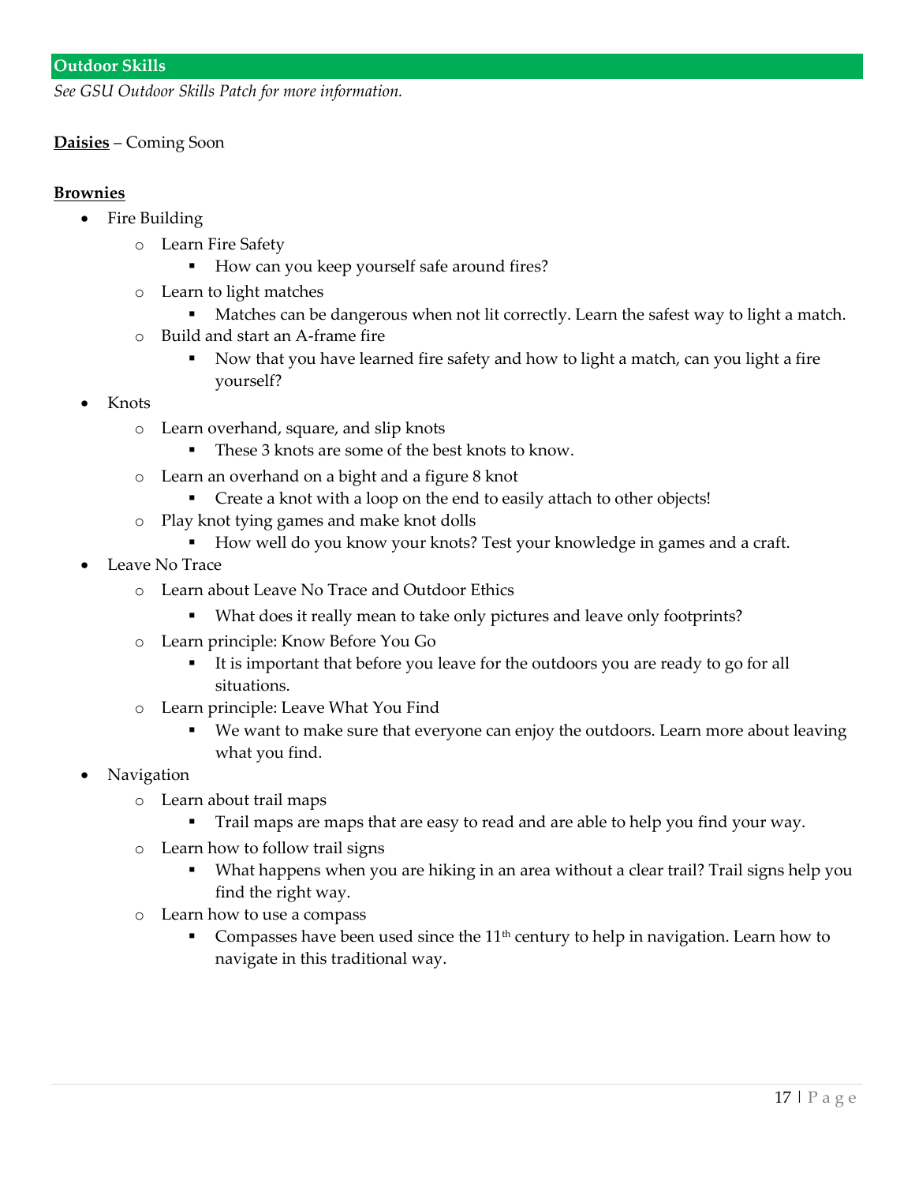## Outdoor Skills

*See GSU Outdoor Skills Patch for more information.*

**<u>Daisies</u>** – Coming Soon

**<u>Brownies</u>**

- Fire Building
  - Learn Fire Safety
    - How can you keep yourself safe around fires?
  - Learn to light matches
    - Matches can be dangerous when not lit correctly. Learn the safest way to light a match.
  - Build and start an A-frame fire
    - Now that you have learned fire safety and how to light a match, can you light a fire yourself?
- Knots
  - Learn overhand, square, and slip knots
    - These 3 knots are some of the best knots to know.
  - Learn an overhand on a bight and a figure 8 knot
    - Create a knot with a loop on the end to easily attach to other objects!
  - Play knot tying games and make knot dolls
    - How well do you know your knots? Test your knowledge in games and a craft.
- Leave No Trace
  - Learn about Leave No Trace and Outdoor Ethics
    - What does it really mean to take only pictures and leave only footprints?
  - Learn principle: Know Before You Go
    - It is important that before you leave for the outdoors you are ready to go for all situations.
  - Learn principle: Leave What You Find
    - We want to make sure that everyone can enjoy the outdoors. Learn more about leaving what you find.
- Navigation
  - Learn about trail maps
    - Trail maps are maps that are easy to read and are able to help you find your way.
  - Learn how to follow trail signs
    - What happens when you are hiking in an area without a clear trail? Trail signs help you find the right way.
  - Learn how to use a compass
    - Compasses have been used since the 11th century to help in navigation. Learn how to navigate in this traditional way.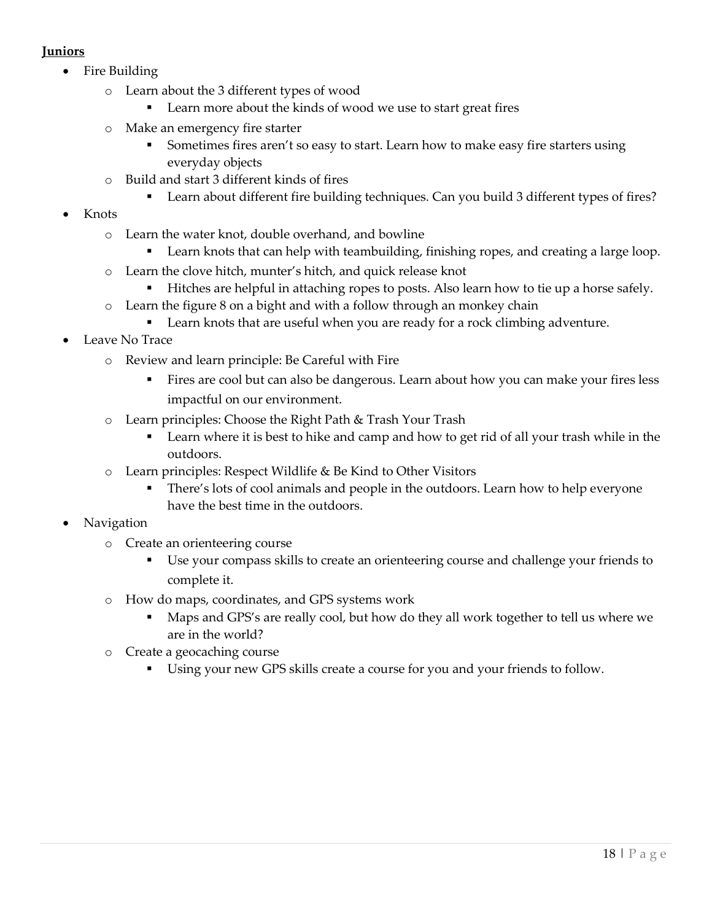**Juniors**

- Fire Building
    - Learn about the 3 different types of wood
        - Learn more about the kinds of wood we use to start great fires
    - Make an emergency fire starter
        - Sometimes fires aren't so easy to start. Learn how to make easy fire starters using everyday objects
    - Build and start 3 different kinds of fires
        - Learn about different fire building techniques. Can you build 3 different types of fires?
- Knots
    - Learn the water knot, double overhand, and bowline
        - Learn knots that can help with teambuilding, finishing ropes, and creating a large loop.
    - Learn the clove hitch, munter's hitch, and quick release knot
        - Hitches are helpful in attaching ropes to posts. Also learn how to tie up a horse safely.
    - Learn the figure 8 on a bight and with a follow through an monkey chain
        - Learn knots that are useful when you are ready for a rock climbing adventure.
- Leave No Trace
    - Review and learn principle: Be Careful with Fire
        - Fires are cool but can also be dangerous. Learn about how you can make your fires less impactful on our environment.
    - Learn principles: Choose the Right Path & Trash Your Trash
        - Learn where it is best to hike and camp and how to get rid of all your trash while in the outdoors.
    - Learn principles: Respect Wildlife & Be Kind to Other Visitors
        - There's lots of cool animals and people in the outdoors. Learn how to help everyone have the best time in the outdoors.
- Navigation
    - Create an orienteering course
        - Use your compass skills to create an orienteering course and challenge your friends to complete it.
    - How do maps, coordinates, and GPS systems work
        - Maps and GPS's are really cool, but how do they all work together to tell us where we are in the world?
    - Create a geocaching course
        - Using your new GPS skills create a course for you and your friends to follow.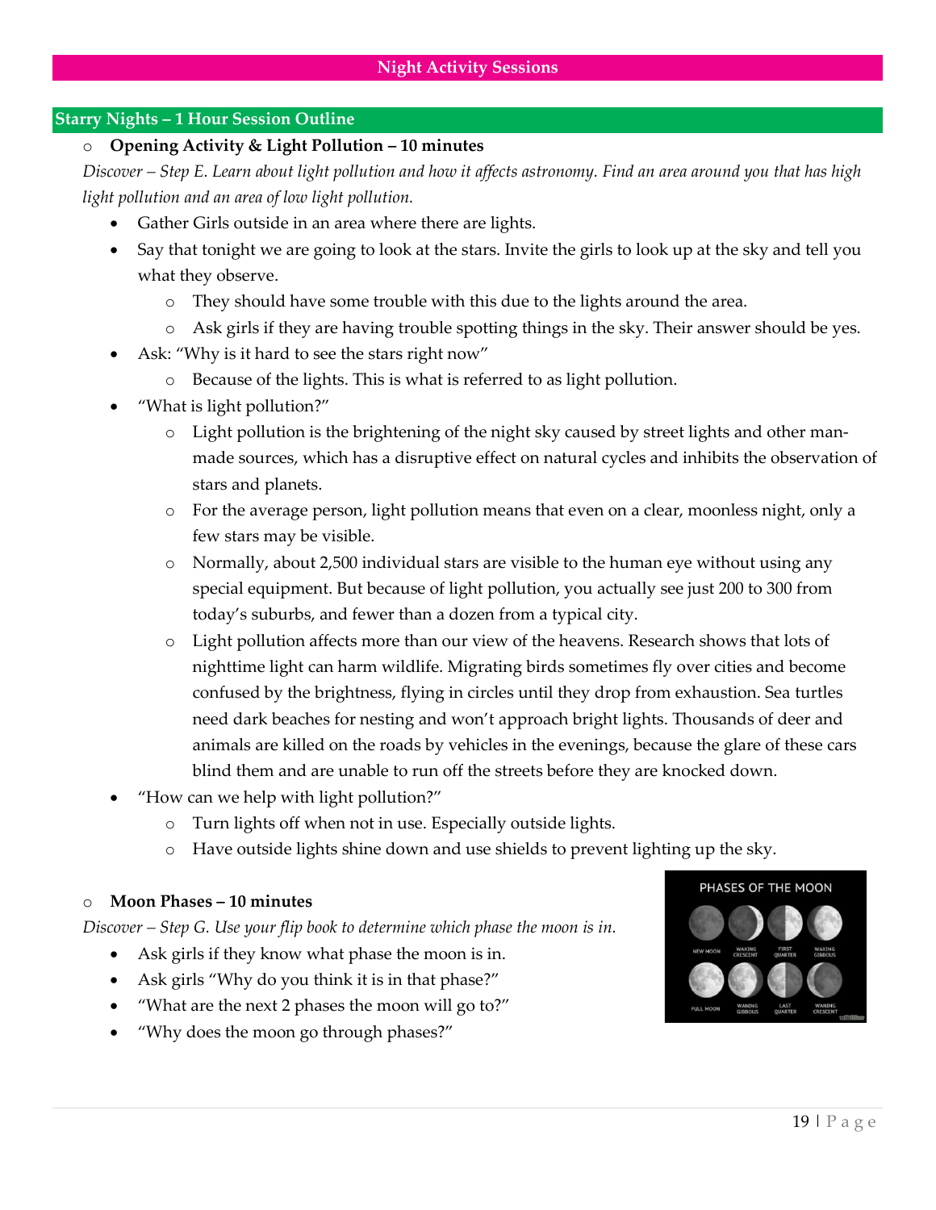# Night Activity Sessions

## Starry Nights – 1 Hour Session Outline

- **Opening Activity & Light Pollution – 10 minutes**

*Discover – Step E. Learn about light pollution and how it affects astronomy. Find an area around you that has high light pollution and an area of low light pollution.*

- Gather Girls outside in an area where there are lights.
- Say that tonight we are going to look at the stars. Invite the girls to look up at the sky and tell you what they observe.
  - They should have some trouble with this due to the lights around the area.
  - Ask girls if they are having trouble spotting things in the sky. Their answer should be yes.
- Ask: "Why is it hard to see the stars right now"
  - Because of the lights. This is what is referred to as light pollution.
- "What is light pollution?"
  - Light pollution is the brightening of the night sky caused by street lights and other man-made sources, which has a disruptive effect on natural cycles and inhibits the observation of stars and planets.
  - For the average person, light pollution means that even on a clear, moonless night, only a few stars may be visible.
  - Normally, about 2,500 individual stars are visible to the human eye without using any special equipment. But because of light pollution, you actually see just 200 to 300 from today's suburbs, and fewer than a dozen from a typical city.
  - Light pollution affects more than our view of the heavens. Research shows that lots of nighttime light can harm wildlife. Migrating birds sometimes fly over cities and become confused by the brightness, flying in circles until they drop from exhaustion. Sea turtles need dark beaches for nesting and won't approach bright lights. Thousands of deer and animals are killed on the roads by vehicles in the evenings, because the glare of these cars blind them and are unable to run off the streets before they are knocked down.
- "How can we help with light pollution?"
  - Turn lights off when not in use. Especially outside lights.
  - Have outside lights shine down and use shields to prevent lighting up the sky.

- **Moon Phases – 10 minutes**

*Discover – Step G. Use your flip book to determine which phase the moon is in.*

- Ask girls if they know what phase the moon is in.
- Ask girls "Why do you think it is in that phase?"
- "What are the next 2 phases the moon will go to?"
- "Why does the moon go through phases?"

PHASES OF THE MOON

NEW MOON | WAXING CRESCENT | FIRST QUARTER | WAXING GIBBOUS

FULL MOON | WANING GIBBOUS | LAST QUARTER | WANING CRESCENT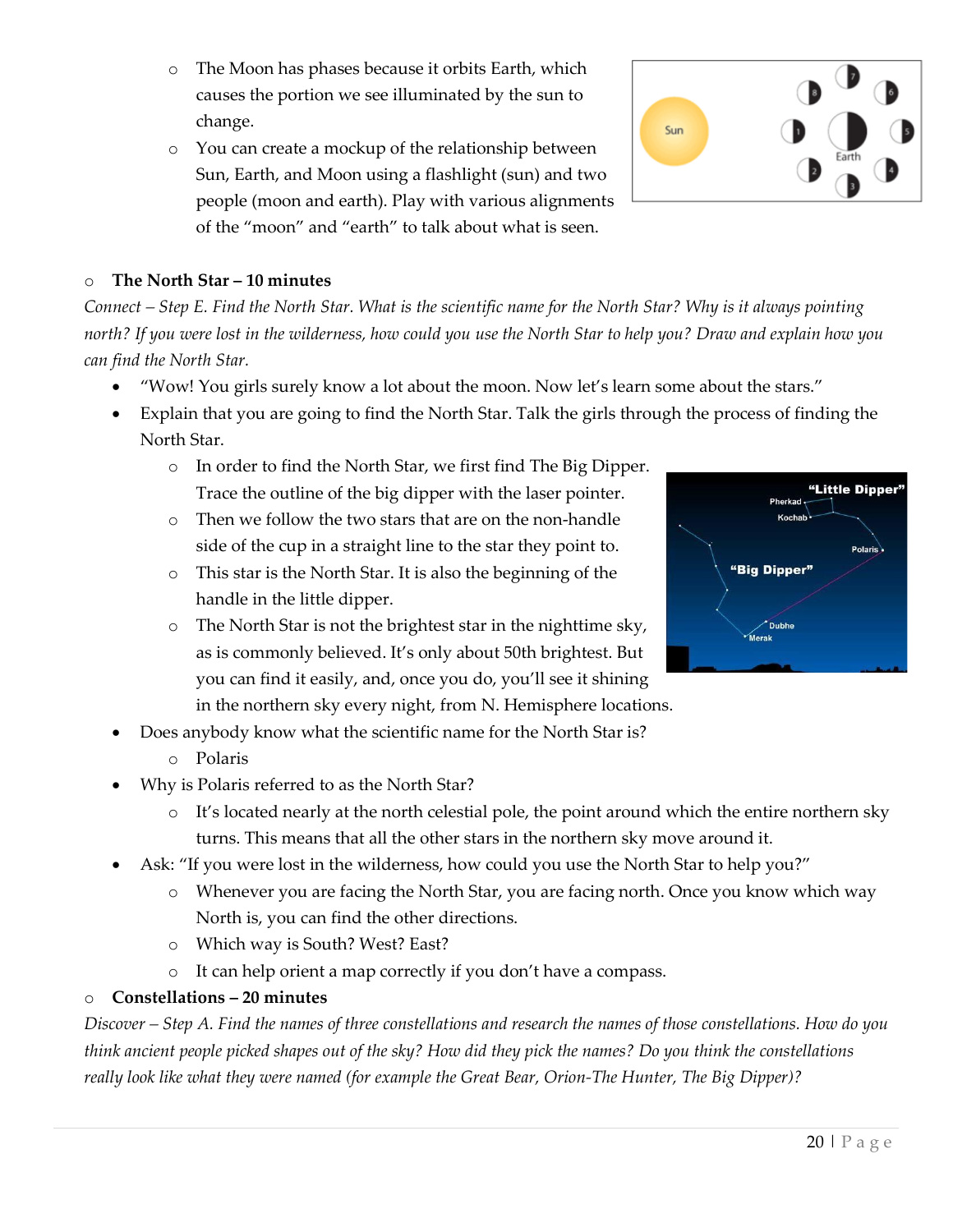- The Moon has phases because it orbits Earth, which causes the portion we see illuminated by the sun to change.
- You can create a mockup of the relationship between Sun, Earth, and Moon using a flashlight (sun) and two people (moon and earth). Play with various alignments of the "moon" and "earth" to talk about what is seen.

**The North Star – 10 minutes**

*Connect – Step E. Find the North Star. What is the scientific name for the North Star? Why is it always pointing north? If you were lost in the wilderness, how could you use the North Star to help you? Draw and explain how you can find the North Star.*

- "Wow! You girls surely know a lot about the moon. Now let's learn some about the stars."
- Explain that you are going to find the North Star. Talk the girls through the process of finding the North Star.
  - In order to find the North Star, we first find The Big Dipper. Trace the outline of the big dipper with the laser pointer.
  - Then we follow the two stars that are on the non-handle side of the cup in a straight line to the star they point to.
  - This star is the North Star. It is also the beginning of the handle in the little dipper.
  - The North Star is not the brightest star in the nighttime sky, as is commonly believed. It's only about 50th brightest. But you can find it easily, and, once you do, you'll see it shining in the northern sky every night, from N. Hemisphere locations.
- Does anybody know what the scientific name for the North Star is?
  - Polaris
- Why is Polaris referred to as the North Star?
  - It's located nearly at the north celestial pole, the point around which the entire northern sky turns. This means that all the other stars in the northern sky move around it.
- Ask: "If you were lost in the wilderness, how could you use the North Star to help you?"
  - Whenever you are facing the North Star, you are facing north. Once you know which way North is, you can find the other directions.
  - Which way is South? West? East?
  - It can help orient a map correctly if you don't have a compass.

**Constellations – 20 minutes**

*Discover – Step A. Find the names of three constellations and research the names of those constellations. How do you think ancient people picked shapes out of the sky? How did they pick the names? Do you think the constellations really look like what they were named (for example the Great Bear, Orion-The Hunter, The Big Dipper)?*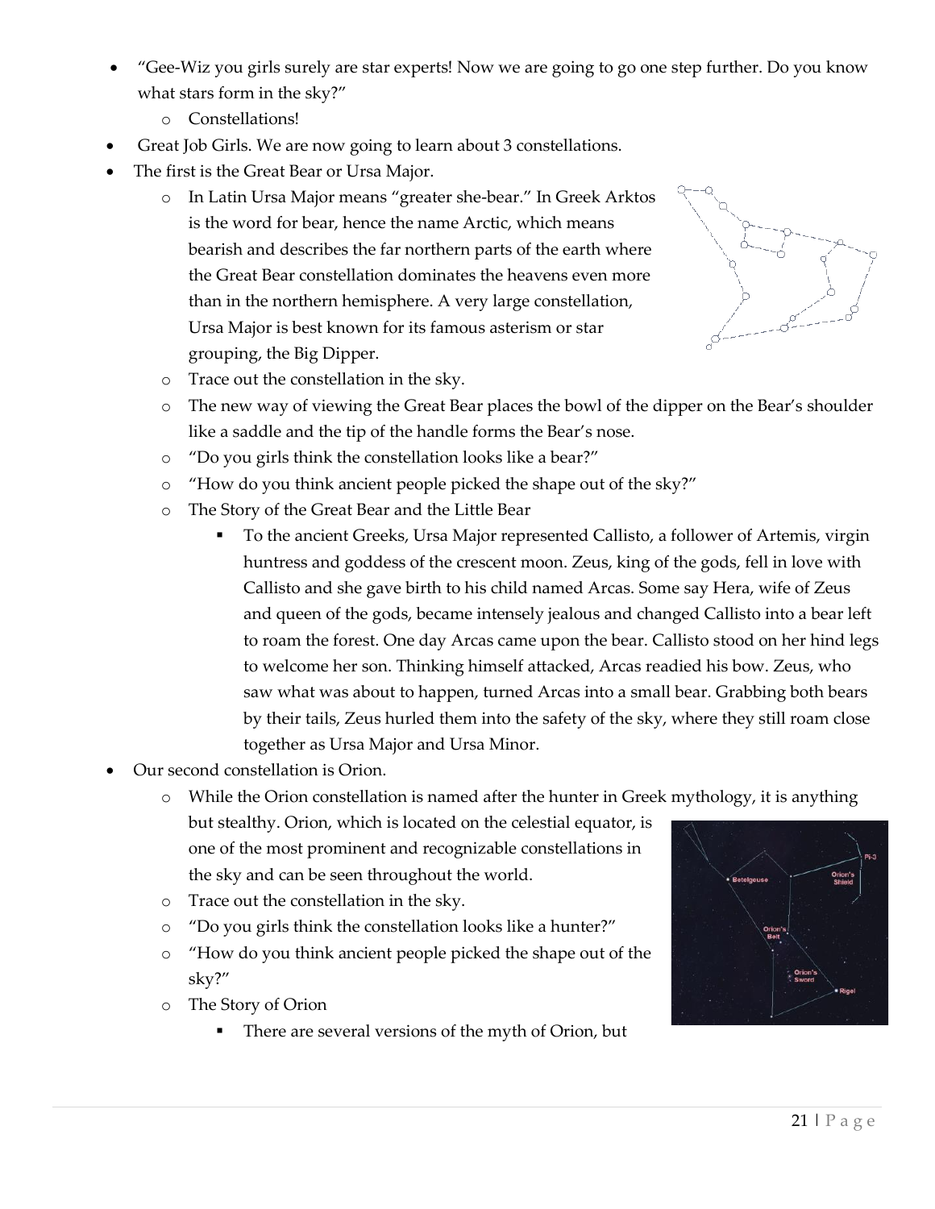- "Gee-Wiz you girls surely are star experts! Now we are going to go one step further. Do you know what stars form in the sky?"
  - Constellations!
- Great Job Girls. We are now going to learn about 3 constellations.
- The first is the Great Bear or Ursa Major.
  - In Latin Ursa Major means "greater she-bear." In Greek Arktos is the word for bear, hence the name Arctic, which means bearish and describes the far northern parts of the earth where the Great Bear constellation dominates the heavens even more than in the northern hemisphere. A very large constellation, Ursa Major is best known for its famous asterism or star grouping, the Big Dipper.
  - Trace out the constellation in the sky.
  - The new way of viewing the Great Bear places the bowl of the dipper on the Bear's shoulder like a saddle and the tip of the handle forms the Bear's nose.
  - "Do you girls think the constellation looks like a bear?"
  - "How do you think ancient people picked the shape out of the sky?"
  - The Story of the Great Bear and the Little Bear
    - To the ancient Greeks, Ursa Major represented Callisto, a follower of Artemis, virgin huntress and goddess of the crescent moon. Zeus, king of the gods, fell in love with Callisto and she gave birth to his child named Arcas. Some say Hera, wife of Zeus and queen of the gods, became intensely jealous and changed Callisto into a bear left to roam the forest. One day Arcas came upon the bear. Callisto stood on her hind legs to welcome her son. Thinking himself attacked, Arcas readied his bow. Zeus, who saw what was about to happen, turned Arcas into a small bear. Grabbing both bears by their tails, Zeus hurled them into the safety of the sky, where they still roam close together as Ursa Major and Ursa Minor.
- Our second constellation is Orion.
  - While the Orion constellation is named after the hunter in Greek mythology, it is anything but stealthy. Orion, which is located on the celestial equator, is one of the most prominent and recognizable constellations in the sky and can be seen throughout the world.
  - Trace out the constellation in the sky.
  - "Do you girls think the constellation looks like a hunter?"
  - "How do you think ancient people picked the shape out of the sky?"
  - The Story of Orion
    - There are several versions of the myth of Orion, but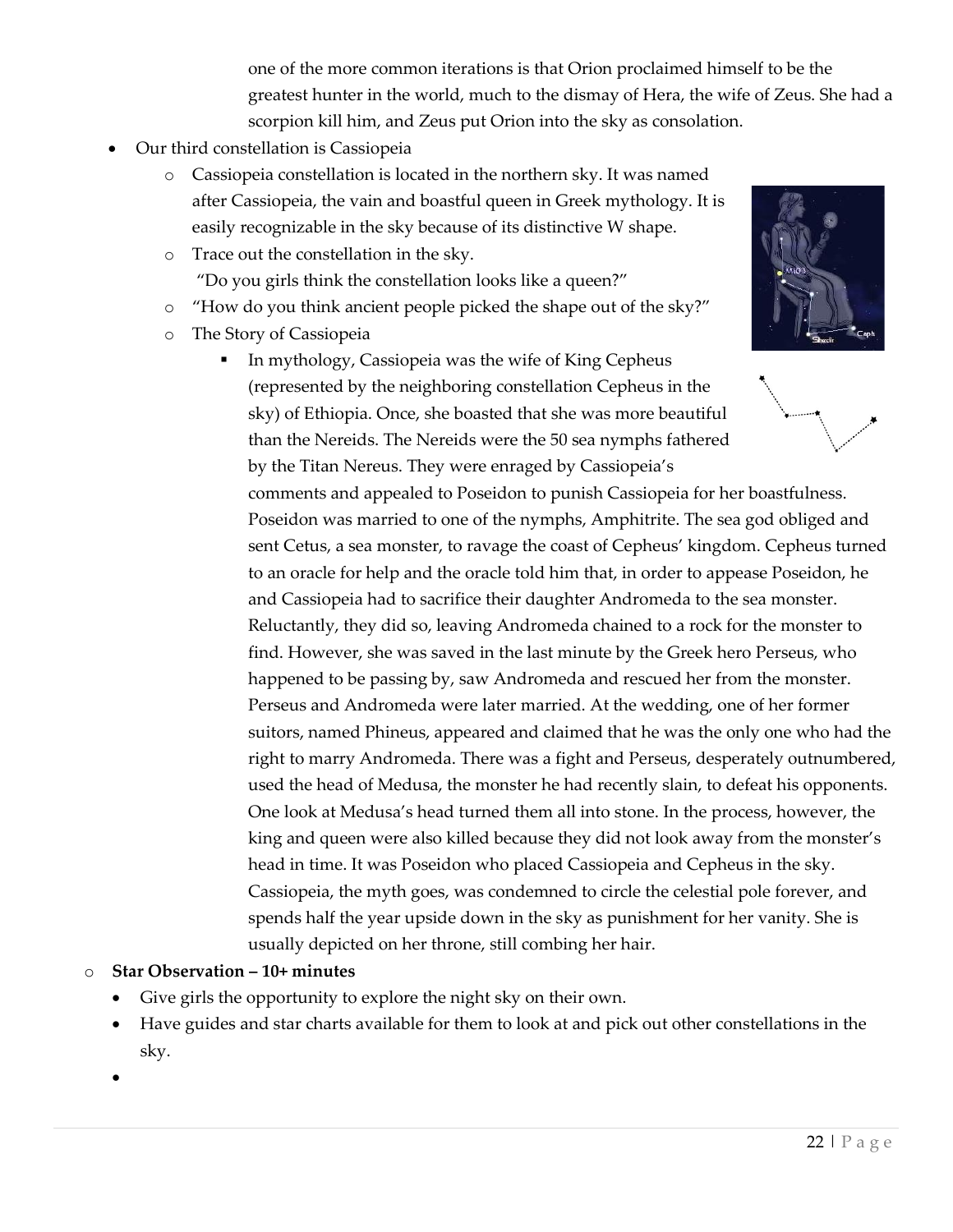one of the more common iterations is that Orion proclaimed himself to be the greatest hunter in the world, much to the dismay of Hera, the wife of Zeus. She had a scorpion kill him, and Zeus put Orion into the sky as consolation.

- Our third constellation is Cassiopeia
  - Cassiopeia constellation is located in the northern sky. It was named after Cassiopeia, the vain and boastful queen in Greek mythology. It is easily recognizable in the sky because of its distinctive W shape.
  - Trace out the constellation in the sky.
    "Do you girls think the constellation looks like a queen?"
  - "How do you think ancient people picked the shape out of the sky?"
  - The Story of Cassiopeia
    - In mythology, Cassiopeia was the wife of King Cepheus (represented by the neighboring constellation Cepheus in the sky) of Ethiopia. Once, she boasted that she was more beautiful than the Nereids. The Nereids were the 50 sea nymphs fathered by the Titan Nereus. They were enraged by Cassiopeia's comments and appealed to Poseidon to punish Cassiopeia for her boastfulness. Poseidon was married to one of the nymphs, Amphitrite. The sea god obliged and sent Cetus, a sea monster, to ravage the coast of Cepheus' kingdom. Cepheus turned to an oracle for help and the oracle told him that, in order to appease Poseidon, he and Cassiopeia had to sacrifice their daughter Andromeda to the sea monster. Reluctantly, they did so, leaving Andromeda chained to a rock for the monster to find. However, she was saved in the last minute by the Greek hero Perseus, who happened to be passing by, saw Andromeda and rescued her from the monster. Perseus and Andromeda were later married. At the wedding, one of her former suitors, named Phineus, appeared and claimed that he was the only one who had the right to marry Andromeda. There was a fight and Perseus, desperately outnumbered, used the head of Medusa, the monster he had recently slain, to defeat his opponents. One look at Medusa's head turned them all into stone. In the process, however, the king and queen were also killed because they did not look away from the monster's head in time. It was Poseidon who placed Cassiopeia and Cepheus in the sky. Cassiopeia, the myth goes, was condemned to circle the celestial pole forever, and spends half the year upside down in the sky as punishment for her vanity. She is usually depicted on her throne, still combing her hair.

- **Star Observation – 10+ minutes**
  - Give girls the opportunity to explore the night sky on their own.
  - Have guides and star charts available for them to look at and pick out other constellations in the sky.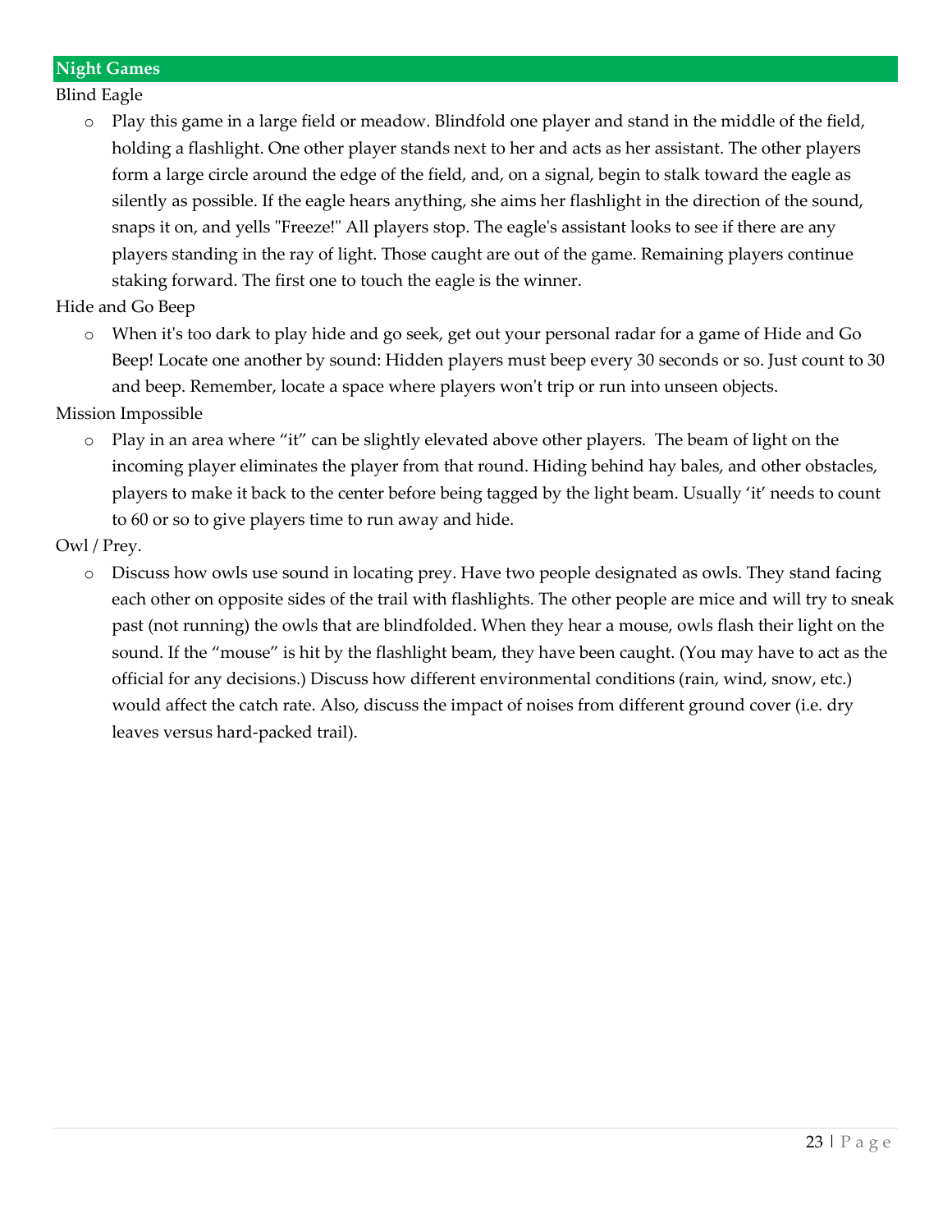## Night Games

### Blind Eagle

- Play this game in a large field or meadow. Blindfold one player and stand in the middle of the field, holding a flashlight. One other player stands next to her and acts as her assistant. The other players form a large circle around the edge of the field, and, on a signal, begin to stalk toward the eagle as silently as possible. If the eagle hears anything, she aims her flashlight in the direction of the sound, snaps it on, and yells "Freeze!" All players stop. The eagle's assistant looks to see if there are any players standing in the ray of light. Those caught are out of the game. Remaining players continue staking forward. The first one to touch the eagle is the winner.

### Hide and Go Beep

- When it's too dark to play hide and go seek, get out your personal radar for a game of Hide and Go Beep! Locate one another by sound: Hidden players must beep every 30 seconds or so. Just count to 30 and beep. Remember, locate a space where players won't trip or run into unseen objects.

### Mission Impossible

- Play in an area where "it" can be slightly elevated above other players. The beam of light on the incoming player eliminates the player from that round. Hiding behind hay bales, and other obstacles, players to make it back to the center before being tagged by the light beam. Usually 'it' needs to count to 60 or so to give players time to run away and hide.

### Owl / Prey.

- Discuss how owls use sound in locating prey. Have two people designated as owls. They stand facing each other on opposite sides of the trail with flashlights. The other people are mice and will try to sneak past (not running) the owls that are blindfolded. When they hear a mouse, owls flash their light on the sound. If the "mouse" is hit by the flashlight beam, they have been caught. (You may have to act as the official for any decisions.) Discuss how different environmental conditions (rain, wind, snow, etc.) would affect the catch rate. Also, discuss the impact of noises from different ground cover (i.e. dry leaves versus hard-packed trail).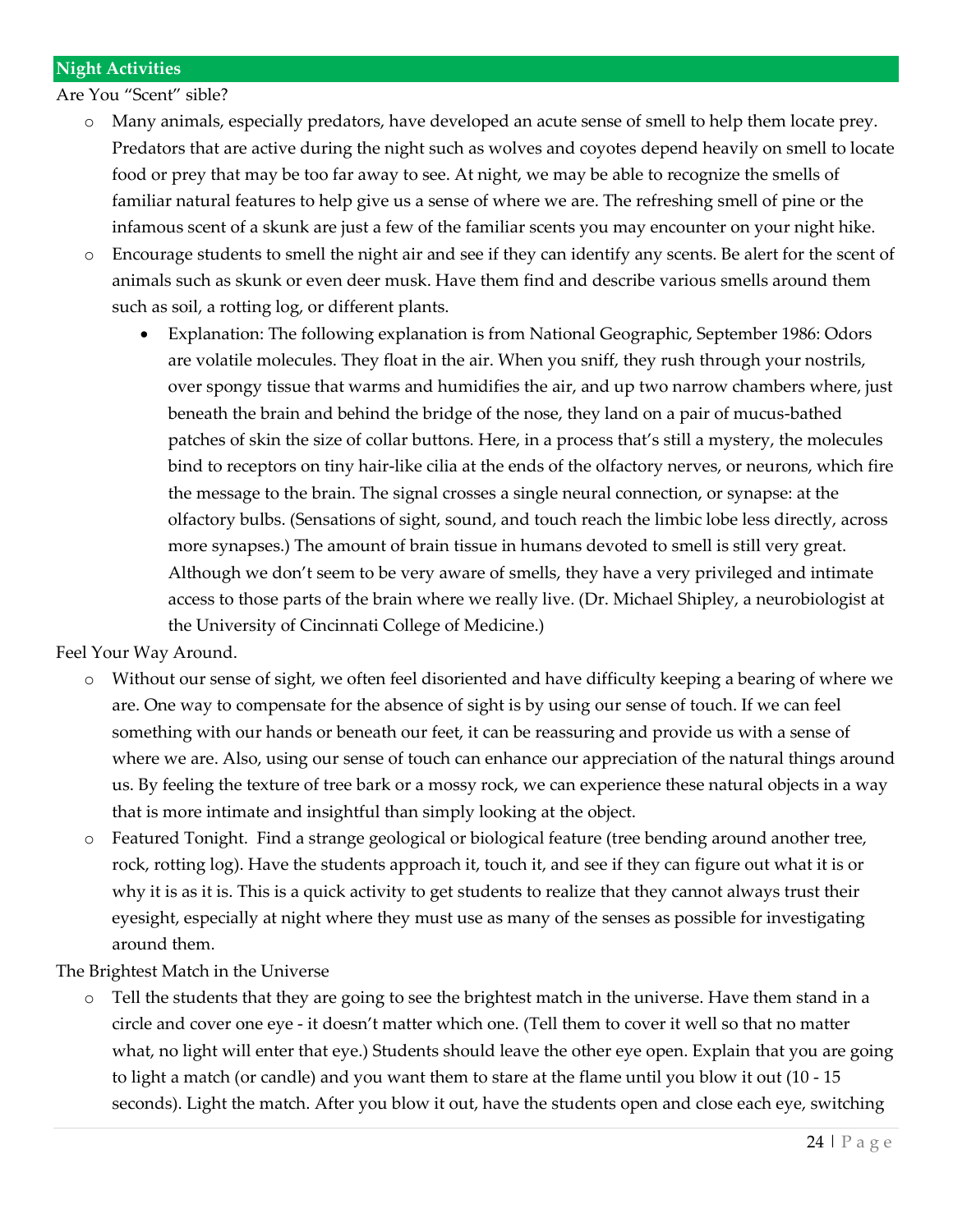## Night Activities

Are You "Scent" sible?

- Many animals, especially predators, have developed an acute sense of smell to help them locate prey. Predators that are active during the night such as wolves and coyotes depend heavily on smell to locate food or prey that may be too far away to see. At night, we may be able to recognize the smells of familiar natural features to help give us a sense of where we are. The refreshing smell of pine or the infamous scent of a skunk are just a few of the familiar scents you may encounter on your night hike.
- Encourage students to smell the night air and see if they can identify any scents. Be alert for the scent of animals such as skunk or even deer musk. Have them find and describe various smells around them such as soil, a rotting log, or different plants.
    - Explanation: The following explanation is from National Geographic, September 1986: Odors are volatile molecules. They float in the air. When you sniff, they rush through your nostrils, over spongy tissue that warms and humidifies the air, and up two narrow chambers where, just beneath the brain and behind the bridge of the nose, they land on a pair of mucus-bathed patches of skin the size of collar buttons. Here, in a process that's still a mystery, the molecules bind to receptors on tiny hair-like cilia at the ends of the olfactory nerves, or neurons, which fire the message to the brain. The signal crosses a single neural connection, or synapse: at the olfactory bulbs. (Sensations of sight, sound, and touch reach the limbic lobe less directly, across more synapses.) The amount of brain tissue in humans devoted to smell is still very great. Although we don't seem to be very aware of smells, they have a very privileged and intimate access to those parts of the brain where we really live. (Dr. Michael Shipley, a neurobiologist at the University of Cincinnati College of Medicine.)

Feel Your Way Around.

- Without our sense of sight, we often feel disoriented and have difficulty keeping a bearing of where we are. One way to compensate for the absence of sight is by using our sense of touch. If we can feel something with our hands or beneath our feet, it can be reassuring and provide us with a sense of where we are. Also, using our sense of touch can enhance our appreciation of the natural things around us. By feeling the texture of tree bark or a mossy rock, we can experience these natural objects in a way that is more intimate and insightful than simply looking at the object.
- Featured Tonight. Find a strange geological or biological feature (tree bending around another tree, rock, rotting log). Have the students approach it, touch it, and see if they can figure out what it is or why it is as it is. This is a quick activity to get students to realize that they cannot always trust their eyesight, especially at night where they must use as many of the senses as possible for investigating around them.

The Brightest Match in the Universe

- Tell the students that they are going to see the brightest match in the universe. Have them stand in a circle and cover one eye - it doesn't matter which one. (Tell them to cover it well so that no matter what, no light will enter that eye.) Students should leave the other eye open. Explain that you are going to light a match (or candle) and you want them to stare at the flame until you blow it out (10 - 15 seconds). Light the match. After you blow it out, have the students open and close each eye, switching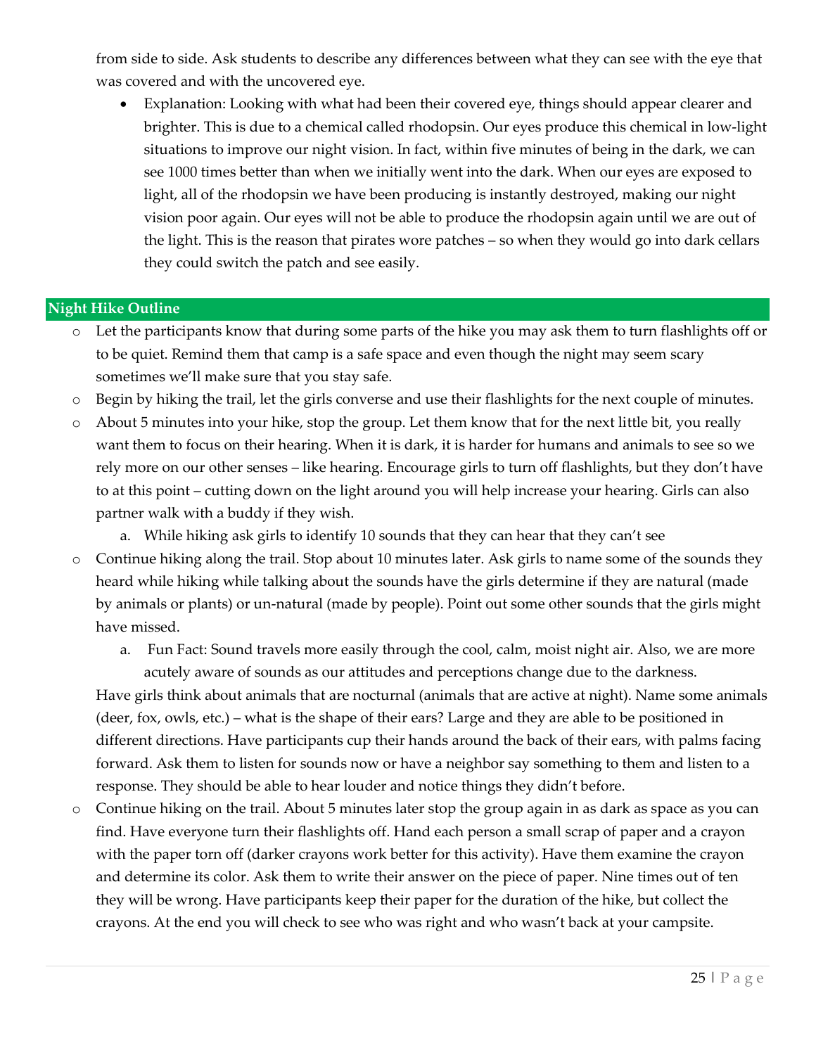from side to side. Ask students to describe any differences between what they can see with the eye that was covered and with the uncovered eye.

- Explanation: Looking with what had been their covered eye, things should appear clearer and brighter. This is due to a chemical called rhodopsin. Our eyes produce this chemical in low-light situations to improve our night vision. In fact, within five minutes of being in the dark, we can see 1000 times better than when we initially went into the dark. When our eyes are exposed to light, all of the rhodopsin we have been producing is instantly destroyed, making our night vision poor again. Our eyes will not be able to produce the rhodopsin again until we are out of the light. This is the reason that pirates wore patches – so when they would go into dark cellars they could switch the patch and see easily.

## Night Hike Outline

- Let the participants know that during some parts of the hike you may ask them to turn flashlights off or to be quiet. Remind them that camp is a safe space and even though the night may seem scary sometimes we'll make sure that you stay safe.
- Begin by hiking the trail, let the girls converse and use their flashlights for the next couple of minutes.
- About 5 minutes into your hike, stop the group. Let them know that for the next little bit, you really want them to focus on their hearing. When it is dark, it is harder for humans and animals to see so we rely more on our other senses – like hearing. Encourage girls to turn off flashlights, but they don't have to at this point – cutting down on the light around you will help increase your hearing. Girls can also partner walk with a buddy if they wish.
    a. While hiking ask girls to identify 10 sounds that they can hear that they can't see
- Continue hiking along the trail. Stop about 10 minutes later. Ask girls to name some of the sounds they heard while hiking while talking about the sounds have the girls determine if they are natural (made by animals or plants) or un-natural (made by people). Point out some other sounds that the girls might have missed.
    a. Fun Fact: Sound travels more easily through the cool, calm, moist night air. Also, we are more acutely aware of sounds as our attitudes and perceptions change due to the darkness.

  Have girls think about animals that are nocturnal (animals that are active at night). Name some animals (deer, fox, owls, etc.) – what is the shape of their ears? Large and they are able to be positioned in different directions. Have participants cup their hands around the back of their ears, with palms facing forward. Ask them to listen for sounds now or have a neighbor say something to them and listen to a response. They should be able to hear louder and notice things they didn't before.
- Continue hiking on the trail. About 5 minutes later stop the group again in as dark as space as you can find. Have everyone turn their flashlights off. Hand each person a small scrap of paper and a crayon with the paper torn off (darker crayons work better for this activity). Have them examine the crayon and determine its color. Ask them to write their answer on the piece of paper. Nine times out of ten they will be wrong. Have participants keep their paper for the duration of the hike, but collect the crayons. At the end you will check to see who was right and who wasn't back at your campsite.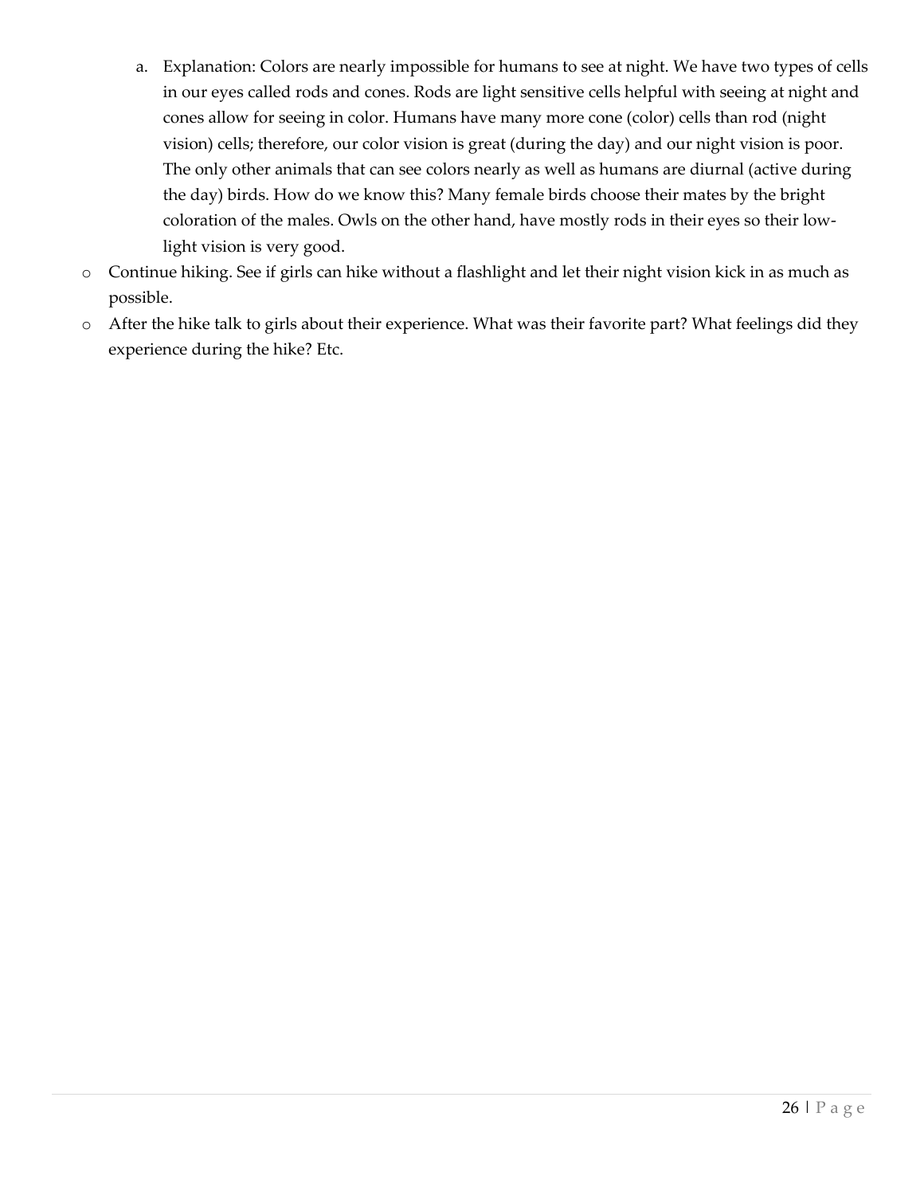a. Explanation: Colors are nearly impossible for humans to see at night. We have two types of cells in our eyes called rods and cones. Rods are light sensitive cells helpful with seeing at night and cones allow for seeing in color. Humans have many more cone (color) cells than rod (night vision) cells; therefore, our color vision is great (during the day) and our night vision is poor. The only other animals that can see colors nearly as well as humans are diurnal (active during the day) birds. How do we know this? Many female birds choose their mates by the bright coloration of the males. Owls on the other hand, have mostly rods in their eyes so their low-light vision is very good.

- Continue hiking. See if girls can hike without a flashlight and let their night vision kick in as much as possible.
- After the hike talk to girls about their experience. What was their favorite part? What feelings did they experience during the hike? Etc.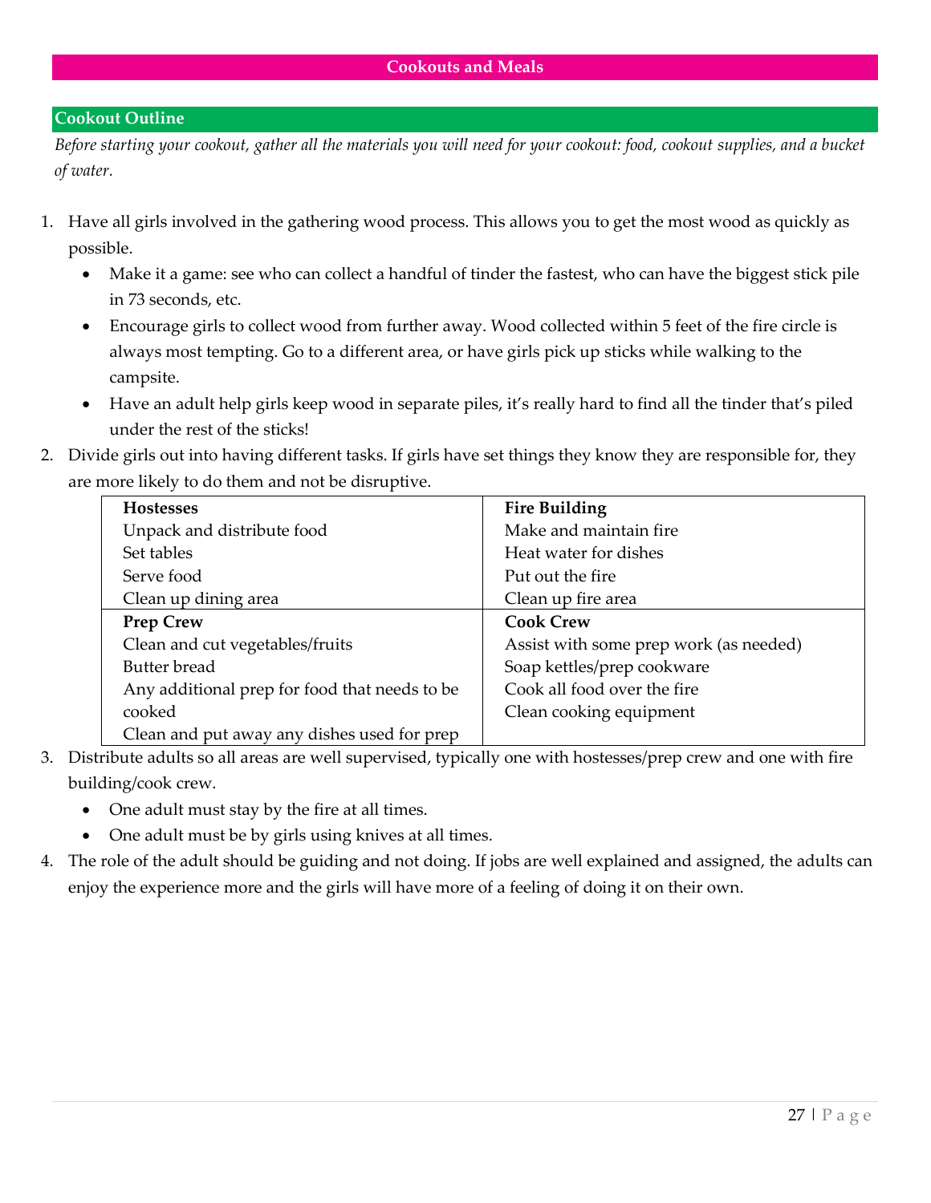# Cookouts and Meals

## Cookout Outline

*Before starting your cookout, gather all the materials you will need for your cookout: food, cookout supplies, and a bucket of water.*

1. Have all girls involved in the gathering wood process. This allows you to get the most wood as quickly as possible.
   - Make it a game: see who can collect a handful of tinder the fastest, who can have the biggest stick pile in 73 seconds, etc.
   - Encourage girls to collect wood from further away. Wood collected within 5 feet of the fire circle is always most tempting. Go to a different area, or have girls pick up sticks while walking to the campsite.
   - Have an adult help girls keep wood in separate piles, it's really hard to find all the tinder that's piled under the rest of the sticks!
2. Divide girls out into having different tasks. If girls have set things they know they are responsible for, they are more likely to do them and not be disruptive.

| **Hostesses** | **Fire Building** |
|---|---|
| Unpack and distribute food | Make and maintain fire |
| Set tables | Heat water for dishes |
| Serve food | Put out the fire |
| Clean up dining area | Clean up fire area |
| **Prep Crew** | **Cook Crew** |
| Clean and cut vegetables/fruits | Assist with some prep work (as needed) |
| Butter bread | Soap kettles/prep cookware |
| Any additional prep for food that needs to be cooked | Cook all food over the fire |
| Clean and put away any dishes used for prep | Clean cooking equipment |

3. Distribute adults so all areas are well supervised, typically one with hostesses/prep crew and one with fire building/cook crew.
   - One adult must stay by the fire at all times.
   - One adult must be by girls using knives at all times.
4. The role of the adult should be guiding and not doing. If jobs are well explained and assigned, the adults can enjoy the experience more and the girls will have more of a feeling of doing it on their own.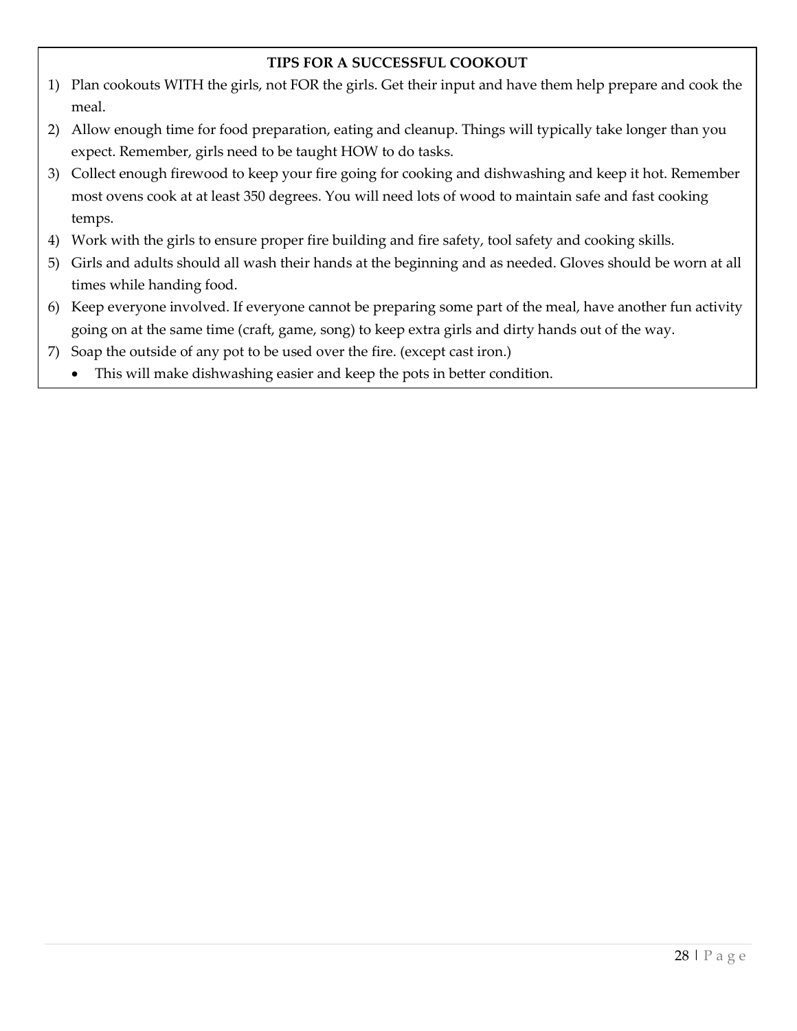## TIPS FOR A SUCCESSFUL COOKOUT

1) Plan cookouts WITH the girls, not FOR the girls. Get their input and have them help prepare and cook the meal.
2) Allow enough time for food preparation, eating and cleanup. Things will typically take longer than you expect. Remember, girls need to be taught HOW to do tasks.
3) Collect enough firewood to keep your fire going for cooking and dishwashing and keep it hot. Remember most ovens cook at at least 350 degrees. You will need lots of wood to maintain safe and fast cooking temps.
4) Work with the girls to ensure proper fire building and fire safety, tool safety and cooking skills.
5) Girls and adults should all wash their hands at the beginning and as needed. Gloves should be worn at all times while handing food.
6) Keep everyone involved. If everyone cannot be preparing some part of the meal, have another fun activity going on at the same time (craft, game, song) to keep extra girls and dirty hands out of the way.
7) Soap the outside of any pot to be used over the fire. (except cast iron.)
   - This will make dishwashing easier and keep the pots in better condition.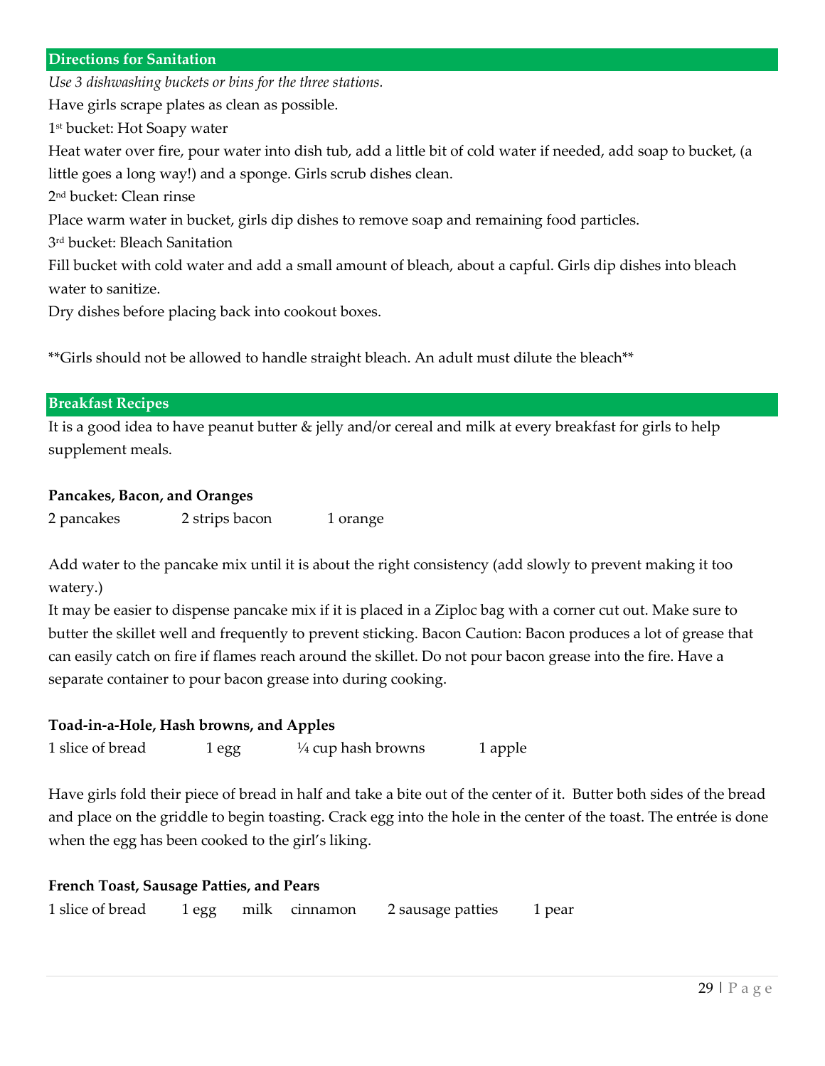## Directions for Sanitation

*Use 3 dishwashing buckets or bins for the three stations.*

Have girls scrape plates as clean as possible.

1st bucket: Hot Soapy water

Heat water over fire, pour water into dish tub, add a little bit of cold water if needed, add soap to bucket, (a little goes a long way!) and a sponge. Girls scrub dishes clean.

2nd bucket: Clean rinse

Place warm water in bucket, girls dip dishes to remove soap and remaining food particles.

3rd bucket: Bleach Sanitation

Fill bucket with cold water and add a small amount of bleach, about a capful. Girls dip dishes into bleach water to sanitize.

Dry dishes before placing back into cookout boxes.

**Girls should not be allowed to handle straight bleach. An adult must dilute the bleach**

## Breakfast Recipes

It is a good idea to have peanut butter & jelly and/or cereal and milk at every breakfast for girls to help supplement meals.

**Pancakes, Bacon, and Oranges**

2 pancakes    2 strips bacon    1 orange

Add water to the pancake mix until it is about the right consistency (add slowly to prevent making it too watery.)

It may be easier to dispense pancake mix if it is placed in a Ziploc bag with a corner cut out. Make sure to butter the skillet well and frequently to prevent sticking. Bacon Caution: Bacon produces a lot of grease that can easily catch on fire if flames reach around the skillet. Do not pour bacon grease into the fire. Have a separate container to pour bacon grease into during cooking.

**Toad-in-a-Hole, Hash browns, and Apples**

1 slice of bread    1 egg    ¼ cup hash browns    1 apple

Have girls fold their piece of bread in half and take a bite out of the center of it. Butter both sides of the bread and place on the griddle to begin toasting. Crack egg into the hole in the center of the toast. The entrée is done when the egg has been cooked to the girl's liking.

**French Toast, Sausage Patties, and Pears**

1 slice of bread    1 egg    milk    cinnamon    2 sausage patties    1 pear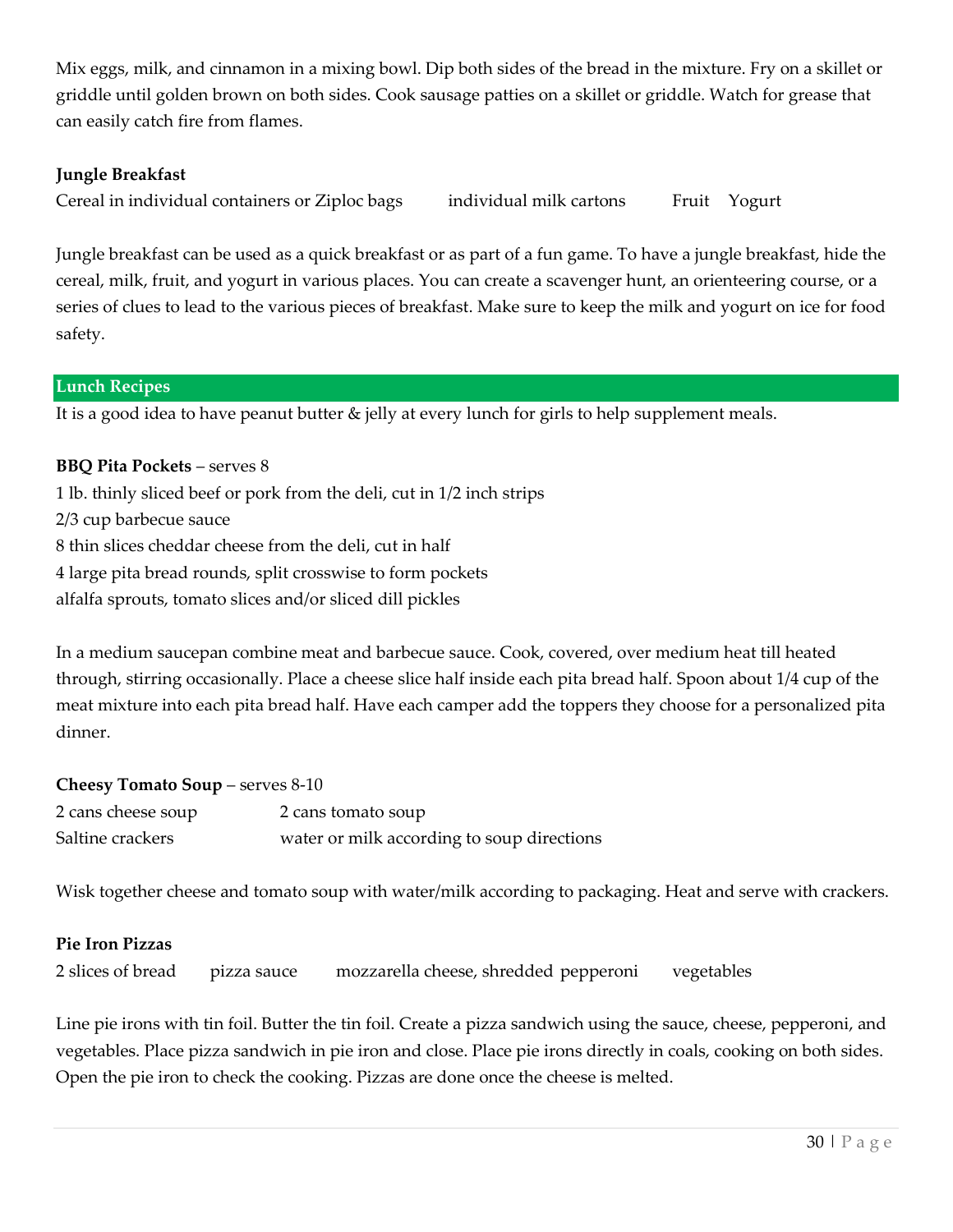Mix eggs, milk, and cinnamon in a mixing bowl. Dip both sides of the bread in the mixture. Fry on a skillet or griddle until golden brown on both sides. Cook sausage patties on a skillet or griddle. Watch for grease that can easily catch fire from flames.

**Jungle Breakfast**

Cereal in individual containers or Ziploc bags    individual milk cartons    Fruit    Yogurt

Jungle breakfast can be used as a quick breakfast or as part of a fun game. To have a jungle breakfast, hide the cereal, milk, fruit, and yogurt in various places. You can create a scavenger hunt, an orienteering course, or a series of clues to lead to the various pieces of breakfast. Make sure to keep the milk and yogurt on ice for food safety.

## Lunch Recipes

It is a good idea to have peanut butter & jelly at every lunch for girls to help supplement meals.

**BBQ Pita Pockets** – serves 8

1 lb. thinly sliced beef or pork from the deli, cut in 1/2 inch strips
2/3 cup barbecue sauce
8 thin slices cheddar cheese from the deli, cut in half
4 large pita bread rounds, split crosswise to form pockets
alfalfa sprouts, tomato slices and/or sliced dill pickles

In a medium saucepan combine meat and barbecue sauce. Cook, covered, over medium heat till heated through, stirring occasionally. Place a cheese slice half inside each pita bread half. Spoon about 1/4 cup of the meat mixture into each pita bread half. Have each camper add the toppers they choose for a personalized pita dinner.

**Cheesy Tomato Soup** – serves 8-10

2 cans cheese soup    2 cans tomato soup
Saltine crackers    water or milk according to soup directions

Wisk together cheese and tomato soup with water/milk according to packaging. Heat and serve with crackers.

**Pie Iron Pizzas**

2 slices of bread    pizza sauce    mozzarella cheese, shredded    pepperoni    vegetables

Line pie irons with tin foil. Butter the tin foil. Create a pizza sandwich using the sauce, cheese, pepperoni, and vegetables. Place pizza sandwich in pie iron and close. Place pie irons directly in coals, cooking on both sides. Open the pie iron to check the cooking. Pizzas are done once the cheese is melted.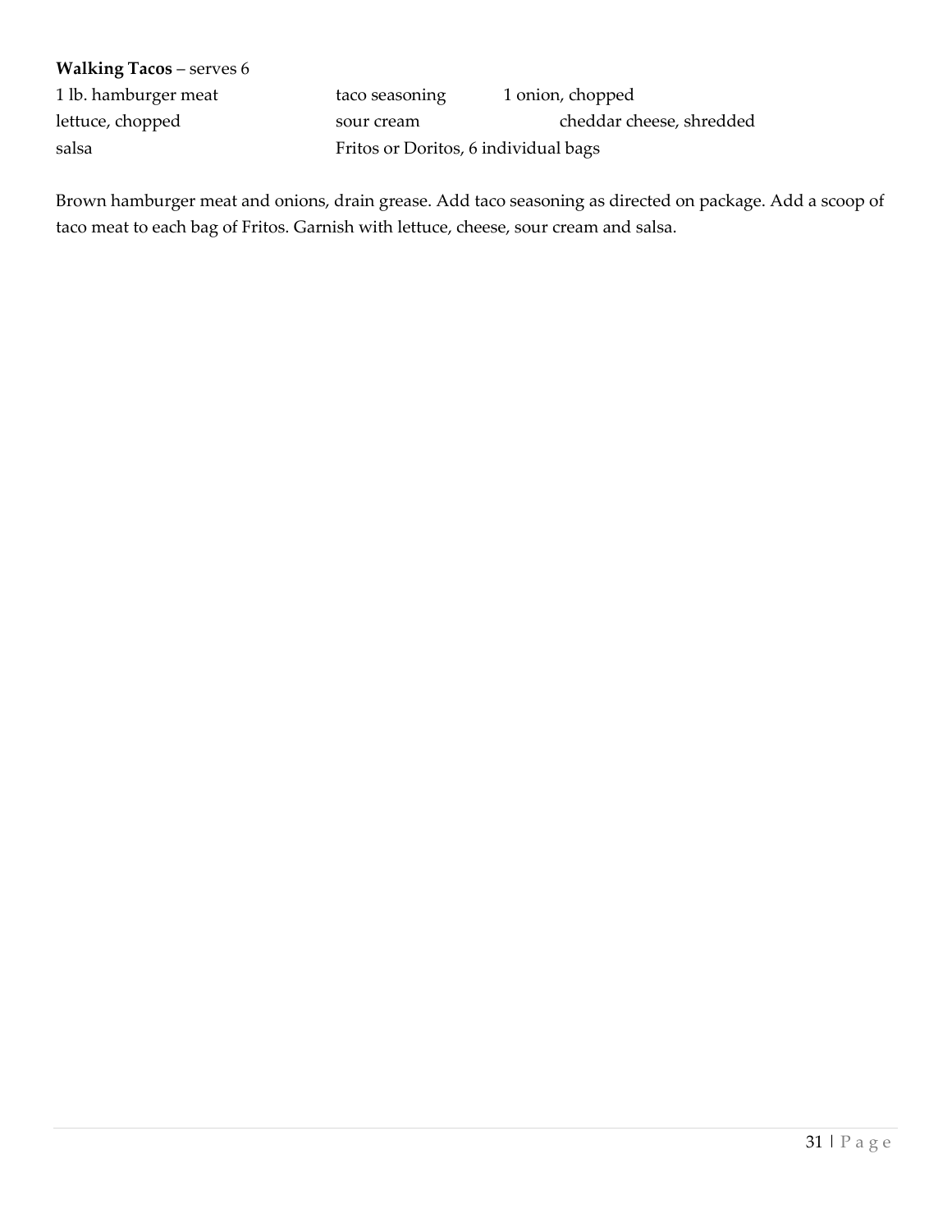**Walking Tacos** – serves 6

1 lb. hamburger meat
taco seasoning
1 onion, chopped
lettuce, chopped
sour cream
cheddar cheese, shredded
salsa
Fritos or Doritos, 6 individual bags

Brown hamburger meat and onions, drain grease. Add taco seasoning as directed on package. Add a scoop of taco meat to each bag of Fritos. Garnish with lettuce, cheese, sour cream and salsa.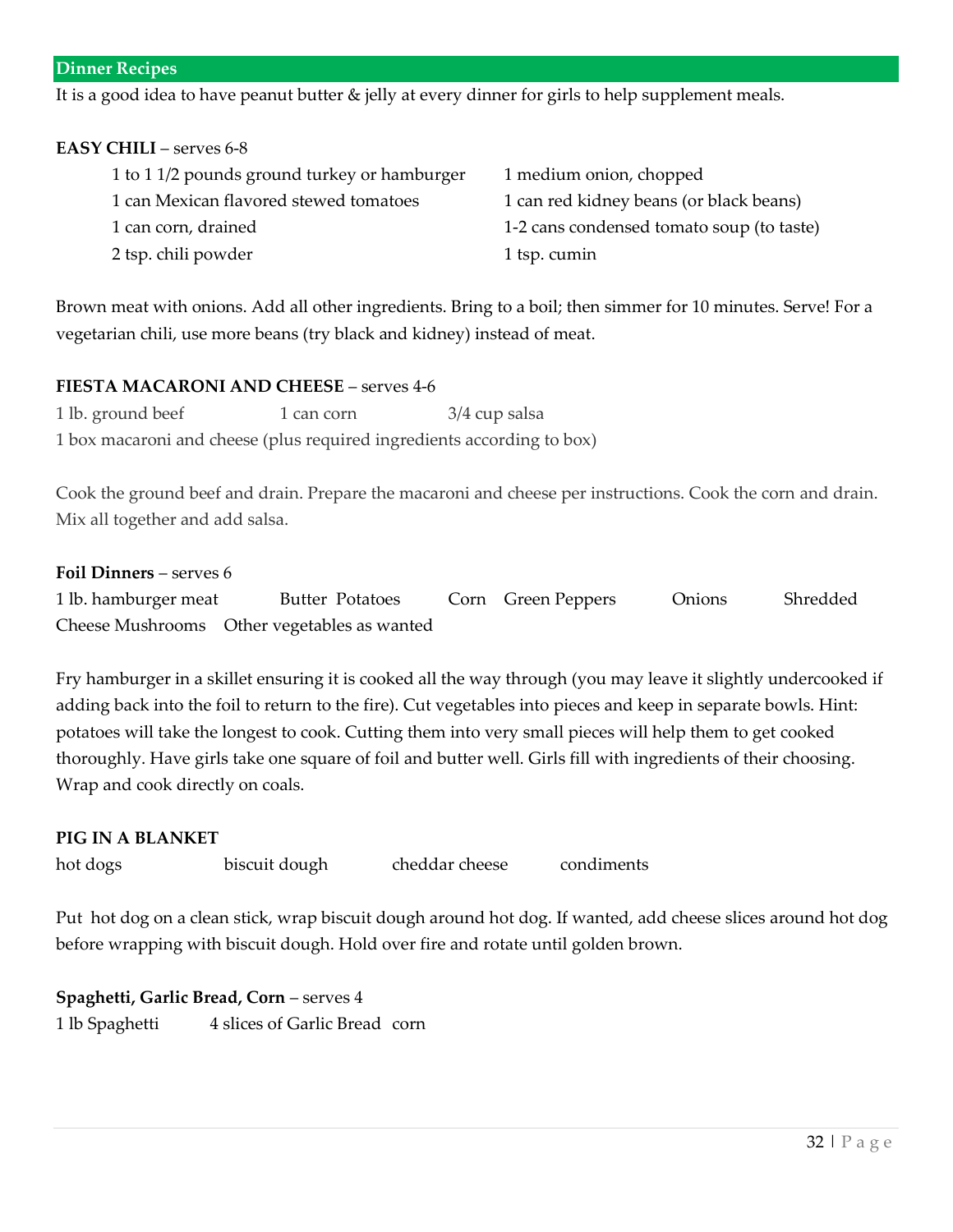## Dinner Recipes

It is a good idea to have peanut butter & jelly at every dinner for girls to help supplement meals.

**EASY CHILI** – serves 6-8

- 1 to 1 1/2 pounds ground turkey or hamburger
- 1 medium onion, chopped
- 1 can Mexican flavored stewed tomatoes
- 1 can red kidney beans (or black beans)
- 1 can corn, drained
- 1-2 cans condensed tomato soup (to taste)
- 2 tsp. chili powder
- 1 tsp. cumin

Brown meat with onions. Add all other ingredients. Bring to a boil; then simmer for 10 minutes. Serve! For a vegetarian chili, use more beans (try black and kidney) instead of meat.

**FIESTA MACARONI AND CHEESE** – serves 4-6

1 lb. ground beef    1 can corn    3/4 cup salsa
1 box macaroni and cheese (plus required ingredients according to box)

Cook the ground beef and drain. Prepare the macaroni and cheese per instructions. Cook the corn and drain. Mix all together and add salsa.

**Foil Dinners** – serves 6

1 lb. hamburger meat    Butter  Potatoes    Corn    Green Peppers    Onions    Shredded Cheese  Mushrooms    Other vegetables as wanted

Fry hamburger in a skillet ensuring it is cooked all the way through (you may leave it slightly undercooked if adding back into the foil to return to the fire). Cut vegetables into pieces and keep in separate bowls. Hint: potatoes will take the longest to cook. Cutting them into very small pieces will help them to get cooked thoroughly. Have girls take one square of foil and butter well. Girls fill with ingredients of their choosing. Wrap and cook directly on coals.

**PIG IN A BLANKET**

hot dogs    biscuit dough    cheddar cheese    condiments

Put hot dog on a clean stick, wrap biscuit dough around hot dog. If wanted, add cheese slices around hot dog before wrapping with biscuit dough. Hold over fire and rotate until golden brown.

**Spaghetti, Garlic Bread, Corn** – serves 4

1 lb Spaghetti    4 slices of Garlic Bread    corn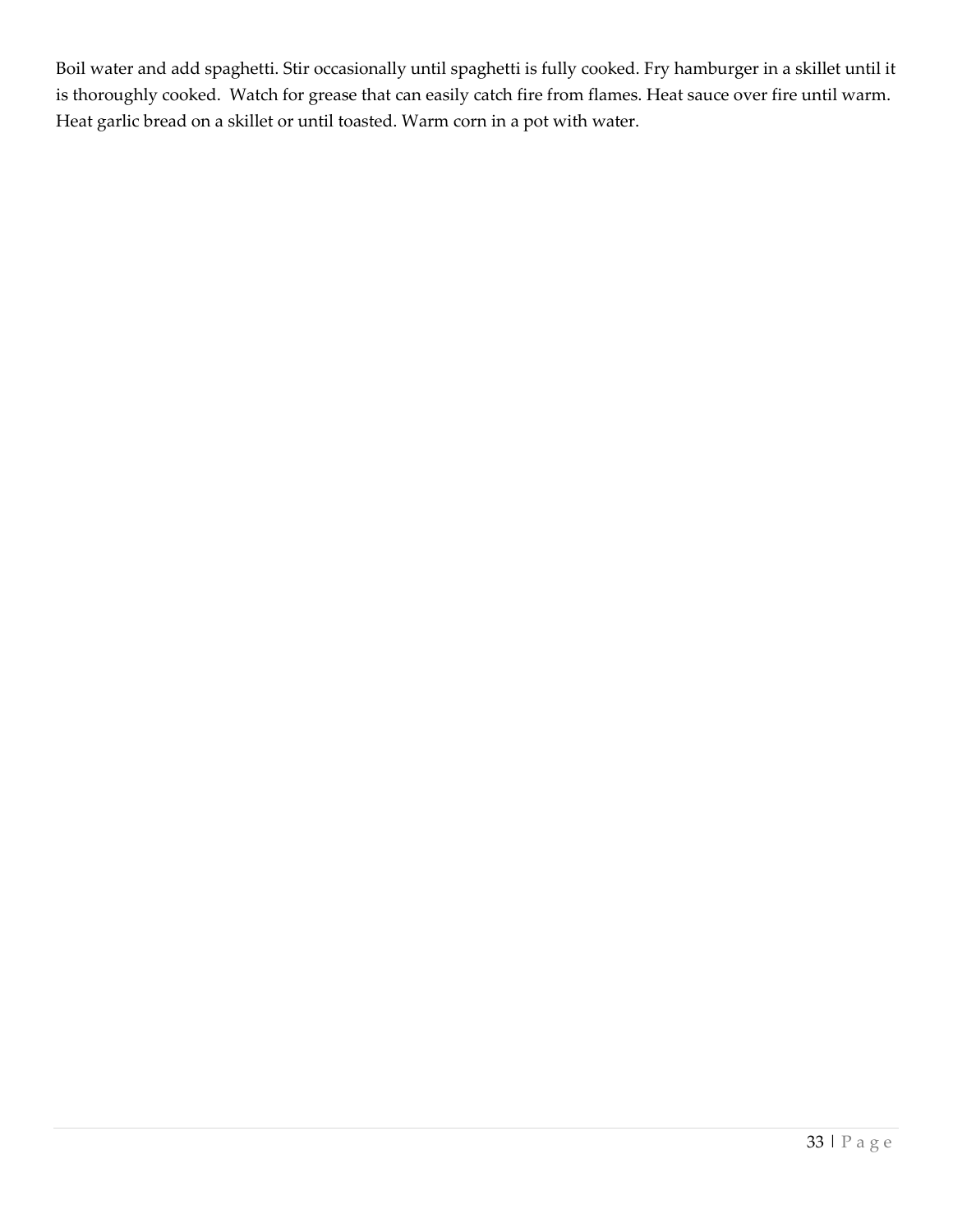Boil water and add spaghetti. Stir occasionally until spaghetti is fully cooked. Fry hamburger in a skillet until it is thoroughly cooked. Watch for grease that can easily catch fire from flames. Heat sauce over fire until warm. Heat garlic bread on a skillet or until toasted. Warm corn in a pot with water.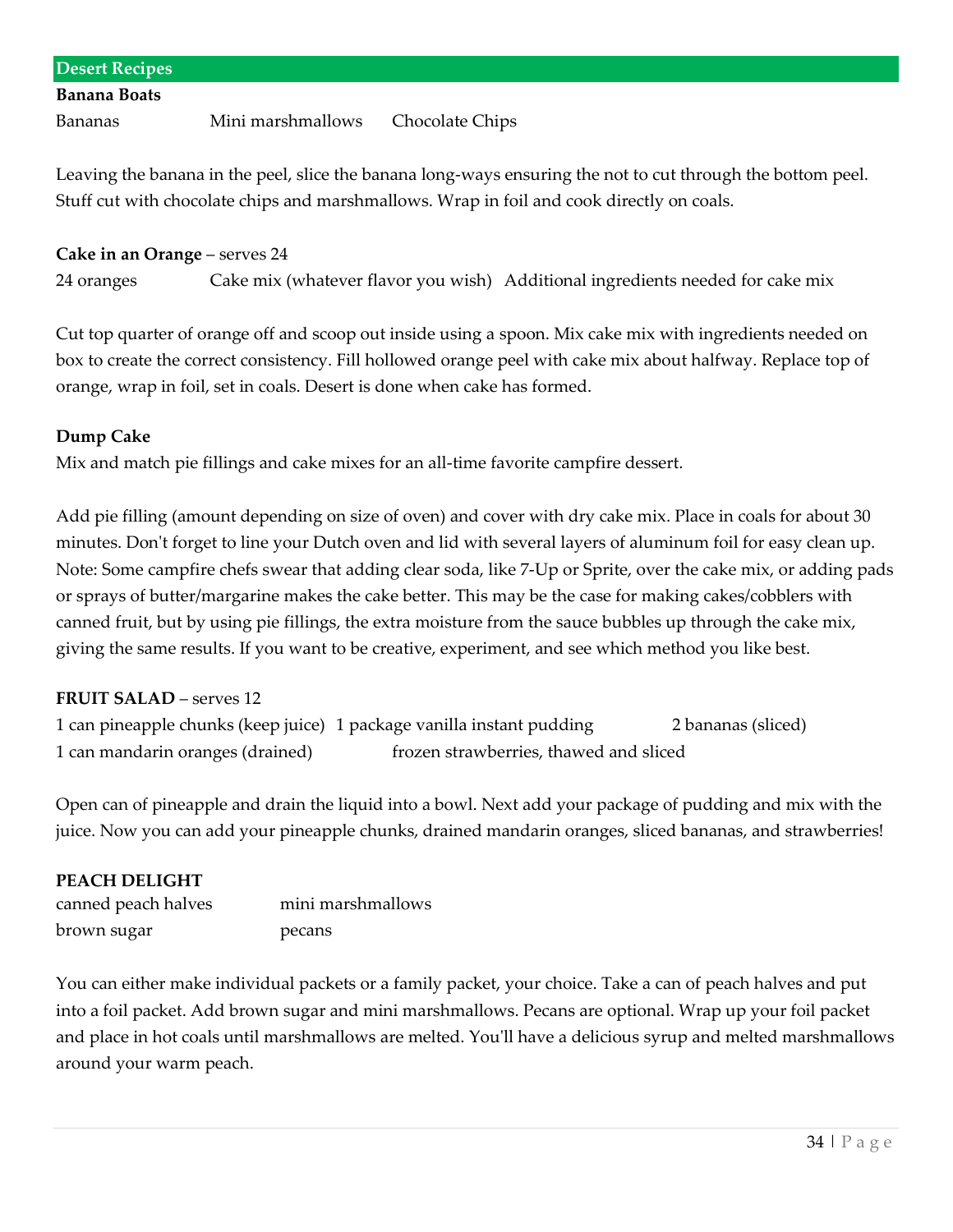## Desert Recipes

**Banana Boats**

Bananas    Mini marshmallows    Chocolate Chips

Leaving the banana in the peel, slice the banana long-ways ensuring the not to cut through the bottom peel. Stuff cut with chocolate chips and marshmallows. Wrap in foil and cook directly on coals.

**Cake in an Orange** – serves 24

24 oranges    Cake mix (whatever flavor you wish)    Additional ingredients needed for cake mix

Cut top quarter of orange off and scoop out inside using a spoon. Mix cake mix with ingredients needed on box to create the correct consistency. Fill hollowed orange peel with cake mix about halfway. Replace top of orange, wrap in foil, set in coals. Desert is done when cake has formed.

**Dump Cake**

Mix and match pie fillings and cake mixes for an all-time favorite campfire dessert.

Add pie filling (amount depending on size of oven) and cover with dry cake mix. Place in coals for about 30 minutes. Don't forget to line your Dutch oven and lid with several layers of aluminum foil for easy clean up. Note: Some campfire chefs swear that adding clear soda, like 7-Up or Sprite, over the cake mix, or adding pads or sprays of butter/margarine makes the cake better. This may be the case for making cakes/cobblers with canned fruit, but by using pie fillings, the extra moisture from the sauce bubbles up through the cake mix, giving the same results. If you want to be creative, experiment, and see which method you like best.

**FRUIT SALAD** – serves 12

1 can pineapple chunks (keep juice)    1 package vanilla instant pudding    2 bananas (sliced)
1 can mandarin oranges (drained)    frozen strawberries, thawed and sliced

Open can of pineapple and drain the liquid into a bowl. Next add your package of pudding and mix with the juice. Now you can add your pineapple chunks, drained mandarin oranges, sliced bananas, and strawberries!

**PEACH DELIGHT**

canned peach halves    mini marshmallows
brown sugar    pecans

You can either make individual packets or a family packet, your choice. Take a can of peach halves and put into a foil packet. Add brown sugar and mini marshmallows. Pecans are optional. Wrap up your foil packet and place in hot coals until marshmallows are melted. You'll have a delicious syrup and melted marshmallows around your warm peach.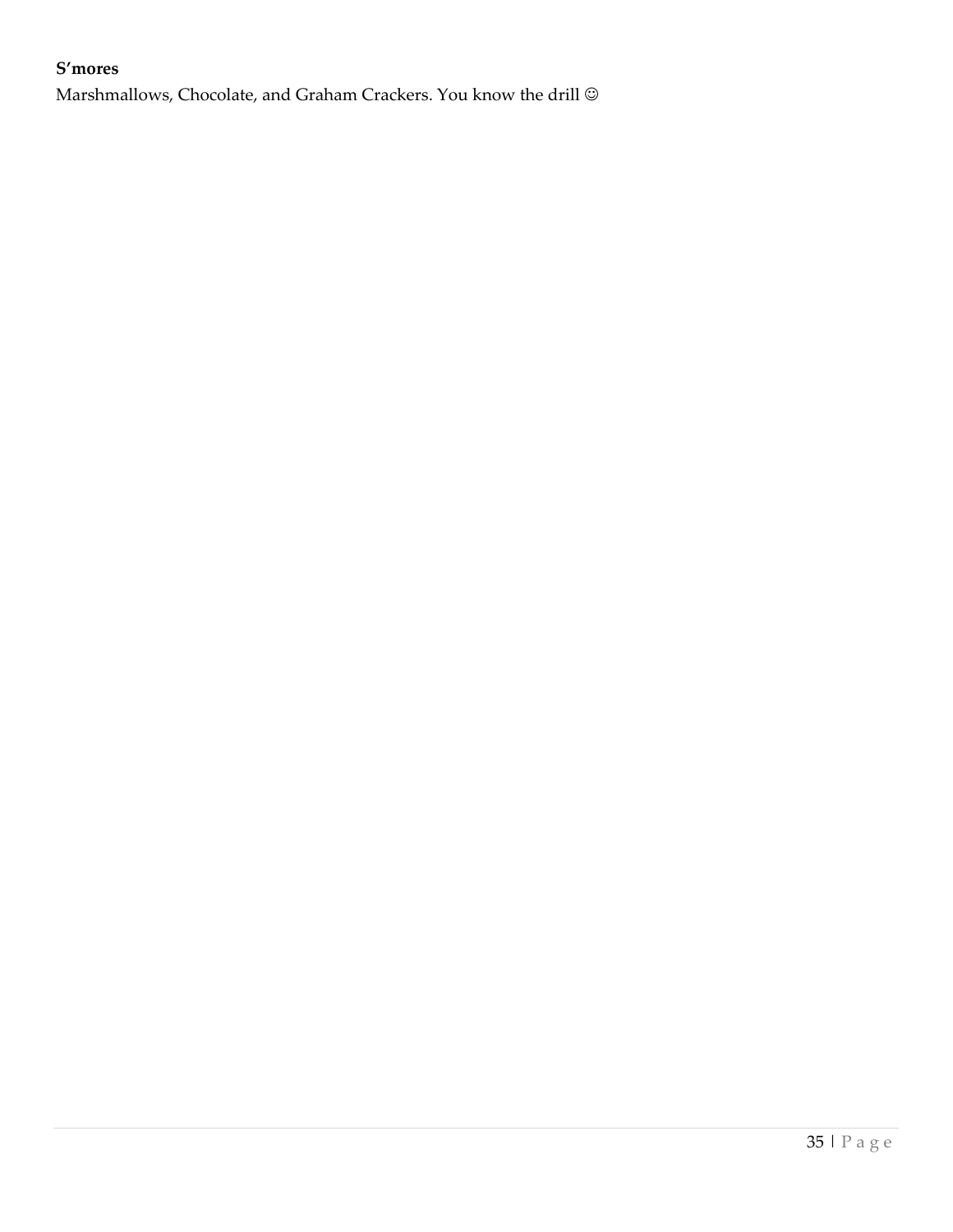**S'mores**

Marshmallows, Chocolate, and Graham Crackers. You know the drill ☺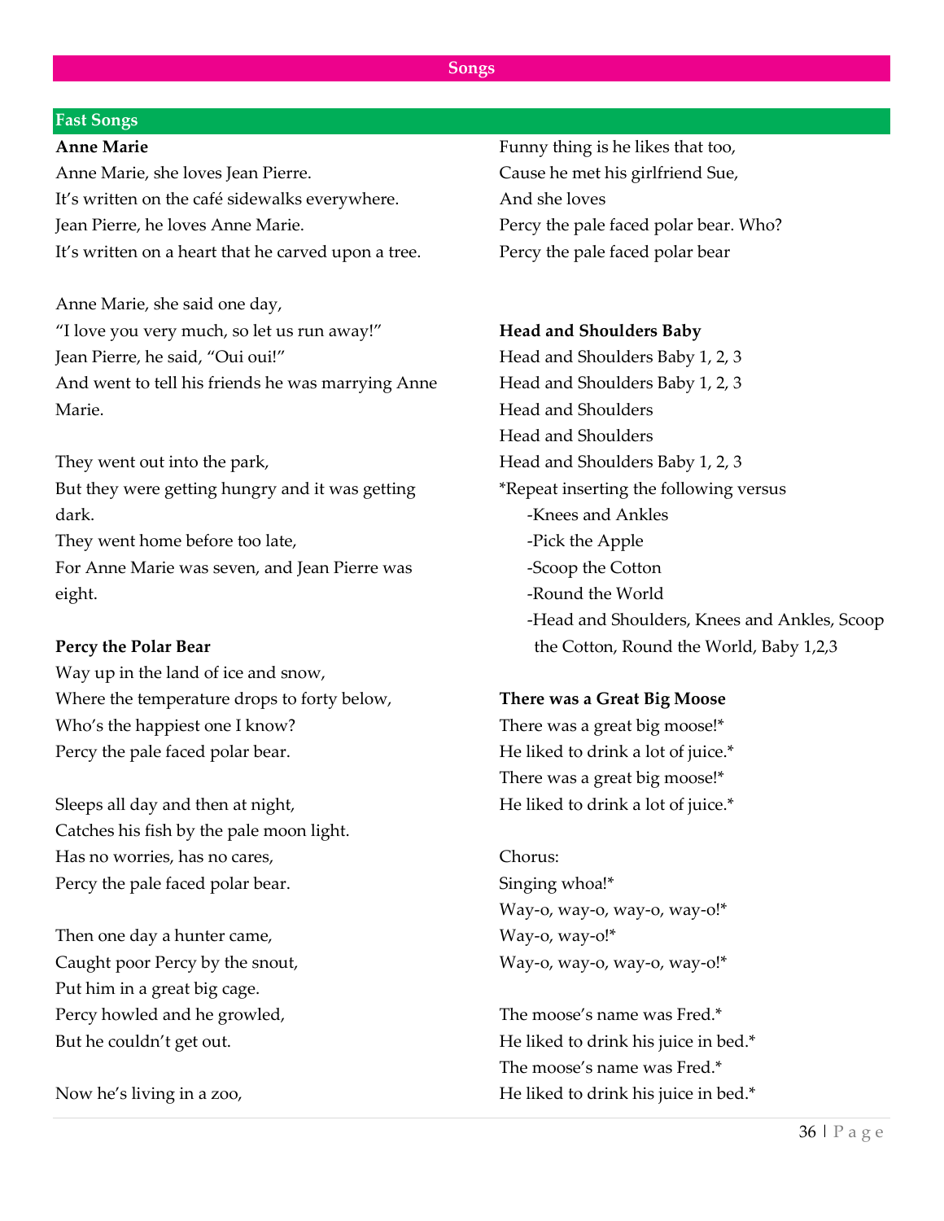# Songs

## Fast Songs

**Anne Marie**

Anne Marie, she loves Jean Pierre.
It's written on the café sidewalks everywhere.
Jean Pierre, he loves Anne Marie.
It's written on a heart that he carved upon a tree.

Anne Marie, she said one day,
"I love you very much, so let us run away!"
Jean Pierre, he said, "Oui oui!"
And went to tell his friends he was marrying Anne Marie.

They went out into the park,
But they were getting hungry and it was getting dark.
They went home before too late,
For Anne Marie was seven, and Jean Pierre was eight.

**Percy the Polar Bear**

Way up in the land of ice and snow,
Where the temperature drops to forty below,
Who's the happiest one I know?
Percy the pale faced polar bear.

Sleeps all day and then at night,
Catches his fish by the pale moon light.
Has no worries, has no cares,
Percy the pale faced polar bear.

Then one day a hunter came,
Caught poor Percy by the snout,
Put him in a great big cage.
Percy howled and he growled,
But he couldn't get out.

Now he's living in a zoo,
Funny thing is he likes that too,
Cause he met his girlfriend Sue,
And she loves
Percy the pale faced polar bear. Who?
Percy the pale faced polar bear

**Head and Shoulders Baby**

Head and Shoulders Baby 1, 2, 3
Head and Shoulders Baby 1, 2, 3
Head and Shoulders
Head and Shoulders
Head and Shoulders Baby 1, 2, 3
*Repeat inserting the following versus

- Knees and Ankles
- Pick the Apple
- Scoop the Cotton
- Round the World
- Head and Shoulders, Knees and Ankles, Scoop the Cotton, Round the World, Baby 1,2,3

**There was a Great Big Moose**

There was a great big moose!*
He liked to drink a lot of juice.*
There was a great big moose!*
He liked to drink a lot of juice.*

Chorus:
Singing whoa!*
Way-o, way-o, way-o, way-o!*
Way-o, way-o!*
Way-o, way-o, way-o, way-o!*

The moose's name was Fred.*
He liked to drink his juice in bed.*
The moose's name was Fred.*
He liked to drink his juice in bed.*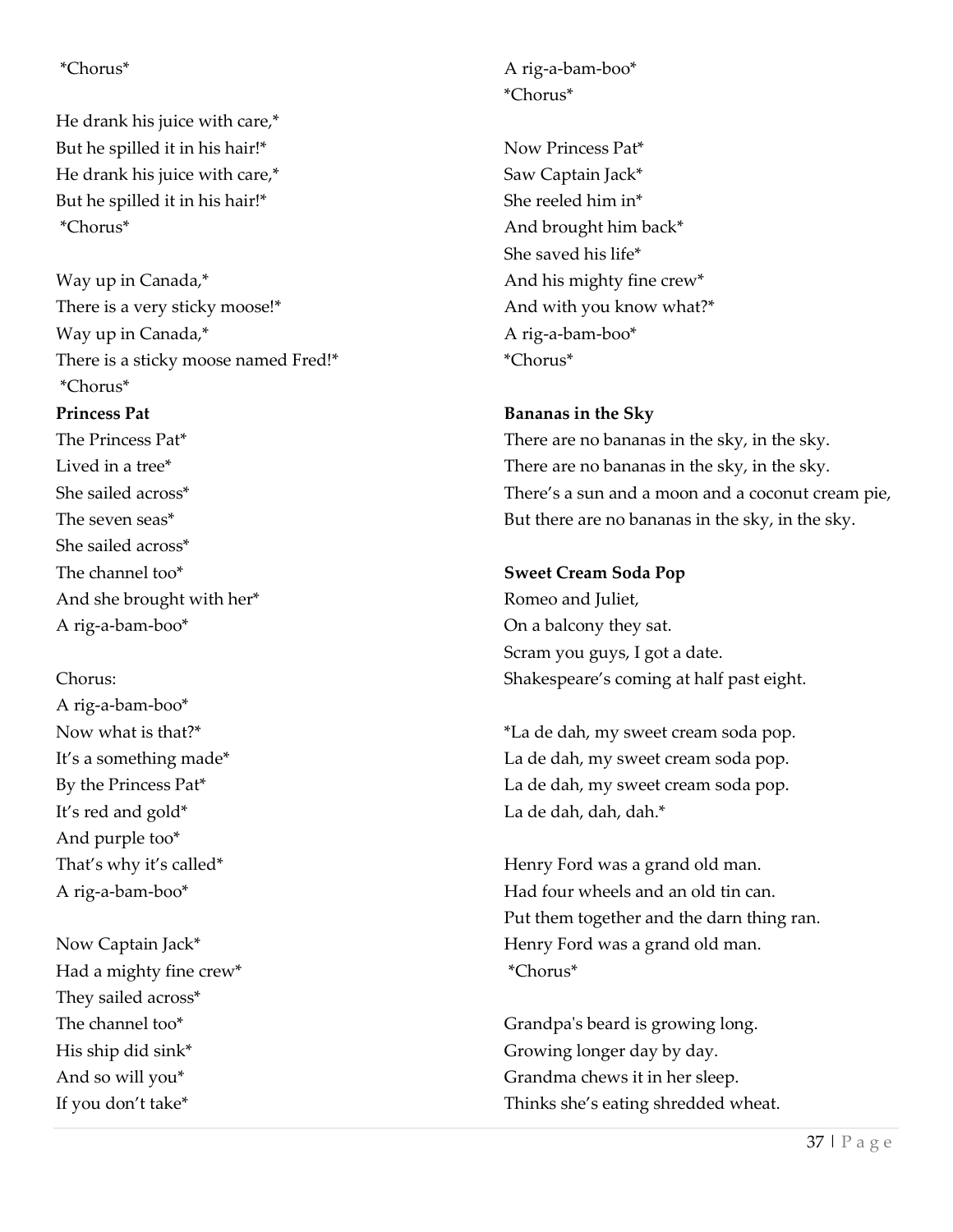*Chorus*

He drank his juice with care,*
But he spilled it in his hair!*
He drank his juice with care,*
But he spilled it in his hair!*
*Chorus*

Way up in Canada,*
There is a very sticky moose!*
Way up in Canada,*
There is a sticky moose named Fred!*
*Chorus*

**Princess Pat**

The Princess Pat*
Lived in a tree*
She sailed across*
The seven seas*
She sailed across*
The channel too*
And she brought with her*
A rig-a-bam-boo*

Chorus:
A rig-a-bam-boo*
Now what is that?*
It's a something made*
By the Princess Pat*
It's red and gold*
And purple too*
That's why it's called*
A rig-a-bam-boo*

Now Captain Jack*
Had a mighty fine crew*
They sailed across*
The channel too*
His ship did sink*
And so will you*
If you don't take*
A rig-a-bam-boo*
*Chorus*

Now Princess Pat*
Saw Captain Jack*
She reeled him in*
And brought him back*
She saved his life*
And his mighty fine crew*
And with you know what?*
A rig-a-bam-boo*
*Chorus*

**Bananas in the Sky**

There are no bananas in the sky, in the sky.
There are no bananas in the sky, in the sky.
There's a sun and a moon and a coconut cream pie,
But there are no bananas in the sky, in the sky.

**Sweet Cream Soda Pop**

Romeo and Juliet,
On a balcony they sat.
Scram you guys, I got a date.
Shakespeare's coming at half past eight.

*La de dah, my sweet cream soda pop.
La de dah, my sweet cream soda pop.
La de dah, my sweet cream soda pop.
La de dah, dah, dah.*

Henry Ford was a grand old man.
Had four wheels and an old tin can.
Put them together and the darn thing ran.
Henry Ford was a grand old man.
*Chorus*

Grandpa's beard is growing long.
Growing longer day by day.
Grandma chews it in her sleep.
Thinks she's eating shredded wheat.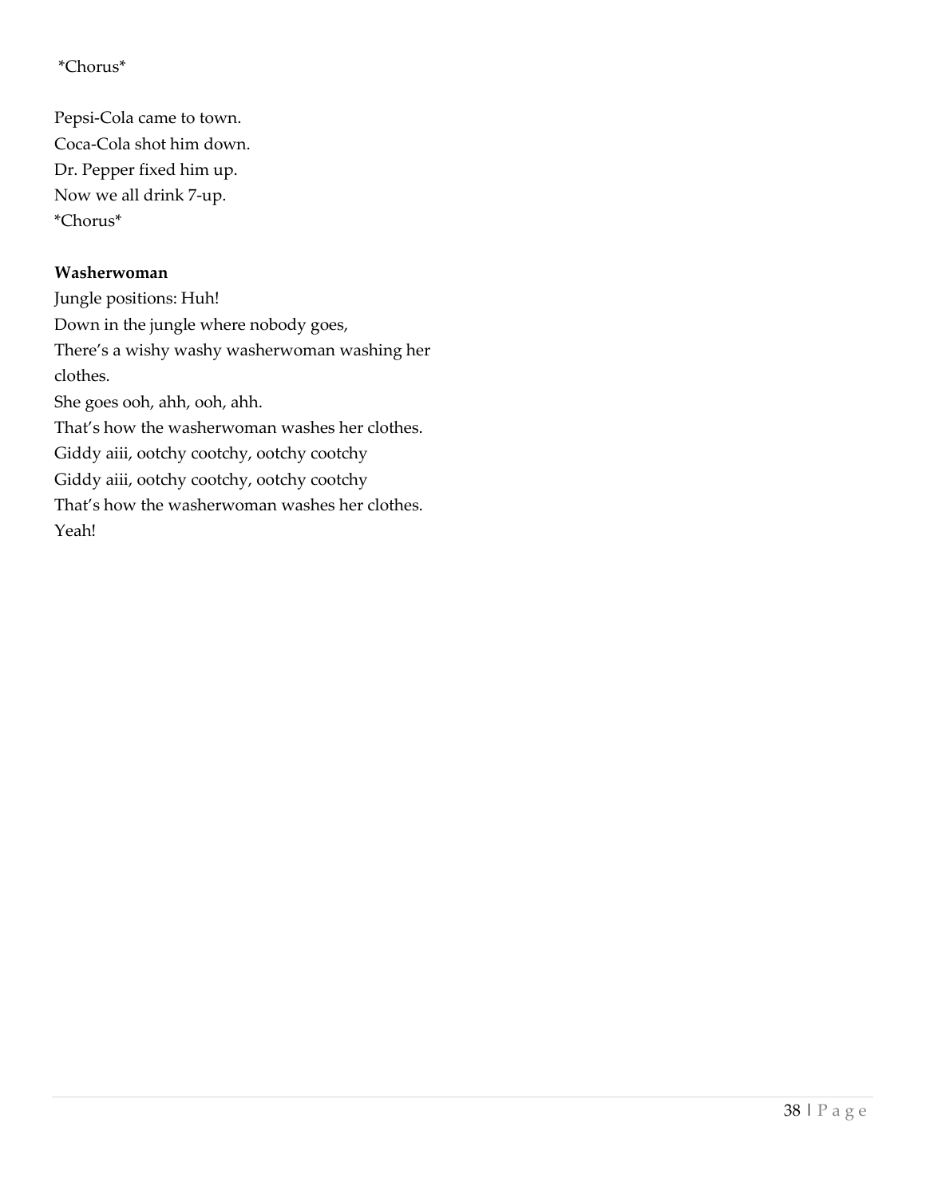*Chorus*

Pepsi-Cola came to town.
Coca-Cola shot him down.
Dr. Pepper fixed him up.
Now we all drink 7-up.
*Chorus*

**Washerwoman**

Jungle positions: Huh!
Down in the jungle where nobody goes,
There's a wishy washy washerwoman washing her clothes.
She goes ooh, ahh, ooh, ahh.
That's how the washerwoman washes her clothes.
Giddy aiii, ootchy cootchy, ootchy cootchy
Giddy aiii, ootchy cootchy, ootchy cootchy
That's how the washerwoman washes her clothes.
Yeah!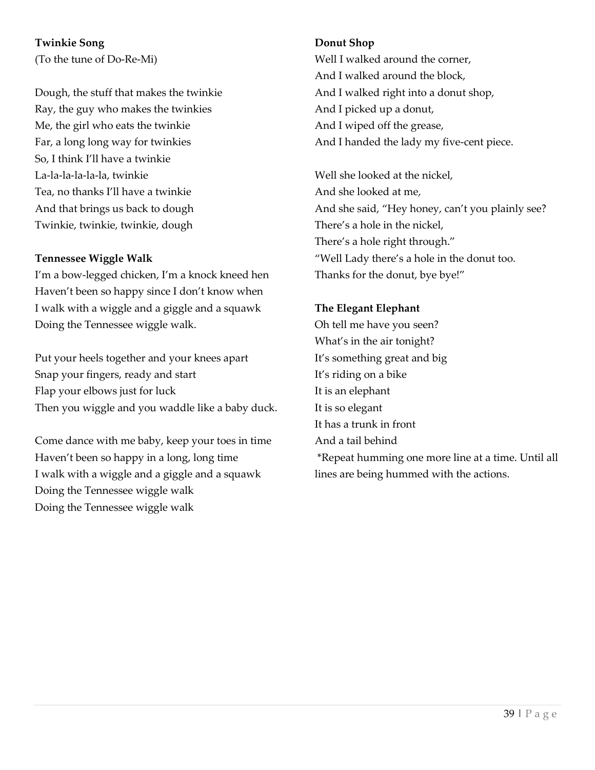**Twinkie Song**
(To the tune of Do-Re-Mi)

Dough, the stuff that makes the twinkie
Ray, the guy who makes the twinkies
Me, the girl who eats the twinkie
Far, a long long way for twinkies
So, I think I'll have a twinkie
La-la-la-la-la-la, twinkie
Tea, no thanks I'll have a twinkie
And that brings us back to dough
Twinkie, twinkie, twinkie, dough

**Tennessee Wiggle Walk**
I'm a bow-legged chicken, I'm a knock kneed hen
Haven't been so happy since I don't know when
I walk with a wiggle and a giggle and a squawk
Doing the Tennessee wiggle walk.

Put your heels together and your knees apart
Snap your fingers, ready and start
Flap your elbows just for luck
Then you wiggle and you waddle like a baby duck.

Come dance with me baby, keep your toes in time
Haven't been so happy in a long, long time
I walk with a wiggle and a giggle and a squawk
Doing the Tennessee wiggle walk
Doing the Tennessee wiggle walk

**Donut Shop**
Well I walked around the corner,
And I walked around the block,
And I walked right into a donut shop,
And I picked up a donut,
And I wiped off the grease,
And I handed the lady my five-cent piece.

Well she looked at the nickel,
And she looked at me,
And she said, "Hey honey, can't you plainly see?
There's a hole in the nickel,
There's a hole right through."
"Well Lady there's a hole in the donut too.
Thanks for the donut, bye bye!"

**The Elegant Elephant**
Oh tell me have you seen?
What's in the air tonight?
It's something great and big
It's riding on a bike
It is an elephant
It is so elegant
It has a trunk in front
And a tail behind
*Repeat humming one more line at a time. Until all lines are being hummed with the actions.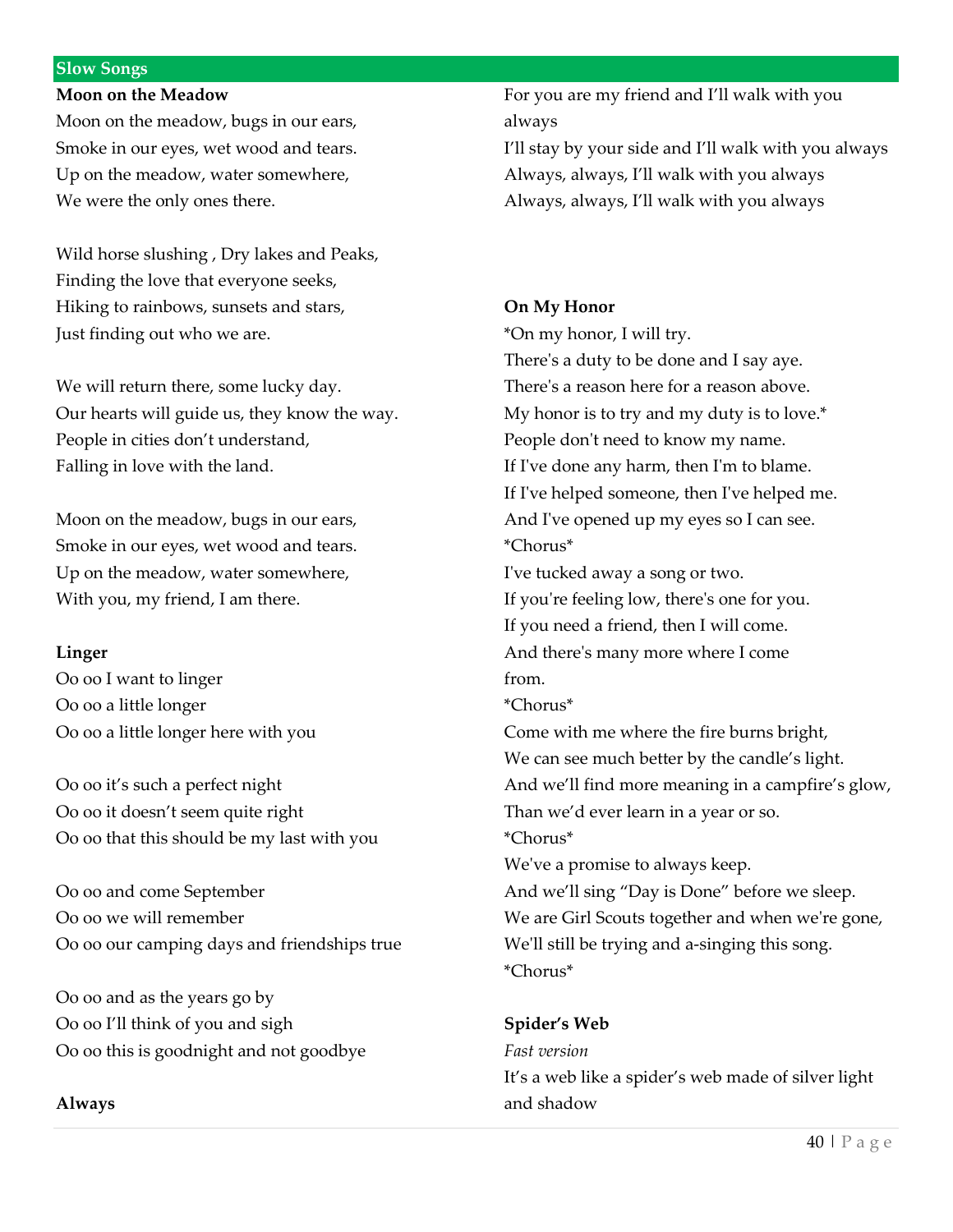## Slow Songs

**Moon on the Meadow**

Moon on the meadow, bugs in our ears,
Smoke in our eyes, wet wood and tears.
Up on the meadow, water somewhere,
We were the only ones there.

Wild horse slushing , Dry lakes and Peaks,
Finding the love that everyone seeks,
Hiking to rainbows, sunsets and stars,
Just finding out who we are.

We will return there, some lucky day.
Our hearts will guide us, they know the way.
People in cities don't understand,
Falling in love with the land.

Moon on the meadow, bugs in our ears,
Smoke in our eyes, wet wood and tears.
Up on the meadow, water somewhere,
With you, my friend, I am there.

**Linger**

Oo oo I want to linger
Oo oo a little longer
Oo oo a little longer here with you

Oo oo it's such a perfect night
Oo oo it doesn't seem quite right
Oo oo that this should be my last with you

Oo oo and come September
Oo oo we will remember
Oo oo our camping days and friendships true

Oo oo and as the years go by
Oo oo I'll think of you and sigh
Oo oo this is goodnight and not goodbye

**Always**

For you are my friend and I'll walk with you always
I'll stay by your side and I'll walk with you always
Always, always, I'll walk with you always
Always, always, I'll walk with you always

**On My Honor**

*On my honor, I will try.
There's a duty to be done and I say aye.
There's a reason here for a reason above.
My honor is to try and my duty is to love.*
People don't need to know my name.
If I've done any harm, then I'm to blame.
If I've helped someone, then I've helped me.
And I've opened up my eyes so I can see.
*Chorus*
I've tucked away a song or two.
If you're feeling low, there's one for you.
If you need a friend, then I will come.
And there's many more where I come from.
*Chorus*
Come with me where the fire burns bright,
We can see much better by the candle's light.
And we'll find more meaning in a campfire's glow,
Than we'd ever learn in a year or so.
*Chorus*
We've a promise to always keep.
And we'll sing "Day is Done" before we sleep.
We are Girl Scouts together and when we're gone,
We'll still be trying and a-singing this song.
*Chorus*

**Spider's Web**

*Fast version*

It's a web like a spider's web made of silver light and shadow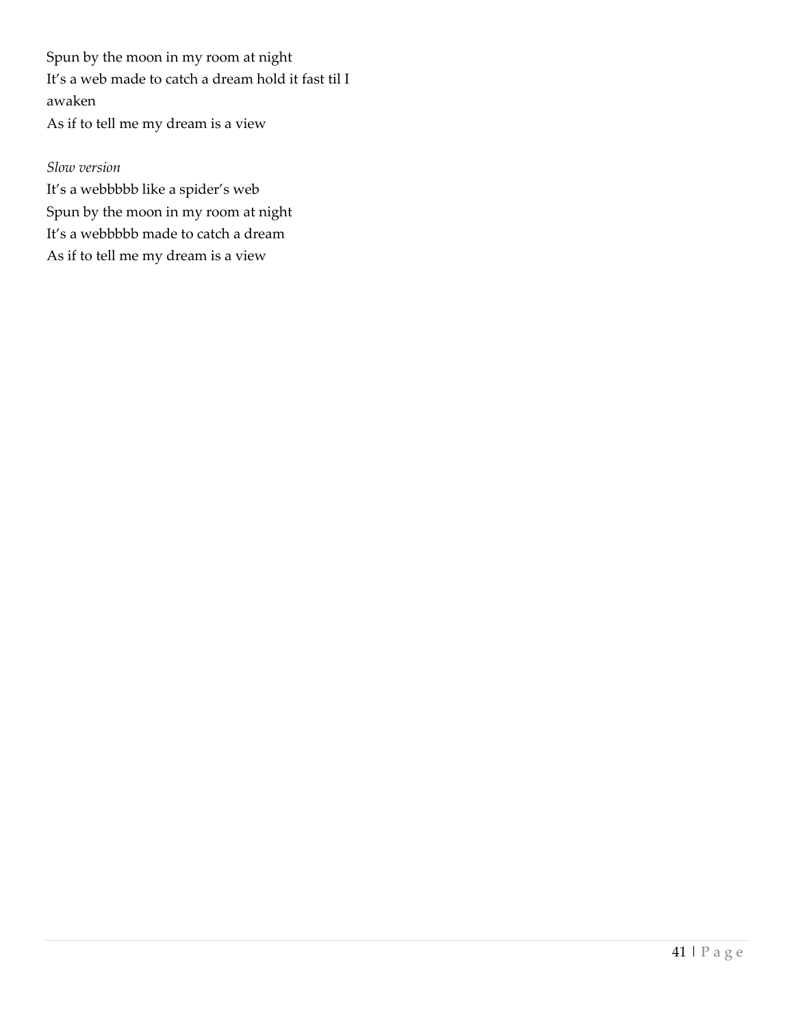Spun by the moon in my room at night
It's a web made to catch a dream hold it fast til I awaken
As if to tell me my dream is a view

*Slow version*
It's a webbbbb like a spider's web
Spun by the moon in my room at night
It's a webbbbb made to catch a dream
As if to tell me my dream is a view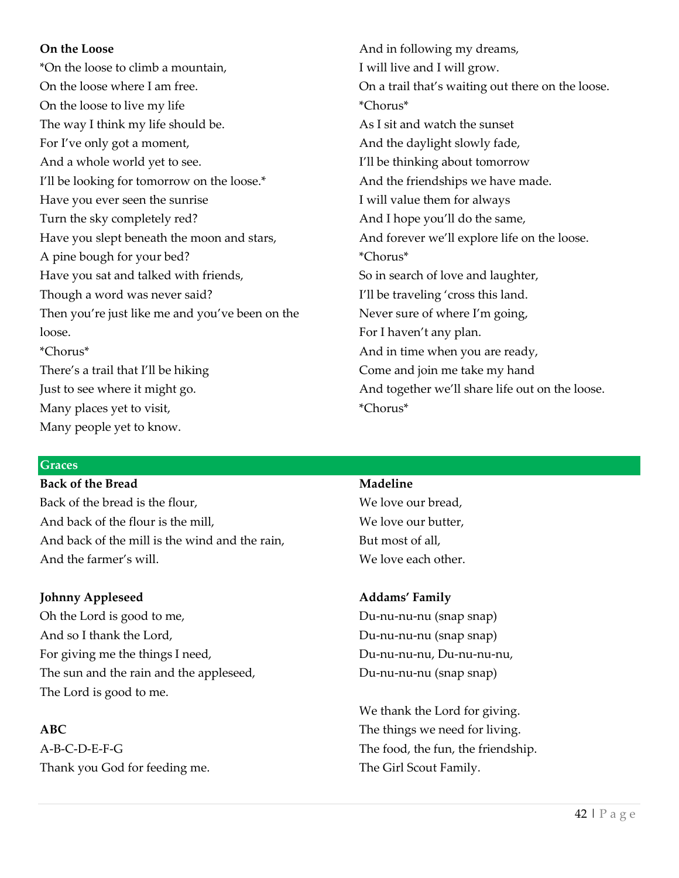**On the Loose**

*On the loose to climb a mountain,
On the loose where I am free.
On the loose to live my life
The way I think my life should be.
For I've only got a moment,
And a whole world yet to see.
I'll be looking for tomorrow on the loose.*

Have you ever seen the sunrise
Turn the sky completely red?
Have you slept beneath the moon and stars,
A pine bough for your bed?
Have you sat and talked with friends,
Though a word was never said?
Then you're just like me and you've been on the loose.

*Chorus*

There's a trail that I'll be hiking
Just to see where it might go.
Many places yet to visit,
Many people yet to know.
And in following my dreams,
I will live and I will grow.
On a trail that's waiting out there on the loose.

*Chorus*

As I sit and watch the sunset
And the daylight slowly fade,
I'll be thinking about tomorrow
And the friendships we have made.
I will value them for always
And I hope you'll do the same,
And forever we'll explore life on the loose.

*Chorus*

So in search of love and laughter,
I'll be traveling 'cross this land.
Never sure of where I'm going,
For I haven't any plan.
And in time when you are ready,
Come and join me take my hand
And together we'll share life out on the loose.

*Chorus*

## Graces

**Back of the Bread**

Back of the bread is the flour,
And back of the flour is the mill,
And back of the mill is the wind and the rain,
And the farmer's will.

**Johnny Appleseed**

Oh the Lord is good to me,
And so I thank the Lord,
For giving me the things I need,
The sun and the rain and the appleseed,
The Lord is good to me.

**ABC**

A-B-C-D-E-F-G
Thank you God for feeding me.

**Madeline**

We love our bread,
We love our butter,
But most of all,
We love each other.

**Addams' Family**

Du-nu-nu-nu (snap snap)
Du-nu-nu-nu (snap snap)
Du-nu-nu-nu, Du-nu-nu-nu,
Du-nu-nu-nu (snap snap)

We thank the Lord for giving.
The things we need for living.
The food, the fun, the friendship.
The Girl Scout Family.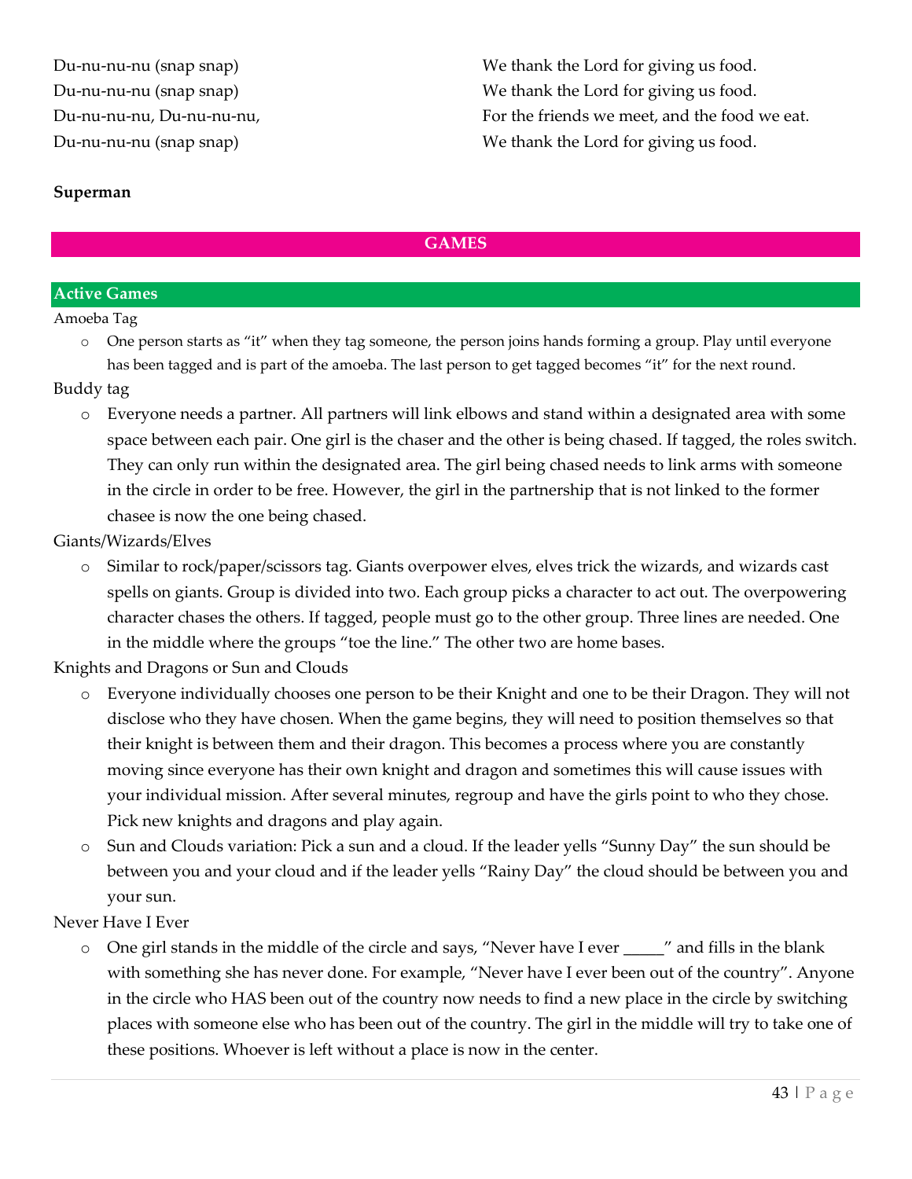Du-nu-nu-nu (snap snap)
Du-nu-nu-nu (snap snap)
Du-nu-nu-nu, Du-nu-nu-nu,
Du-nu-nu-nu (snap snap)

We thank the Lord for giving us food.
We thank the Lord for giving us food.
For the friends we meet, and the food we eat.
We thank the Lord for giving us food.

**Superman**

## GAMES

### Active Games

Amoeba Tag

- One person starts as "it" when they tag someone, the person joins hands forming a group. Play until everyone has been tagged and is part of the amoeba. The last person to get tagged becomes "it" for the next round.

Buddy tag

- Everyone needs a partner. All partners will link elbows and stand within a designated area with some space between each pair. One girl is the chaser and the other is being chased. If tagged, the roles switch. They can only run within the designated area. The girl being chased needs to link arms with someone in the circle in order to be free. However, the girl in the partnership that is not linked to the former chasee is now the one being chased.

Giants/Wizards/Elves

- Similar to rock/paper/scissors tag. Giants overpower elves, elves trick the wizards, and wizards cast spells on giants. Group is divided into two. Each group picks a character to act out. The overpowering character chases the others. If tagged, people must go to the other group. Three lines are needed. One in the middle where the groups "toe the line." The other two are home bases.

Knights and Dragons or Sun and Clouds

- Everyone individually chooses one person to be their Knight and one to be their Dragon. They will not disclose who they have chosen. When the game begins, they will need to position themselves so that their knight is between them and their dragon. This becomes a process where you are constantly moving since everyone has their own knight and dragon and sometimes this will cause issues with your individual mission. After several minutes, regroup and have the girls point to who they chose. Pick new knights and dragons and play again.
- Sun and Clouds variation: Pick a sun and a cloud. If the leader yells "Sunny Day" the sun should be between you and your cloud and if the leader yells "Rainy Day" the cloud should be between you and your sun.

Never Have I Ever

- One girl stands in the middle of the circle and says, "Never have I ever _____" and fills in the blank with something she has never done. For example, "Never have I ever been out of the country". Anyone in the circle who HAS been out of the country now needs to find a new place in the circle by switching places with someone else who has been out of the country. The girl in the middle will try to take one of these positions. Whoever is left without a place is now in the center.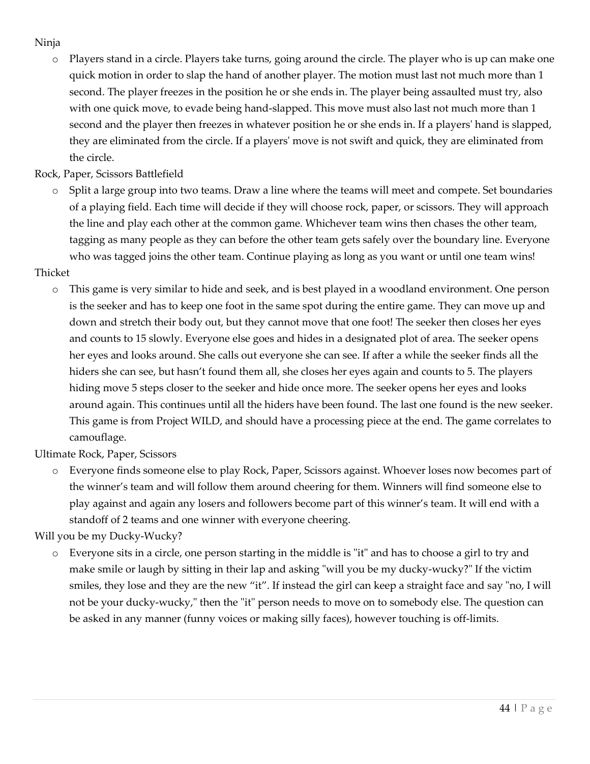Ninja

- Players stand in a circle. Players take turns, going around the circle. The player who is up can make one quick motion in order to slap the hand of another player. The motion must last not much more than 1 second. The player freezes in the position he or she ends in. The player being assaulted must try, also with one quick move, to evade being hand-slapped. This move must also last not much more than 1 second and the player then freezes in whatever position he or she ends in. If a players' hand is slapped, they are eliminated from the circle. If a players' move is not swift and quick, they are eliminated from the circle.

Rock, Paper, Scissors Battlefield

- Split a large group into two teams. Draw a line where the teams will meet and compete. Set boundaries of a playing field. Each time will decide if they will choose rock, paper, or scissors. They will approach the line and play each other at the common game. Whichever team wins then chases the other team, tagging as many people as they can before the other team gets safely over the boundary line. Everyone who was tagged joins the other team. Continue playing as long as you want or until one team wins!

Thicket

- This game is very similar to hide and seek, and is best played in a woodland environment. One person is the seeker and has to keep one foot in the same spot during the entire game. They can move up and down and stretch their body out, but they cannot move that one foot! The seeker then closes her eyes and counts to 15 slowly. Everyone else goes and hides in a designated plot of area. The seeker opens her eyes and looks around. She calls out everyone she can see. If after a while the seeker finds all the hiders she can see, but hasn't found them all, she closes her eyes again and counts to 5. The players hiding move 5 steps closer to the seeker and hide once more. The seeker opens her eyes and looks around again. This continues until all the hiders have been found. The last one found is the new seeker. This game is from Project WILD, and should have a processing piece at the end. The game correlates to camouflage.

Ultimate Rock, Paper, Scissors

- Everyone finds someone else to play Rock, Paper, Scissors against. Whoever loses now becomes part of the winner's team and will follow them around cheering for them. Winners will find someone else to play against and again any losers and followers become part of this winner's team. It will end with a standoff of 2 teams and one winner with everyone cheering.

Will you be my Ducky-Wucky?

- Everyone sits in a circle, one person starting in the middle is "it" and has to choose a girl to try and make smile or laugh by sitting in their lap and asking "will you be my ducky-wucky?" If the victim smiles, they lose and they are the new "it". If instead the girl can keep a straight face and say "no, I will not be your ducky-wucky," then the "it" person needs to move on to somebody else. The question can be asked in any manner (funny voices or making silly faces), however touching is off-limits.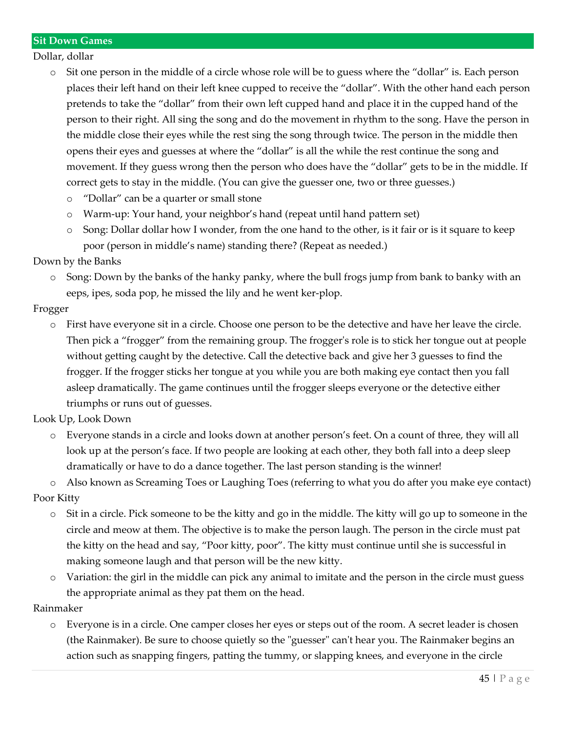## Sit Down Games

Dollar, dollar

- Sit one person in the middle of a circle whose role will be to guess where the "dollar" is. Each person places their left hand on their left knee cupped to receive the "dollar". With the other hand each person pretends to take the "dollar" from their own left cupped hand and place it in the cupped hand of the person to their right. All sing the song and do the movement in rhythm to the song. Have the person in the middle close their eyes while the rest sing the song through twice. The person in the middle then opens their eyes and guesses at where the "dollar" is all the while the rest continue the song and movement. If they guess wrong then the person who does have the "dollar" gets to be in the middle. If correct gets to stay in the middle. (You can give the guesser one, two or three guesses.)
    - "Dollar" can be a quarter or small stone
    - Warm-up: Your hand, your neighbor's hand (repeat until hand pattern set)
    - Song: Dollar dollar how I wonder, from the one hand to the other, is it fair or is it square to keep poor (person in middle's name) standing there? (Repeat as needed.)

Down by the Banks

- Song: Down by the banks of the hanky panky, where the bull frogs jump from bank to banky with an eeps, ipes, soda pop, he missed the lily and he went ker-plop.

Frogger

- First have everyone sit in a circle. Choose one person to be the detective and have her leave the circle. Then pick a "frogger" from the remaining group. The frogger's role is to stick her tongue out at people without getting caught by the detective. Call the detective back and give her 3 guesses to find the frogger. If the frogger sticks her tongue at you while you are both making eye contact then you fall asleep dramatically. The game continues until the frogger sleeps everyone or the detective either triumphs or runs out of guesses.

Look Up, Look Down

- Everyone stands in a circle and looks down at another person's feet. On a count of three, they will all look up at the person's face. If two people are looking at each other, they both fall into a deep sleep dramatically or have to do a dance together. The last person standing is the winner!
- Also known as Screaming Toes or Laughing Toes (referring to what you do after you make eye contact)

Poor Kitty

- Sit in a circle. Pick someone to be the kitty and go in the middle. The kitty will go up to someone in the circle and meow at them. The objective is to make the person laugh. The person in the circle must pat the kitty on the head and say, "Poor kitty, poor". The kitty must continue until she is successful in making someone laugh and that person will be the new kitty.
- Variation: the girl in the middle can pick any animal to imitate and the person in the circle must guess the appropriate animal as they pat them on the head.

Rainmaker

- Everyone is in a circle. One camper closes her eyes or steps out of the room. A secret leader is chosen (the Rainmaker). Be sure to choose quietly so the "guesser" can't hear you. The Rainmaker begins an action such as snapping fingers, patting the tummy, or slapping knees, and everyone in the circle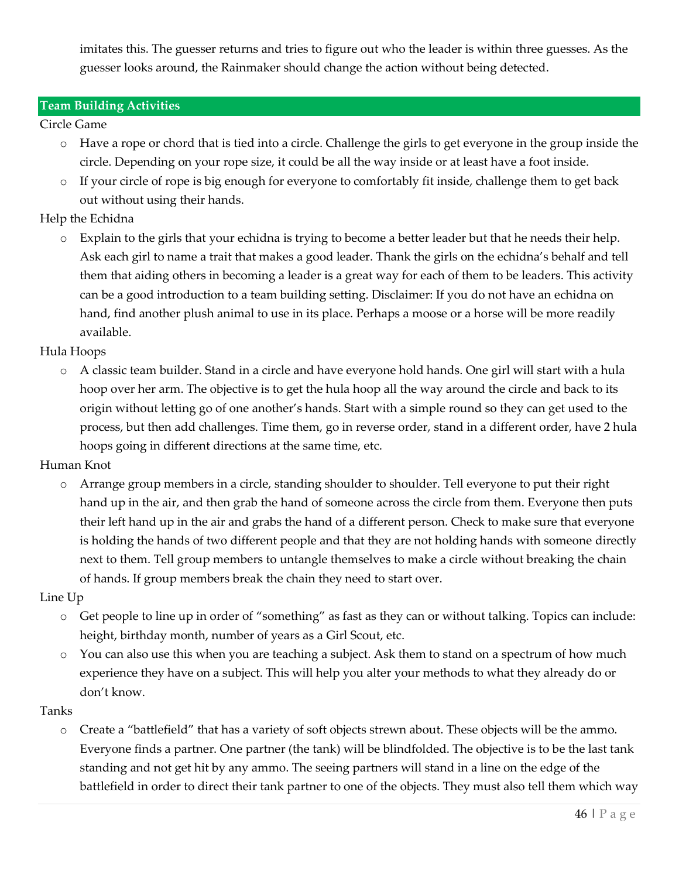imitates this. The guesser returns and tries to figure out who the leader is within three guesses. As the guesser looks around, the Rainmaker should change the action without being detected.

## Team Building Activities

Circle Game

- Have a rope or chord that is tied into a circle. Challenge the girls to get everyone in the group inside the circle. Depending on your rope size, it could be all the way inside or at least have a foot inside.
- If your circle of rope is big enough for everyone to comfortably fit inside, challenge them to get back out without using their hands.

Help the Echidna

- Explain to the girls that your echidna is trying to become a better leader but that he needs their help. Ask each girl to name a trait that makes a good leader. Thank the girls on the echidna's behalf and tell them that aiding others in becoming a leader is a great way for each of them to be leaders. This activity can be a good introduction to a team building setting. Disclaimer: If you do not have an echidna on hand, find another plush animal to use in its place. Perhaps a moose or a horse will be more readily available.

Hula Hoops

- A classic team builder. Stand in a circle and have everyone hold hands. One girl will start with a hula hoop over her arm. The objective is to get the hula hoop all the way around the circle and back to its origin without letting go of one another's hands. Start with a simple round so they can get used to the process, but then add challenges. Time them, go in reverse order, stand in a different order, have 2 hula hoops going in different directions at the same time, etc.

Human Knot

- Arrange group members in a circle, standing shoulder to shoulder. Tell everyone to put their right hand up in the air, and then grab the hand of someone across the circle from them. Everyone then puts their left hand up in the air and grabs the hand of a different person. Check to make sure that everyone is holding the hands of two different people and that they are not holding hands with someone directly next to them. Tell group members to untangle themselves to make a circle without breaking the chain of hands. If group members break the chain they need to start over.

Line Up

- Get people to line up in order of "something" as fast as they can or without talking. Topics can include: height, birthday month, number of years as a Girl Scout, etc.
- You can also use this when you are teaching a subject. Ask them to stand on a spectrum of how much experience they have on a subject. This will help you alter your methods to what they already do or don't know.

Tanks

- Create a "battlefield" that has a variety of soft objects strewn about. These objects will be the ammo. Everyone finds a partner. One partner (the tank) will be blindfolded. The objective is to be the last tank standing and not get hit by any ammo. The seeing partners will stand in a line on the edge of the battlefield in order to direct their tank partner to one of the objects. They must also tell them which way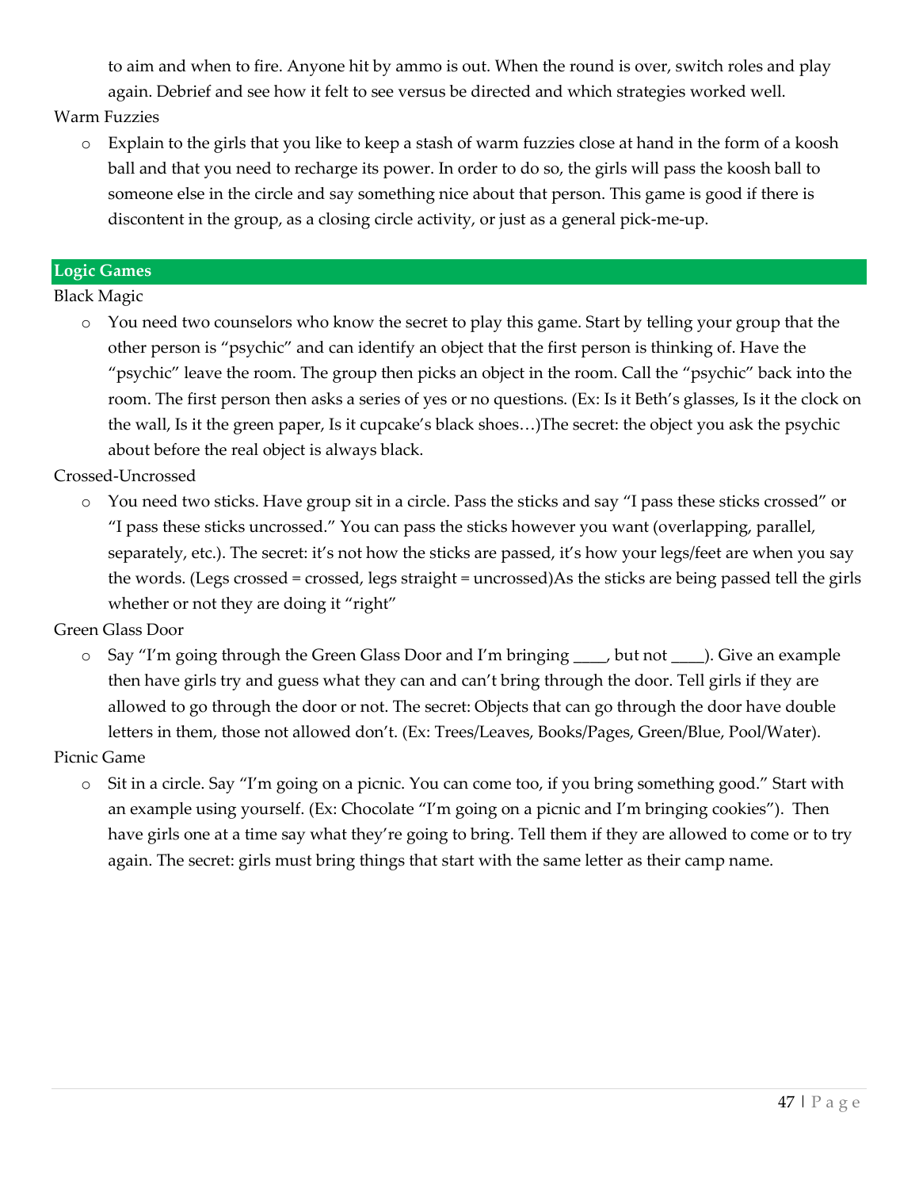to aim and when to fire. Anyone hit by ammo is out. When the round is over, switch roles and play again. Debrief and see how it felt to see versus be directed and which strategies worked well.

Warm Fuzzies

- Explain to the girls that you like to keep a stash of warm fuzzies close at hand in the form of a koosh ball and that you need to recharge its power. In order to do so, the girls will pass the koosh ball to someone else in the circle and say something nice about that person. This game is good if there is discontent in the group, as a closing circle activity, or just as a general pick-me-up.

## Logic Games

Black Magic

- You need two counselors who know the secret to play this game. Start by telling your group that the other person is "psychic" and can identify an object that the first person is thinking of. Have the "psychic" leave the room. The group then picks an object in the room. Call the "psychic" back into the room. The first person then asks a series of yes or no questions. (Ex: Is it Beth's glasses, Is it the clock on the wall, Is it the green paper, Is it cupcake's black shoes…)The secret: the object you ask the psychic about before the real object is always black.

Crossed-Uncrossed

- You need two sticks. Have group sit in a circle. Pass the sticks and say "I pass these sticks crossed" or "I pass these sticks uncrossed." You can pass the sticks however you want (overlapping, parallel, separately, etc.). The secret: it's not how the sticks are passed, it's how your legs/feet are when you say the words. (Legs crossed = crossed, legs straight = uncrossed)As the sticks are being passed tell the girls whether or not they are doing it "right"

Green Glass Door

- Say "I'm going through the Green Glass Door and I'm bringing ____, but not ____). Give an example then have girls try and guess what they can and can't bring through the door. Tell girls if they are allowed to go through the door or not. The secret: Objects that can go through the door have double letters in them, those not allowed don't. (Ex: Trees/Leaves, Books/Pages, Green/Blue, Pool/Water).

Picnic Game

- Sit in a circle. Say "I'm going on a picnic. You can come too, if you bring something good." Start with an example using yourself. (Ex: Chocolate "I'm going on a picnic and I'm bringing cookies"). Then have girls one at a time say what they're going to bring. Tell them if they are allowed to come or to try again. The secret: girls must bring things that start with the same letter as their camp name.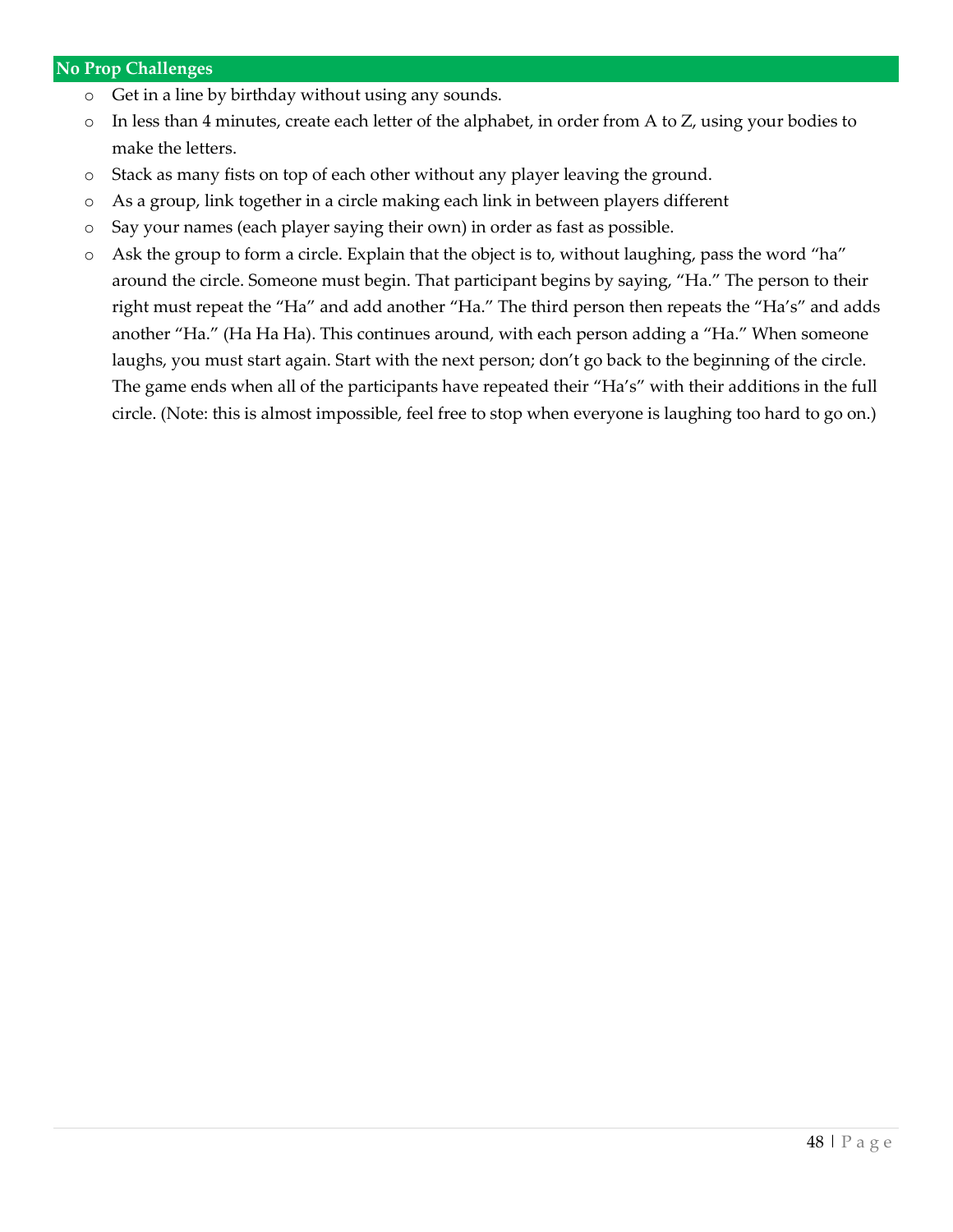## No Prop Challenges

- Get in a line by birthday without using any sounds.
- In less than 4 minutes, create each letter of the alphabet, in order from A to Z, using your bodies to make the letters.
- Stack as many fists on top of each other without any player leaving the ground.
- As a group, link together in a circle making each link in between players different
- Say your names (each player saying their own) in order as fast as possible.
- Ask the group to form a circle. Explain that the object is to, without laughing, pass the word "ha" around the circle. Someone must begin. That participant begins by saying, "Ha." The person to their right must repeat the "Ha" and add another "Ha." The third person then repeats the "Ha's" and adds another "Ha." (Ha Ha Ha). This continues around, with each person adding a "Ha." When someone laughs, you must start again. Start with the next person; don't go back to the beginning of the circle. The game ends when all of the participants have repeated their "Ha's" with their additions in the full circle. (Note: this is almost impossible, feel free to stop when everyone is laughing too hard to go on.)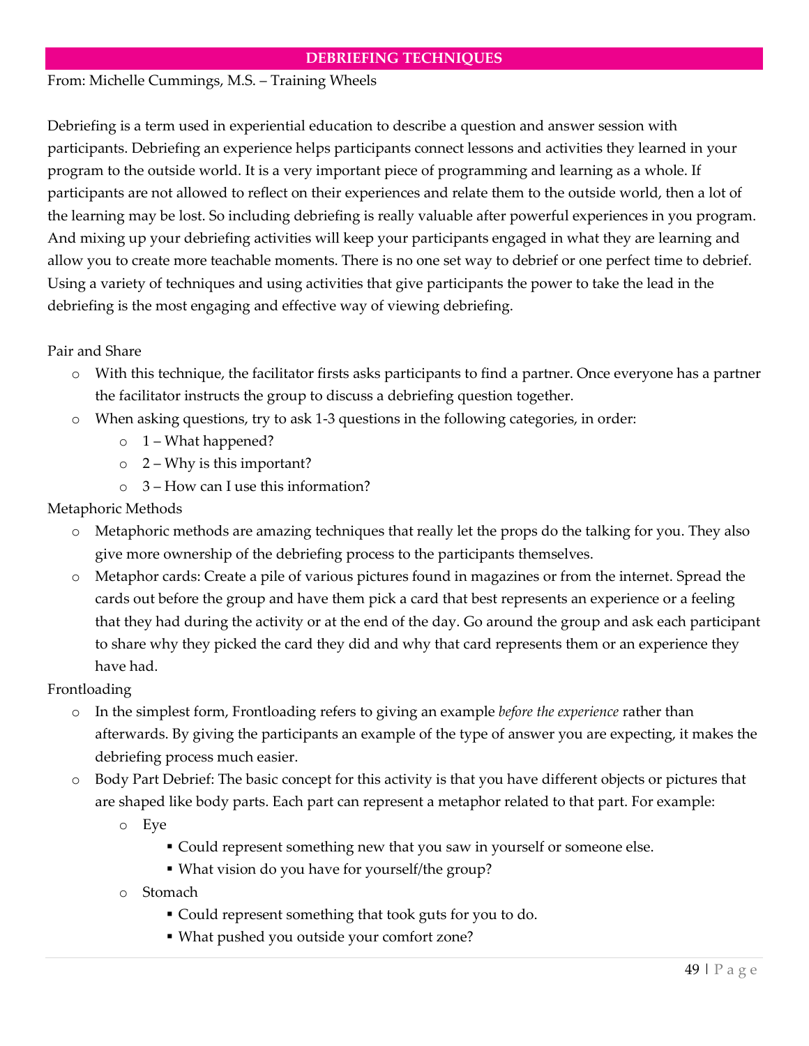## DEBRIEFING TECHNIQUES

From: Michelle Cummings, M.S. – Training Wheels

Debriefing is a term used in experiential education to describe a question and answer session with participants. Debriefing an experience helps participants connect lessons and activities they learned in your program to the outside world. It is a very important piece of programming and learning as a whole. If participants are not allowed to reflect on their experiences and relate them to the outside world, then a lot of the learning may be lost. So including debriefing is really valuable after powerful experiences in you program. And mixing up your debriefing activities will keep your participants engaged in what they are learning and allow you to create more teachable moments. There is no one set way to debrief or one perfect time to debrief. Using a variety of techniques and using activities that give participants the power to take the lead in the debriefing is the most engaging and effective way of viewing debriefing.

Pair and Share

- With this technique, the facilitator firsts asks participants to find a partner. Once everyone has a partner the facilitator instructs the group to discuss a debriefing question together.
- When asking questions, try to ask 1-3 questions in the following categories, in order:
  - 1 – What happened?
  - 2 – Why is this important?
  - 3 – How can I use this information?

Metaphoric Methods

- Metaphoric methods are amazing techniques that really let the props do the talking for you. They also give more ownership of the debriefing process to the participants themselves.
- Metaphor cards: Create a pile of various pictures found in magazines or from the internet. Spread the cards out before the group and have them pick a card that best represents an experience or a feeling that they had during the activity or at the end of the day. Go around the group and ask each participant to share why they picked the card they did and why that card represents them or an experience they have had.

Frontloading

- In the simplest form, Frontloading refers to giving an example *before the experience* rather than afterwards. By giving the participants an example of the type of answer you are expecting, it makes the debriefing process much easier.
- Body Part Debrief: The basic concept for this activity is that you have different objects or pictures that are shaped like body parts. Each part can represent a metaphor related to that part. For example:
  - Eye
    - Could represent something new that you saw in yourself or someone else.
    - What vision do you have for yourself/the group?
  - Stomach
    - Could represent something that took guts for you to do.
    - What pushed you outside your comfort zone?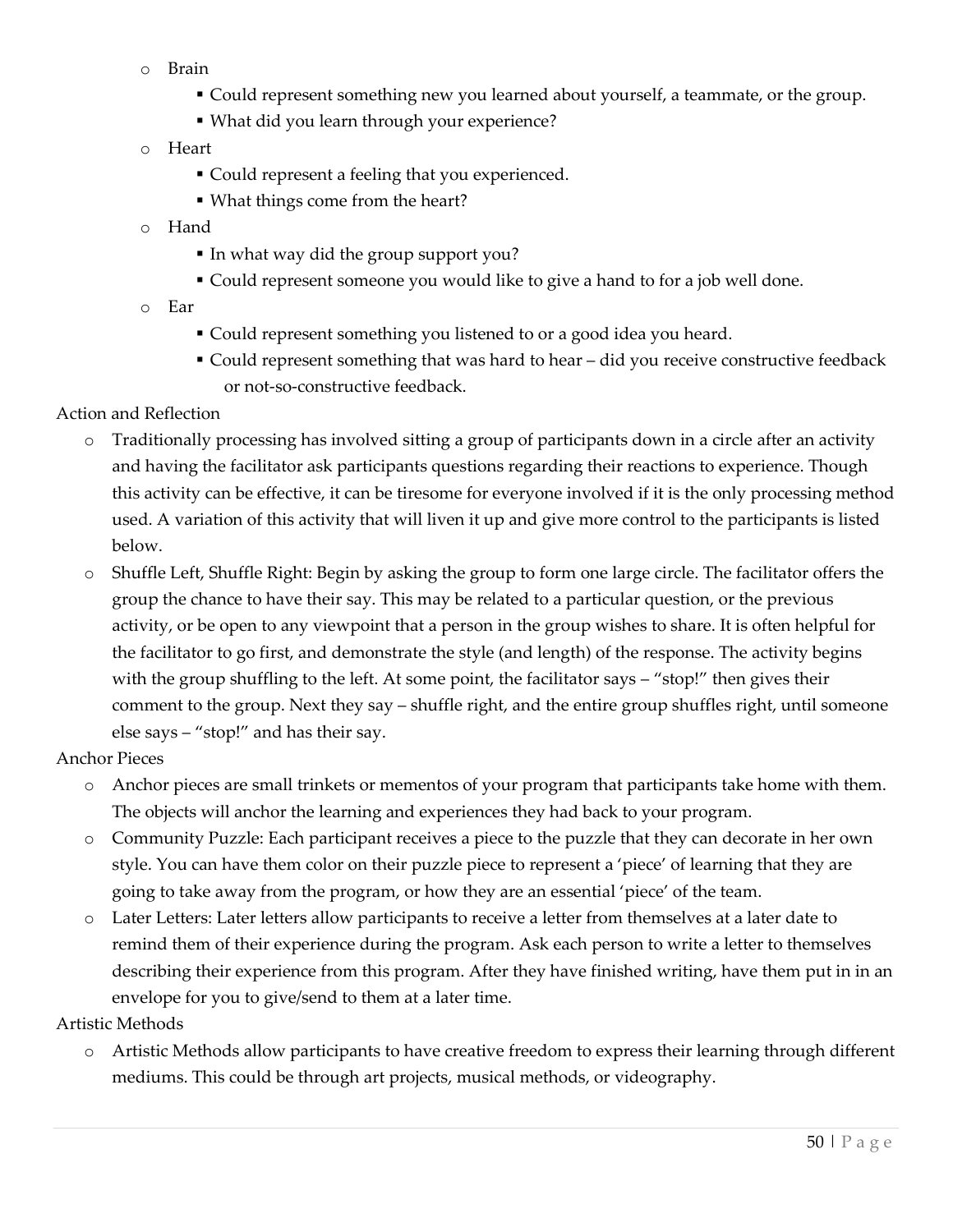- Brain
  - Could represent something new you learned about yourself, a teammate, or the group.
  - What did you learn through your experience?
- Heart
  - Could represent a feeling that you experienced.
  - What things come from the heart?
- Hand
  - In what way did the group support you?
  - Could represent someone you would like to give a hand to for a job well done.
- Ear
  - Could represent something you listened to or a good idea you heard.
  - Could represent something that was hard to hear – did you receive constructive feedback or not-so-constructive feedback.

Action and Reflection

- Traditionally processing has involved sitting a group of participants down in a circle after an activity and having the facilitator ask participants questions regarding their reactions to experience. Though this activity can be effective, it can be tiresome for everyone involved if it is the only processing method used. A variation of this activity that will liven it up and give more control to the participants is listed below.
- Shuffle Left, Shuffle Right: Begin by asking the group to form one large circle. The facilitator offers the group the chance to have their say. This may be related to a particular question, or the previous activity, or be open to any viewpoint that a person in the group wishes to share. It is often helpful for the facilitator to go first, and demonstrate the style (and length) of the response. The activity begins with the group shuffling to the left. At some point, the facilitator says – "stop!" then gives their comment to the group. Next they say – shuffle right, and the entire group shuffles right, until someone else says – "stop!" and has their say.

Anchor Pieces

- Anchor pieces are small trinkets or mementos of your program that participants take home with them. The objects will anchor the learning and experiences they had back to your program.
- Community Puzzle: Each participant receives a piece to the puzzle that they can decorate in her own style. You can have them color on their puzzle piece to represent a 'piece' of learning that they are going to take away from the program, or how they are an essential 'piece' of the team.
- Later Letters: Later letters allow participants to receive a letter from themselves at a later date to remind them of their experience during the program. Ask each person to write a letter to themselves describing their experience from this program. After they have finished writing, have them put in in an envelope for you to give/send to them at a later time.

Artistic Methods

- Artistic Methods allow participants to have creative freedom to express their learning through different mediums. This could be through art projects, musical methods, or videography.